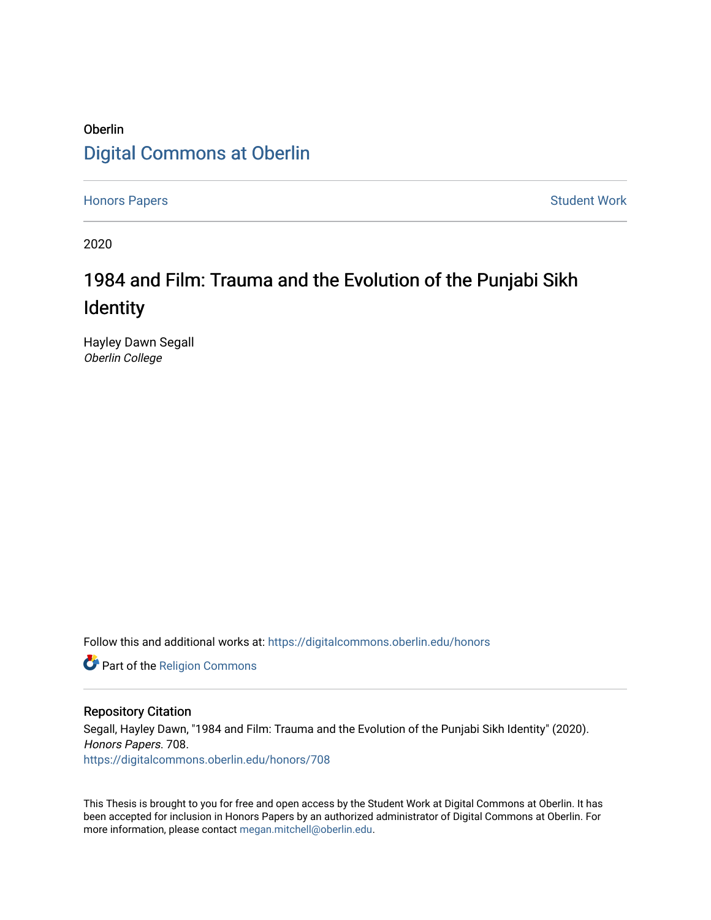Oberlin

# Digital Commons at Oberlin

Honors Papers | Student Work

2020

## 1984 and Film: Trauma and the Evolution of the Punjabi Sikh Identity

Hayley Dawn Segall
*Oberlin College*

Follow this and additional works at: https://digitalcommons.oberlin.edu/honors

Part of the Religion Commons

### Repository Citation

Segall, Hayley Dawn, "1984 and Film: Trauma and the Evolution of the Punjabi Sikh Identity" (2020). *Honors Papers*. 708.
https://digitalcommons.oberlin.edu/honors/708

This Thesis is brought to you for free and open access by the Student Work at Digital Commons at Oberlin. It has been accepted for inclusion in Honors Papers by an authorized administrator of Digital Commons at Oberlin. For more information, please contact megan.mitchell@oberlin.edu.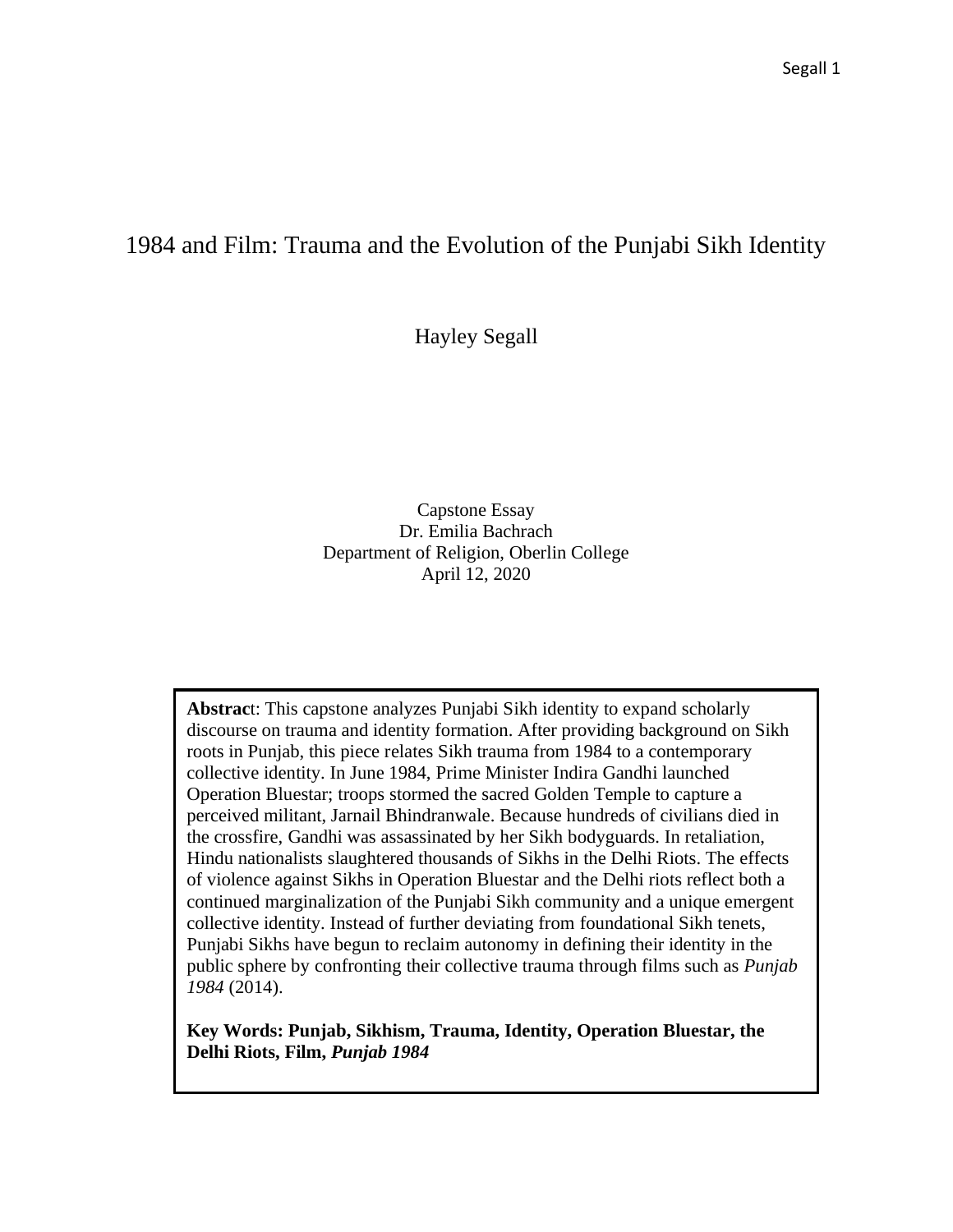# 1984 and Film: Trauma and the Evolution of the Punjabi Sikh Identity

Hayley Segall

Capstone Essay
Dr. Emilia Bachrach
Department of Religion, Oberlin College
April 12, 2020

**Abstract**: This capstone analyzes Punjabi Sikh identity to expand scholarly discourse on trauma and identity formation. After providing background on Sikh roots in Punjab, this piece relates Sikh trauma from 1984 to a contemporary collective identity. In June 1984, Prime Minister Indira Gandhi launched Operation Bluestar; troops stormed the sacred Golden Temple to capture a perceived militant, Jarnail Bhindranwale. Because hundreds of civilians died in the crossfire, Gandhi was assassinated by her Sikh bodyguards. In retaliation, Hindu nationalists slaughtered thousands of Sikhs in the Delhi Riots. The effects of violence against Sikhs in Operation Bluestar and the Delhi riots reflect both a continued marginalization of the Punjabi Sikh community and a unique emergent collective identity. Instead of further deviating from foundational Sikh tenets, Punjabi Sikhs have begun to reclaim autonomy in defining their identity in the public sphere by confronting their collective trauma through films such as *Punjab 1984* (2014).

**Key Words: Punjab, Sikhism, Trauma, Identity, Operation Bluestar, the Delhi Riots, Film, *Punjab 1984***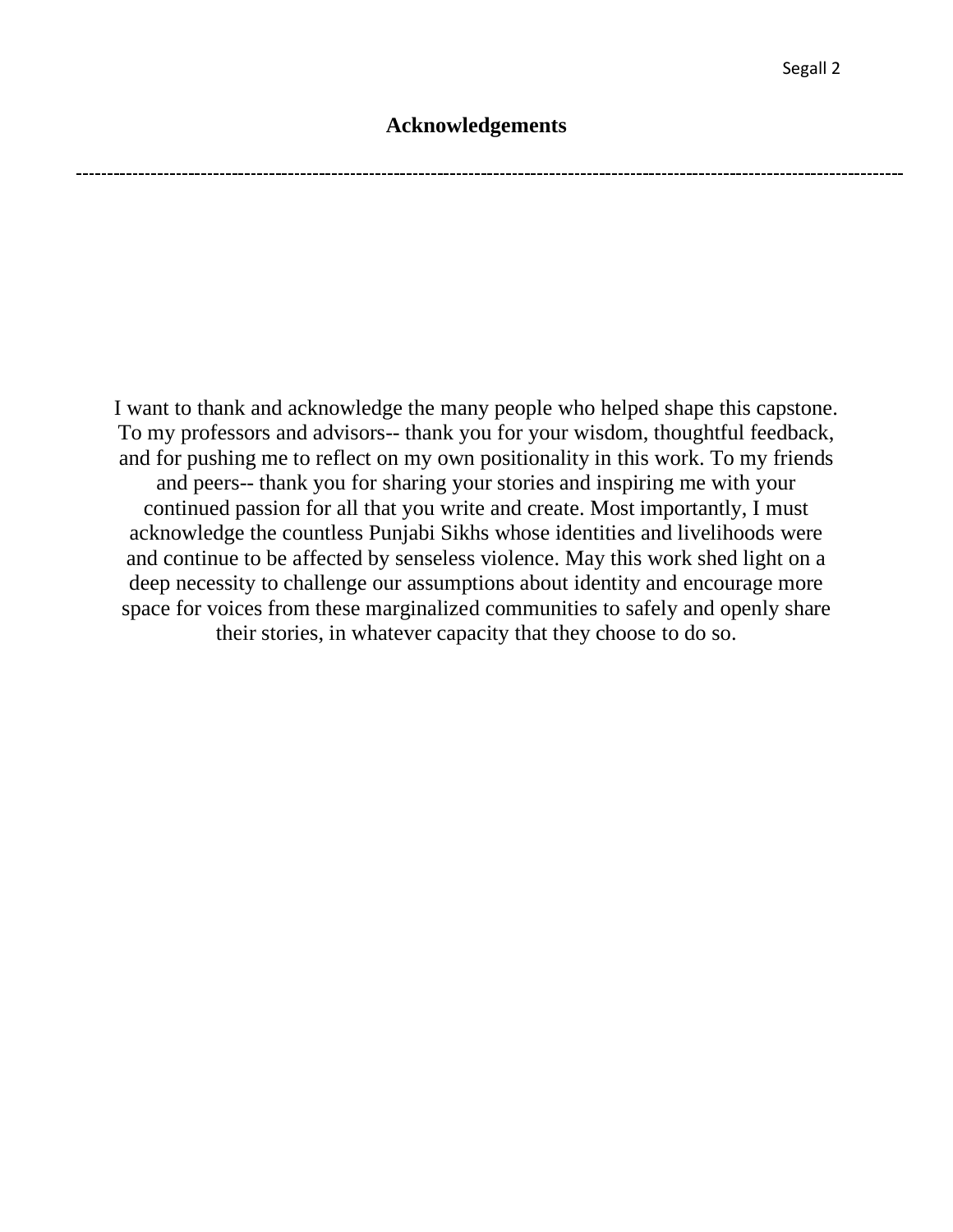## Acknowledgements

---

I want to thank and acknowledge the many people who helped shape this capstone. To my professors and advisors-- thank you for your wisdom, thoughtful feedback, and for pushing me to reflect on my own positionality in this work. To my friends and peers-- thank you for sharing your stories and inspiring me with your continued passion for all that you write and create. Most importantly, I must acknowledge the countless Punjabi Sikhs whose identities and livelihoods were and continue to be affected by senseless violence. May this work shed light on a deep necessity to challenge our assumptions about identity and encourage more space for voices from these marginalized communities to safely and openly share their stories, in whatever capacity that they choose to do so.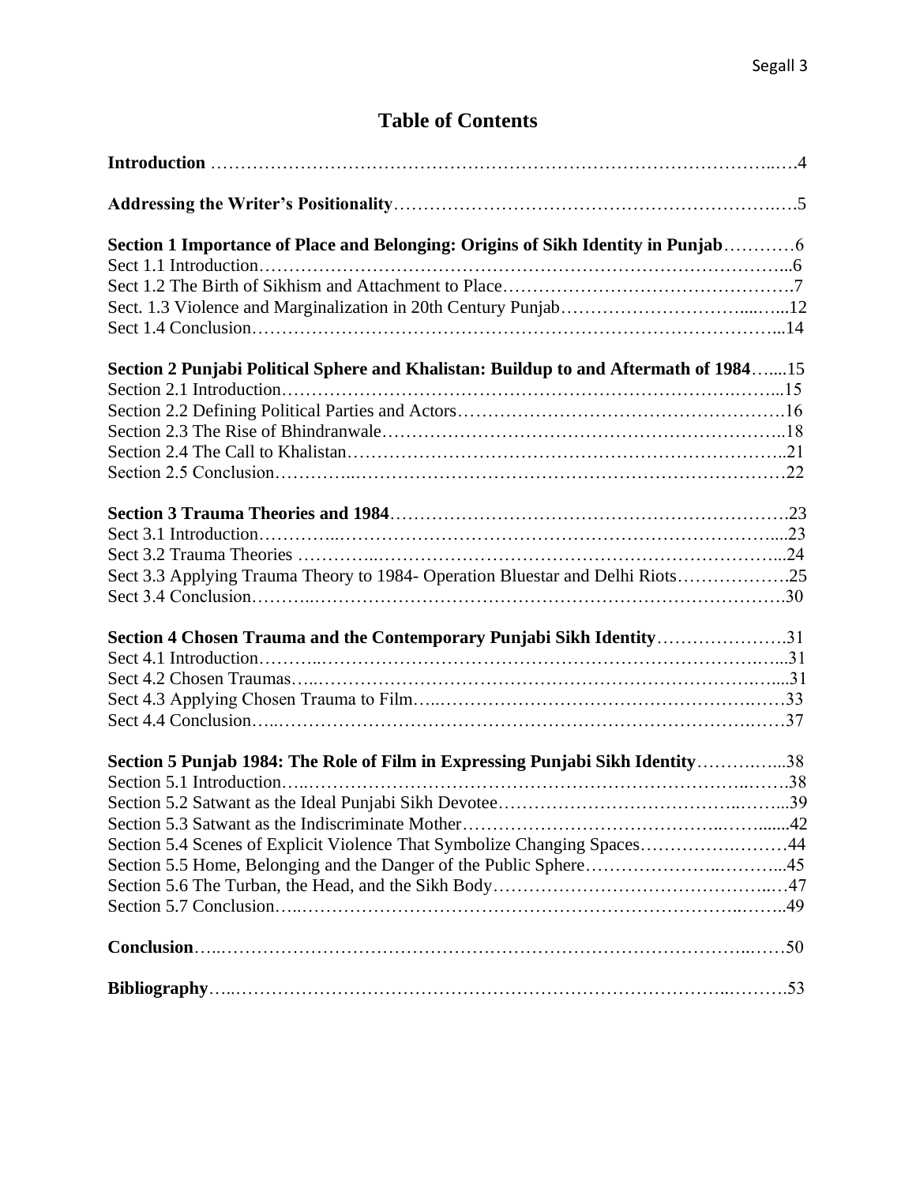# Table of Contents

**Introduction** ……………………………………………………………………………………4

**Addressing the Writer's Positionality**……………………………………………………………5

**Section 1 Importance of Place and Belonging: Origins of Sikh Identity in Punjab**…………6
Sect 1.1 Introduction……………………………………………………………………………..6
Sect 1.2 The Birth of Sikhism and Attachment to Place……………………………………….7
Sect. 1.3 Violence and Marginalization in 20th Century Punjab……………………………...12
Sect 1.4 Conclusion……………………………………………………………………………...14

**Section 2 Punjabi Political Sphere and Khalistan: Buildup to and Aftermath of 1984**…....15
Section 2.1 Introduction………………………………………………………………………...15
Section 2.2 Defining Political Parties and Actors……………………………………………….16
Section 2.3 The Rise of Bhindranwale…………………………………………………………..18
Section 2.4 The Call to Khalistan………………………………………………………………..21
Section 2.5 Conclusion……………………………………………………………………………22

**Section 3 Trauma Theories and 1984**…………………………………………………………23
Sect 3.1 Introduction……………………………………………………………………………...23
Sect 3.2 Trauma Theories ………………………………………………………………………...24
Sect 3.3 Applying Trauma Theory to 1984- Operation Bluestar and Delhi Riots……………….25
Sect 3.4 Conclusion………………………………………………………………………………30

**Section 4 Chosen Trauma and the Contemporary Punjabi Sikh Identity**………………….31
Sect 4.1 Introduction……………………………………………………………………………...31
Sect 4.2 Chosen Traumas……………………………………………………………………….....31
Sect 4.3 Applying Chosen Trauma to Film………………………………………………………33
Sect 4.4 Conclusion………………………………………………………………………………37

**Section 5 Punjab 1984: The Role of Film in Expressing Punjabi Sikh Identity**…………....38
Section 5.1 Introduction……………………………………………………………………………38
Section 5.2 Satwant as the Ideal Punjabi Sikh Devotee…………………………………………...39
Section 5.3 Satwant as the Indiscriminate Mother…………………………………………….......42
Section 5.4 Scenes of Explicit Violence That Symbolize Changing Spaces……………………...44
Section 5.5 Home, Belonging and the Danger of the Public Sphere………………………………45
Section 5.6 The Turban, the Head, and the Sikh Body…………………………………………….47
Section 5.7 Conclusion……………………………………………………………………………..49

**Conclusion**………………………………………………………………………………………50

**Bibliography**……………………………………………………………………………………53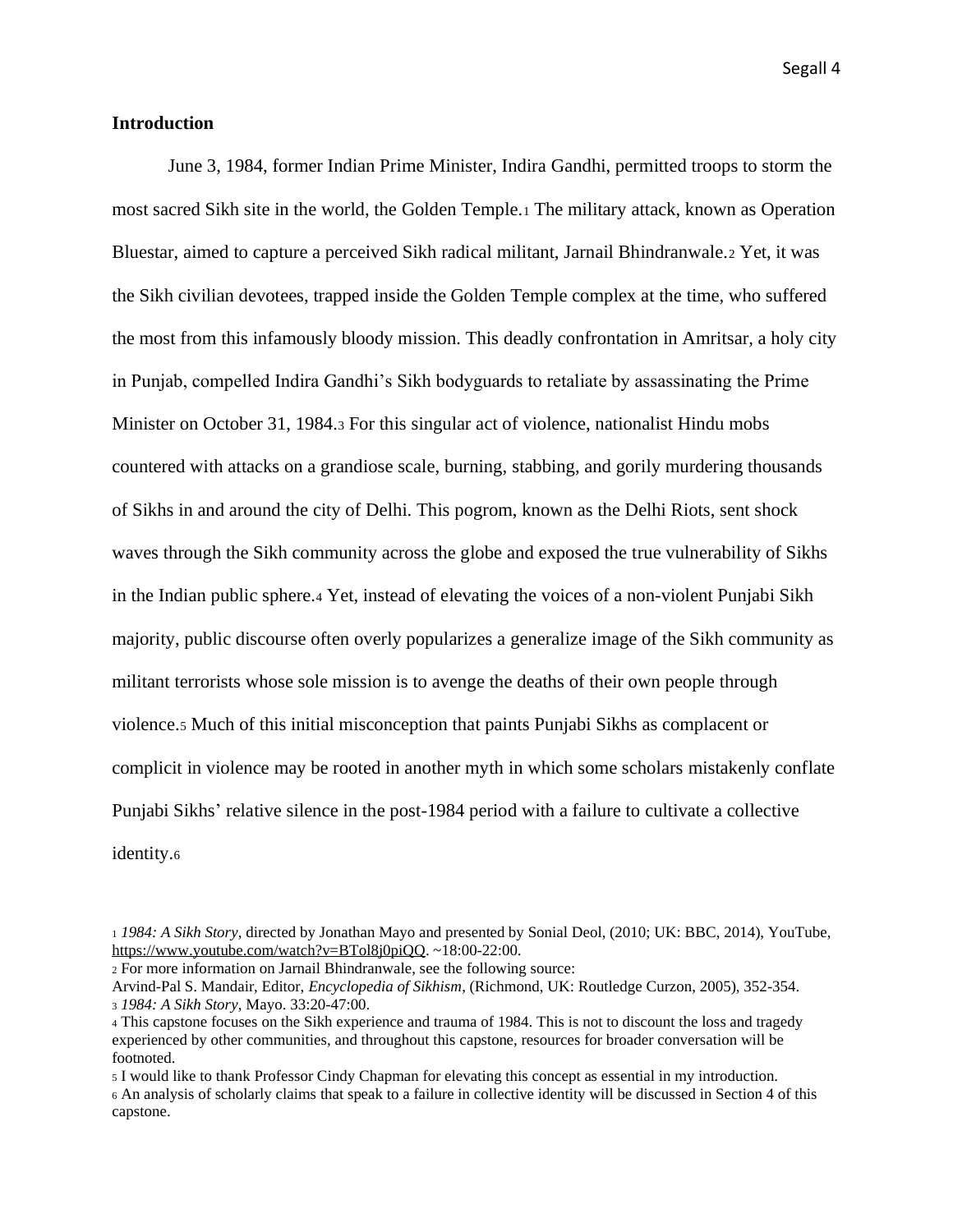### Introduction

June 3, 1984, former Indian Prime Minister, Indira Gandhi, permitted troops to storm the most sacred Sikh site in the world, the Golden Temple.[1] The military attack, known as Operation Bluestar, aimed to capture a perceived Sikh radical militant, Jarnail Bhindranwale.[2] Yet, it was the Sikh civilian devotees, trapped inside the Golden Temple complex at the time, who suffered the most from this infamously bloody mission. This deadly confrontation in Amritsar, a holy city in Punjab, compelled Indira Gandhi's Sikh bodyguards to retaliate by assassinating the Prime Minister on October 31, 1984.[3] For this singular act of violence, nationalist Hindu mobs countered with attacks on a grandiose scale, burning, stabbing, and gorily murdering thousands of Sikhs in and around the city of Delhi. This pogrom, known as the Delhi Riots, sent shock waves through the Sikh community across the globe and exposed the true vulnerability of Sikhs in the Indian public sphere.[4] Yet, instead of elevating the voices of a non-violent Punjabi Sikh majority, public discourse often overly popularizes a generalize image of the Sikh community as militant terrorists whose sole mission is to avenge the deaths of their own people through violence.[5] Much of this initial misconception that paints Punjabi Sikhs as complacent or complicit in violence may be rooted in another myth in which some scholars mistakenly conflate Punjabi Sikhs' relative silence in the post-1984 period with a failure to cultivate a collective identity.[6]

---

[1] *1984: A Sikh Story*, directed by Jonathan Mayo and presented by Sonial Deol, (2010; UK: BBC, 2014), YouTube, https://www.youtube.com/watch?v=BTol8j0piQQ. ~18:00-22:00.

[2] For more information on Jarnail Bhindranwale, see the following source:
Arvind-Pal S. Mandair, Editor, *Encyclopedia of Sikhism*, (Richmond, UK: Routledge Curzon, 2005), 352-354.

[3] *1984: A Sikh Story*, Mayo. 33:20-47:00.

[4] This capstone focuses on the Sikh experience and trauma of 1984. This is not to discount the loss and tragedy experienced by other communities, and throughout this capstone, resources for broader conversation will be footnoted.

[5] I would like to thank Professor Cindy Chapman for elevating this concept as essential in my introduction.

[6] An analysis of scholarly claims that speak to a failure in collective identity will be discussed in Section 4 of this capstone.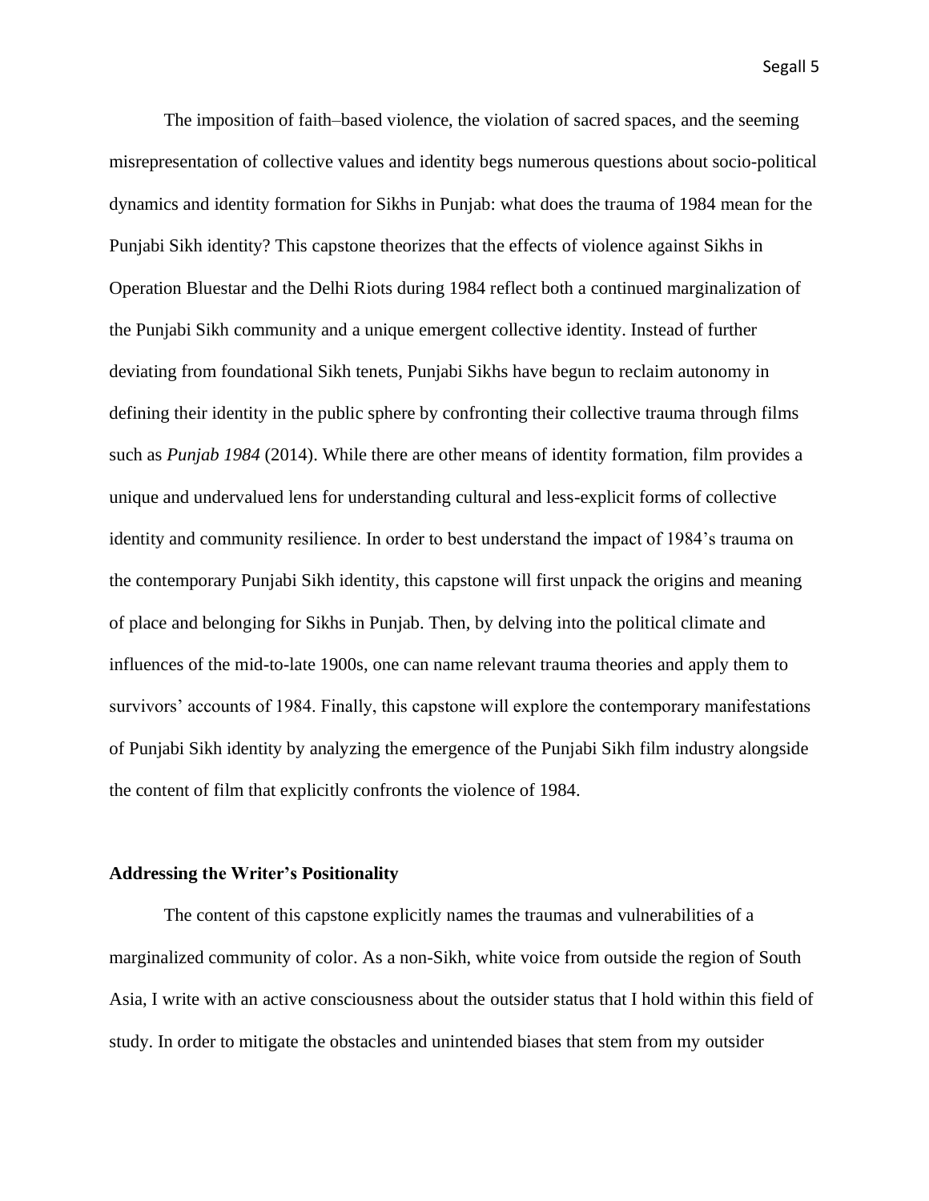The imposition of faith–based violence, the violation of sacred spaces, and the seeming misrepresentation of collective values and identity begs numerous questions about socio-political dynamics and identity formation for Sikhs in Punjab: what does the trauma of 1984 mean for the Punjabi Sikh identity? This capstone theorizes that the effects of violence against Sikhs in Operation Bluestar and the Delhi Riots during 1984 reflect both a continued marginalization of the Punjabi Sikh community and a unique emergent collective identity. Instead of further deviating from foundational Sikh tenets, Punjabi Sikhs have begun to reclaim autonomy in defining their identity in the public sphere by confronting their collective trauma through films such as *Punjab 1984* (2014). While there are other means of identity formation, film provides a unique and undervalued lens for understanding cultural and less-explicit forms of collective identity and community resilience. In order to best understand the impact of 1984's trauma on the contemporary Punjabi Sikh identity, this capstone will first unpack the origins and meaning of place and belonging for Sikhs in Punjab. Then, by delving into the political climate and influences of the mid-to-late 1900s, one can name relevant trauma theories and apply them to survivors' accounts of 1984. Finally, this capstone will explore the contemporary manifestations of Punjabi Sikh identity by analyzing the emergence of the Punjabi Sikh film industry alongside the content of film that explicitly confronts the violence of 1984.

**Addressing the Writer's Positionality**

The content of this capstone explicitly names the traumas and vulnerabilities of a marginalized community of color. As a non-Sikh, white voice from outside the region of South Asia, I write with an active consciousness about the outsider status that I hold within this field of study. In order to mitigate the obstacles and unintended biases that stem from my outsider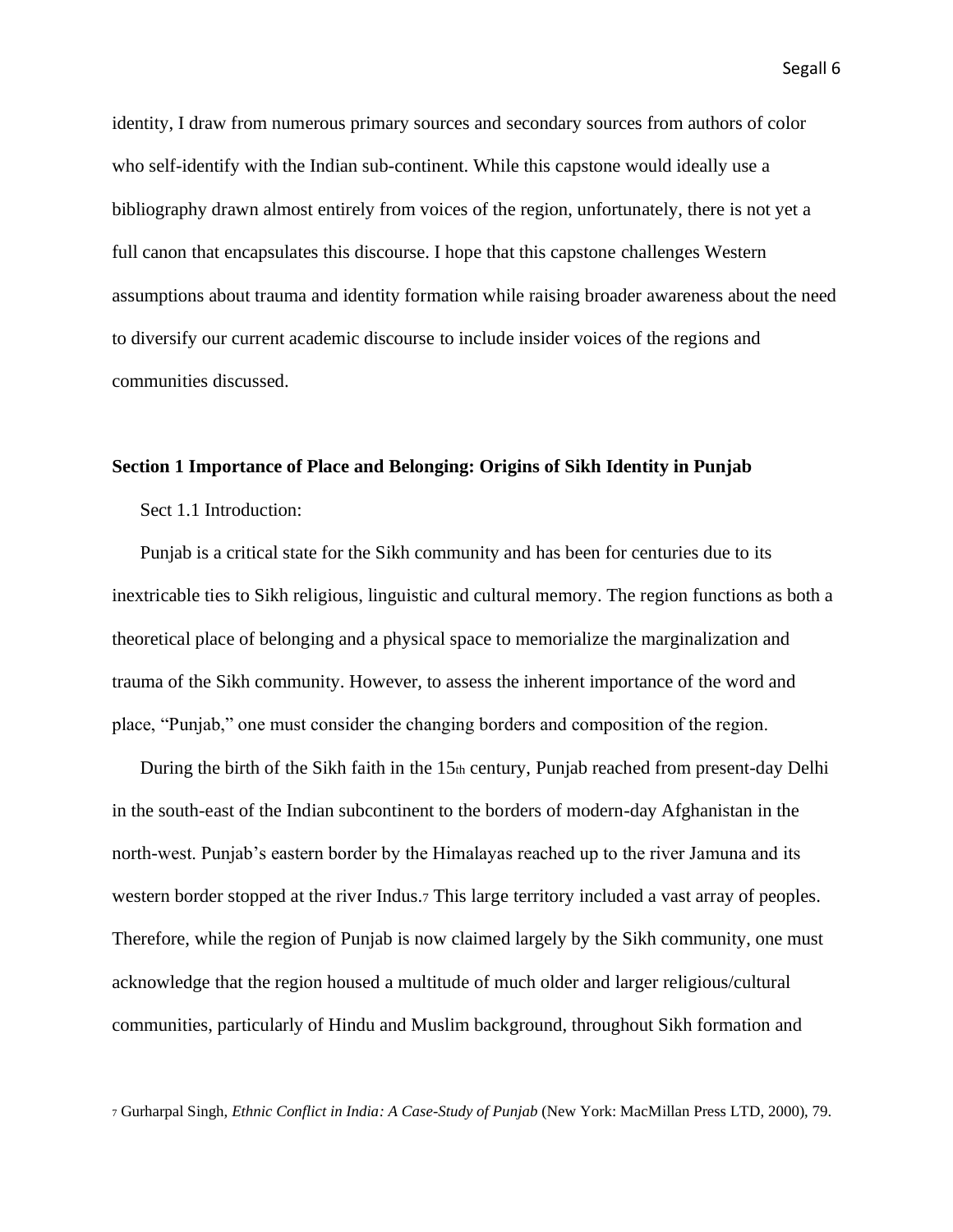identity, I draw from numerous primary sources and secondary sources from authors of color who self-identify with the Indian sub-continent. While this capstone would ideally use a bibliography drawn almost entirely from voices of the region, unfortunately, there is not yet a full canon that encapsulates this discourse. I hope that this capstone challenges Western assumptions about trauma and identity formation while raising broader awareness about the need to diversify our current academic discourse to include insider voices of the regions and communities discussed.

## Section 1 Importance of Place and Belonging: Origins of Sikh Identity in Punjab

### Sect 1.1 Introduction:

Punjab is a critical state for the Sikh community and has been for centuries due to its inextricable ties to Sikh religious, linguistic and cultural memory. The region functions as both a theoretical place of belonging and a physical space to memorialize the marginalization and trauma of the Sikh community. However, to assess the inherent importance of the word and place, "Punjab," one must consider the changing borders and composition of the region.

During the birth of the Sikh faith in the 15th century, Punjab reached from present-day Delhi in the south-east of the Indian subcontinent to the borders of modern-day Afghanistan in the north-west. Punjab's eastern border by the Himalayas reached up to the river Jamuna and its western border stopped at the river Indus.[7] This large territory included a vast array of peoples. Therefore, while the region of Punjab is now claimed largely by the Sikh community, one must acknowledge that the region housed a multitude of much older and larger religious/cultural communities, particularly of Hindu and Muslim background, throughout Sikh formation and

[7] Gurharpal Singh, *Ethnic Conflict in India: A Case-Study of Punjab* (New York: MacMillan Press LTD, 2000), 79.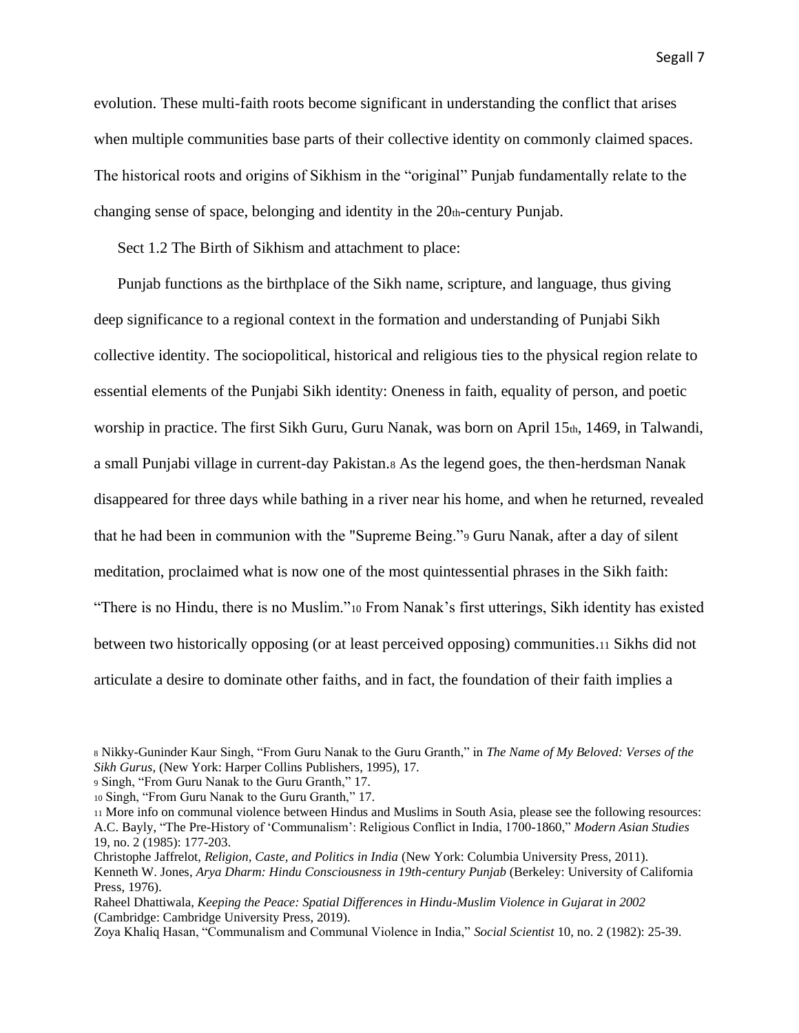evolution. These multi-faith roots become significant in understanding the conflict that arises when multiple communities base parts of their collective identity on commonly claimed spaces. The historical roots and origins of Sikhism in the "original" Punjab fundamentally relate to the changing sense of space, belonging and identity in the 20th-century Punjab.

Sect 1.2 The Birth of Sikhism and attachment to place:

Punjab functions as the birthplace of the Sikh name, scripture, and language, thus giving deep significance to a regional context in the formation and understanding of Punjabi Sikh collective identity. The sociopolitical, historical and religious ties to the physical region relate to essential elements of the Punjabi Sikh identity: Oneness in faith, equality of person, and poetic worship in practice. The first Sikh Guru, Guru Nanak, was born on April 15th, 1469, in Talwandi, a small Punjabi village in current-day Pakistan.[8] As the legend goes, the then-herdsman Nanak disappeared for three days while bathing in a river near his home, and when he returned, revealed that he had been in communion with the "Supreme Being."[9] Guru Nanak, after a day of silent meditation, proclaimed what is now one of the most quintessential phrases in the Sikh faith: "There is no Hindu, there is no Muslim."[10] From Nanak's first utterings, Sikh identity has existed between two historically opposing (or at least perceived opposing) communities.[11] Sikhs did not articulate a desire to dominate other faiths, and in fact, the foundation of their faith implies a

[8] Nikky-Guninder Kaur Singh, "From Guru Nanak to the Guru Granth," in *The Name of My Beloved: Verses of the Sikh Gurus,* (New York: Harper Collins Publishers, 1995), 17.

[9] Singh, "From Guru Nanak to the Guru Granth," 17.

[10] Singh, "From Guru Nanak to the Guru Granth," 17.

[11] More info on communal violence between Hindus and Muslims in South Asia, please see the following resources:
A.C. Bayly, "The Pre-History of 'Communalism': Religious Conflict in India, 1700-1860," *Modern Asian Studies* 19, no. 2 (1985): 177-203.
Christophe Jaffrelot, *Religion, Caste, and Politics in India* (New York: Columbia University Press, 2011).
Kenneth W. Jones, *Arya Dharm: Hindu Consciousness in 19th-century Punjab* (Berkeley: University of California Press, 1976).
Raheel Dhattiwala, *Keeping the Peace: Spatial Differences in Hindu-Muslim Violence in Gujarat in 2002* (Cambridge: Cambridge University Press, 2019).
Zoya Khaliq Hasan, "Communalism and Communal Violence in India," *Social Scientist* 10, no. 2 (1982): 25-39.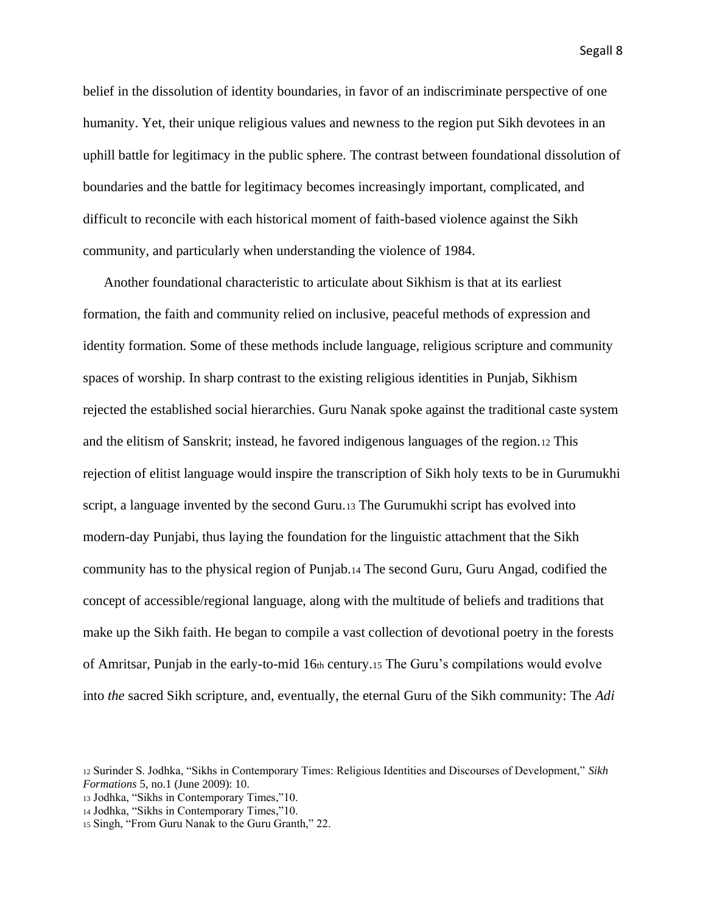belief in the dissolution of identity boundaries, in favor of an indiscriminate perspective of one humanity. Yet, their unique religious values and newness to the region put Sikh devotees in an uphill battle for legitimacy in the public sphere. The contrast between foundational dissolution of boundaries and the battle for legitimacy becomes increasingly important, complicated, and difficult to reconcile with each historical moment of faith-based violence against the Sikh community, and particularly when understanding the violence of 1984.

Another foundational characteristic to articulate about Sikhism is that at its earliest formation, the faith and community relied on inclusive, peaceful methods of expression and identity formation. Some of these methods include language, religious scripture and community spaces of worship. In sharp contrast to the existing religious identities in Punjab, Sikhism rejected the established social hierarchies. Guru Nanak spoke against the traditional caste system and the elitism of Sanskrit; instead, he favored indigenous languages of the region.[12] This rejection of elitist language would inspire the transcription of Sikh holy texts to be in Gurumukhi script, a language invented by the second Guru.[13] The Gurumukhi script has evolved into modern-day Punjabi, thus laying the foundation for the linguistic attachment that the Sikh community has to the physical region of Punjab.[14] The second Guru, Guru Angad, codified the concept of accessible/regional language, along with the multitude of beliefs and traditions that make up the Sikh faith. He began to compile a vast collection of devotional poetry in the forests of Amritsar, Punjab in the early-to-mid 16th century.[15] The Guru's compilations would evolve into *the* sacred Sikh scripture, and, eventually, the eternal Guru of the Sikh community: The *Adi*

[12] Surinder S. Jodhka, "Sikhs in Contemporary Times: Religious Identities and Discourses of Development," *Sikh Formations* 5, no.1 (June 2009): 10.
[13] Jodhka, "Sikhs in Contemporary Times,"10.
[14] Jodhka, "Sikhs in Contemporary Times,"10.
[15] Singh, "From Guru Nanak to the Guru Granth," 22.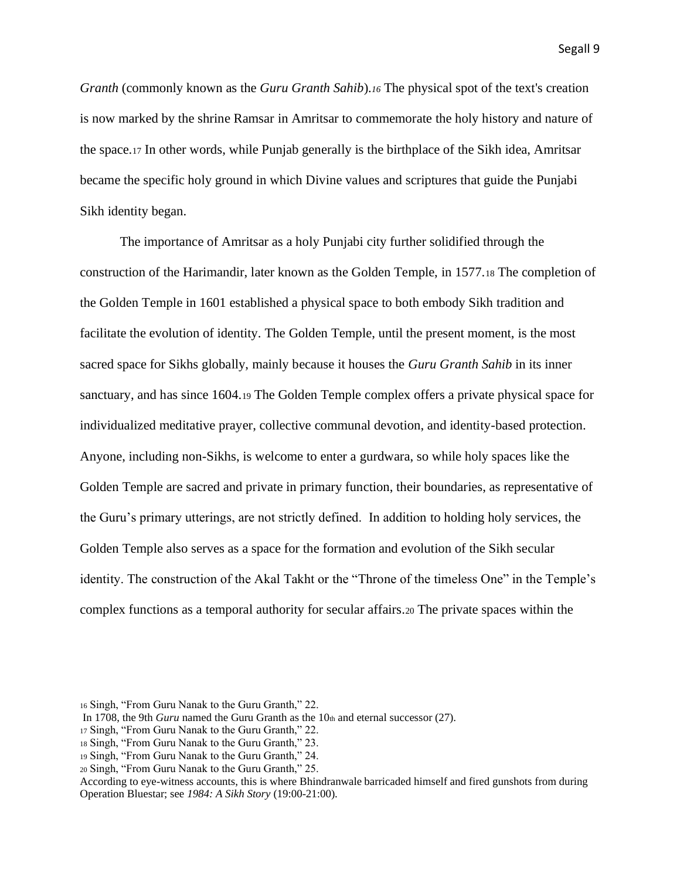*Granth* (commonly known as the *Guru Granth Sahib*).[16] The physical spot of the text's creation is now marked by the shrine Ramsar in Amritsar to commemorate the holy history and nature of the space.[17] In other words, while Punjab generally is the birthplace of the Sikh idea, Amritsar became the specific holy ground in which Divine values and scriptures that guide the Punjabi Sikh identity began.

The importance of Amritsar as a holy Punjabi city further solidified through the construction of the Harimandir, later known as the Golden Temple, in 1577.[18] The completion of the Golden Temple in 1601 established a physical space to both embody Sikh tradition and facilitate the evolution of identity. The Golden Temple, until the present moment, is the most sacred space for Sikhs globally, mainly because it houses the *Guru Granth Sahib* in its inner sanctuary, and has since 1604.[19] The Golden Temple complex offers a private physical space for individualized meditative prayer, collective communal devotion, and identity-based protection. Anyone, including non-Sikhs, is welcome to enter a gurdwara, so while holy spaces like the Golden Temple are sacred and private in primary function, their boundaries, as representative of the Guru's primary utterings, are not strictly defined. In addition to holding holy services, the Golden Temple also serves as a space for the formation and evolution of the Sikh secular identity. The construction of the Akal Takht or the "Throne of the timeless One" in the Temple's complex functions as a temporal authority for secular affairs.[20] The private spaces within the

---

[16] Singh, "From Guru Nanak to the Guru Granth," 22.
In 1708, the 9th *Guru* named the Guru Granth as the 10th and eternal successor (27).

[17] Singh, "From Guru Nanak to the Guru Granth," 22.

[18] Singh, "From Guru Nanak to the Guru Granth," 23.

[19] Singh, "From Guru Nanak to the Guru Granth," 24.

[20] Singh, "From Guru Nanak to the Guru Granth," 25.
According to eye-witness accounts, this is where Bhindranwale barricaded himself and fired gunshots from during Operation Bluestar; see *1984: A Sikh Story* (19:00-21:00).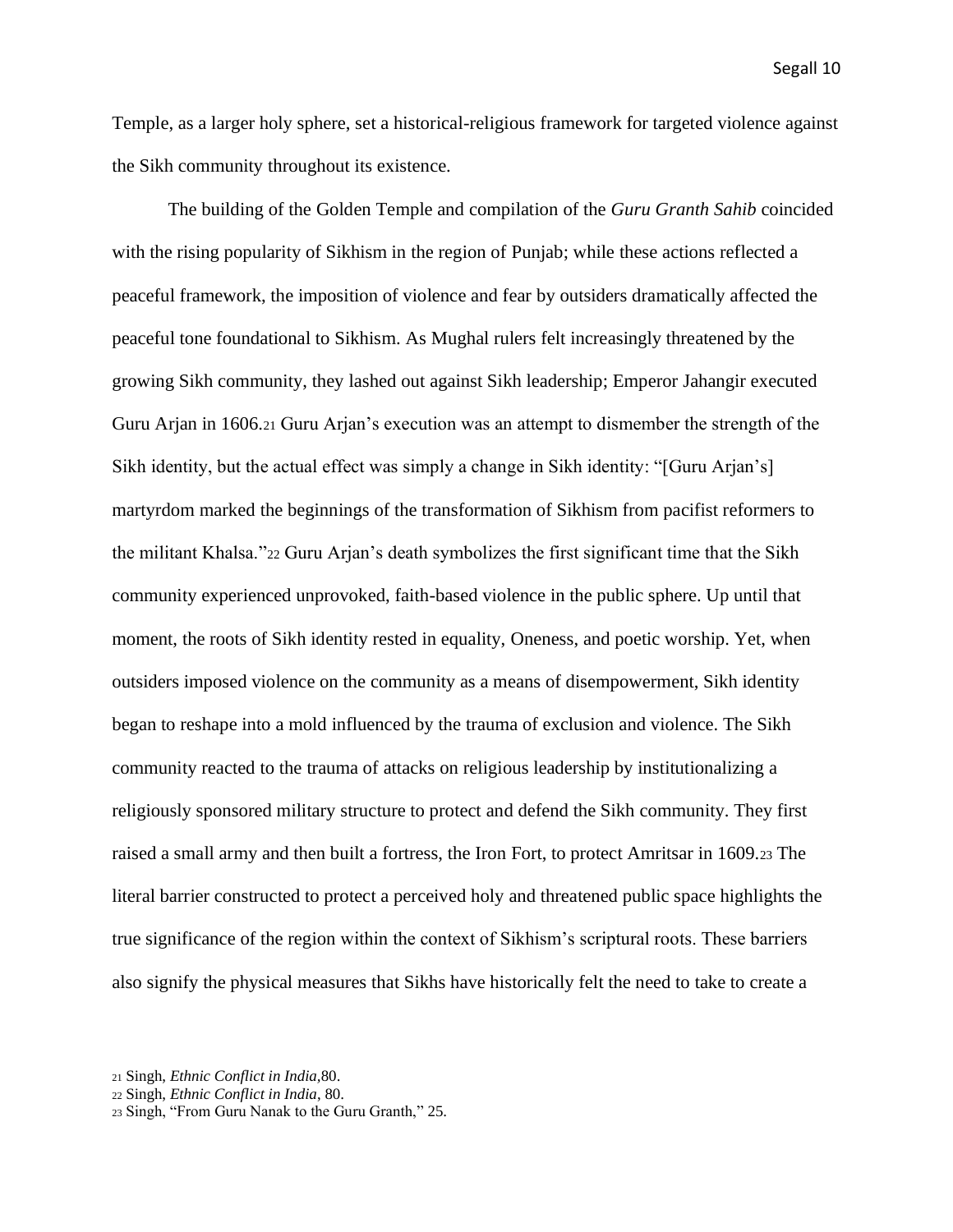Temple, as a larger holy sphere, set a historical-religious framework for targeted violence against the Sikh community throughout its existence.

The building of the Golden Temple and compilation of the *Guru Granth Sahib* coincided with the rising popularity of Sikhism in the region of Punjab; while these actions reflected a peaceful framework, the imposition of violence and fear by outsiders dramatically affected the peaceful tone foundational to Sikhism. As Mughal rulers felt increasingly threatened by the growing Sikh community, they lashed out against Sikh leadership; Emperor Jahangir executed Guru Arjan in 1606.[21] Guru Arjan's execution was an attempt to dismember the strength of the Sikh identity, but the actual effect was simply a change in Sikh identity: "[Guru Arjan's] martyrdom marked the beginnings of the transformation of Sikhism from pacifist reformers to the militant Khalsa."[22] Guru Arjan's death symbolizes the first significant time that the Sikh community experienced unprovoked, faith-based violence in the public sphere. Up until that moment, the roots of Sikh identity rested in equality, Oneness, and poetic worship. Yet, when outsiders imposed violence on the community as a means of disempowerment, Sikh identity began to reshape into a mold influenced by the trauma of exclusion and violence. The Sikh community reacted to the trauma of attacks on religious leadership by institutionalizing a religiously sponsored military structure to protect and defend the Sikh community. They first raised a small army and then built a fortress, the Iron Fort, to protect Amritsar in 1609.[23] The literal barrier constructed to protect a perceived holy and threatened public space highlights the true significance of the region within the context of Sikhism's scriptural roots. These barriers also signify the physical measures that Sikhs have historically felt the need to take to create a

[21] Singh, *Ethnic Conflict in India,*80.

[22] Singh, *Ethnic Conflict in India*, 80.

[23] Singh, "From Guru Nanak to the Guru Granth," 25.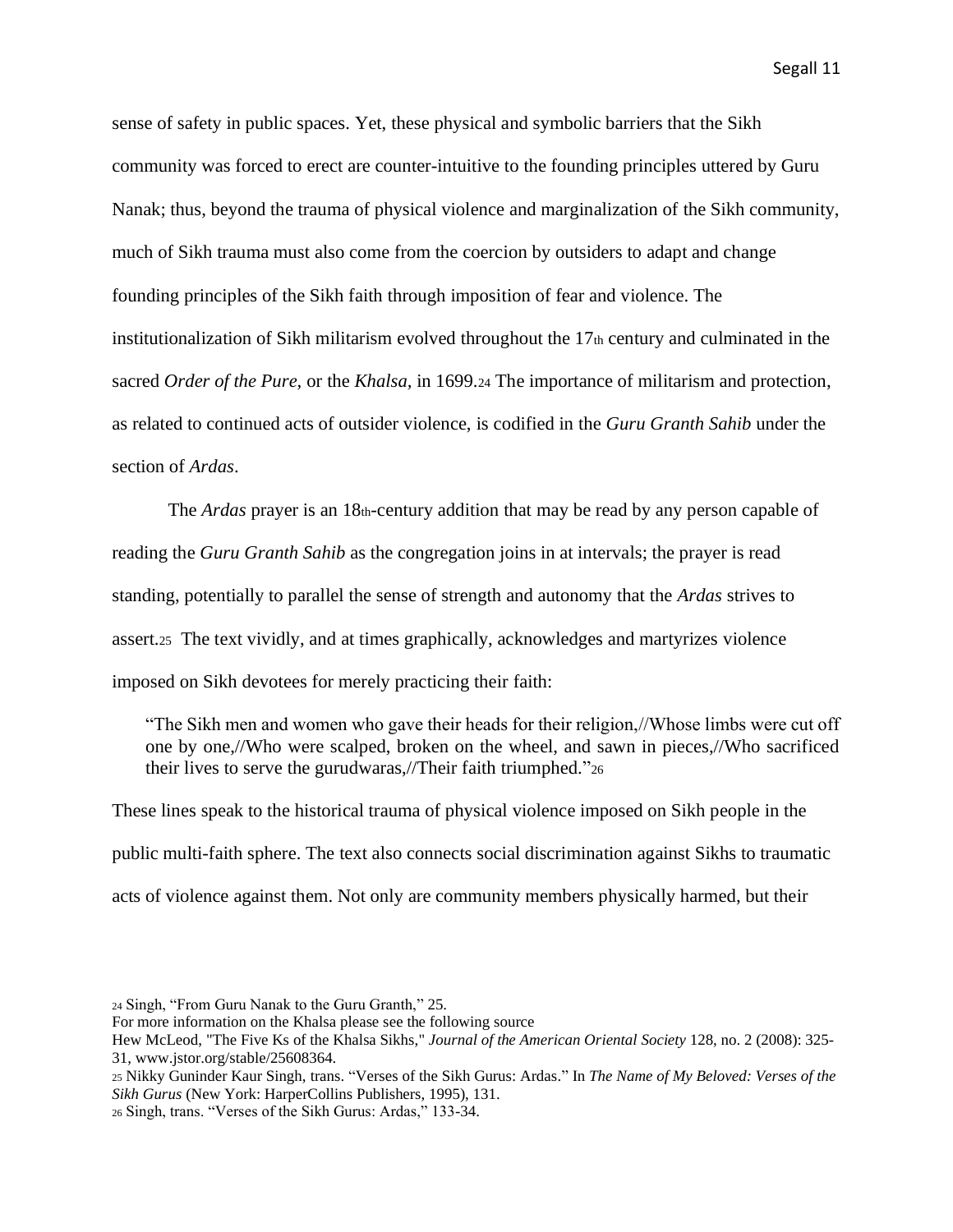sense of safety in public spaces. Yet, these physical and symbolic barriers that the Sikh community was forced to erect are counter-intuitive to the founding principles uttered by Guru Nanak; thus, beyond the trauma of physical violence and marginalization of the Sikh community, much of Sikh trauma must also come from the coercion by outsiders to adapt and change founding principles of the Sikh faith through imposition of fear and violence. The institutionalization of Sikh militarism evolved throughout the 17th century and culminated in the sacred *Order of the Pure,* or the *Khalsa,* in 1699.[24] The importance of militarism and protection, as related to continued acts of outsider violence, is codified in the *Guru Granth Sahib* under the section of *Ardas*.

The *Ardas* prayer is an 18th-century addition that may be read by any person capable of reading the *Guru Granth Sahib* as the congregation joins in at intervals; the prayer is read standing, potentially to parallel the sense of strength and autonomy that the *Ardas* strives to assert.[25] The text vividly, and at times graphically, acknowledges and martyrizes violence imposed on Sikh devotees for merely practicing their faith:

> "The Sikh men and women who gave their heads for their religion,//Whose limbs were cut off one by one,//Who were scalped, broken on the wheel, and sawn in pieces,//Who sacrificed their lives to serve the gurudwaras,//Their faith triumphed."[26]

These lines speak to the historical trauma of physical violence imposed on Sikh people in the public multi-faith sphere. The text also connects social discrimination against Sikhs to traumatic acts of violence against them. Not only are community members physically harmed, but their

---

[24] Singh, "From Guru Nanak to the Guru Granth," 25.
For more information on the Khalsa please see the following source
Hew McLeod, "The Five Ks of the Khalsa Sikhs," *Journal of the American Oriental Society* 128, no. 2 (2008): 325-31, www.jstor.org/stable/25608364.

[25] Nikky Guninder Kaur Singh, trans. "Verses of the Sikh Gurus: Ardas." In *The Name of My Beloved: Verses of the Sikh Gurus* (New York: HarperCollins Publishers, 1995), 131.

[26] Singh, trans. "Verses of the Sikh Gurus: Ardas," 133-34.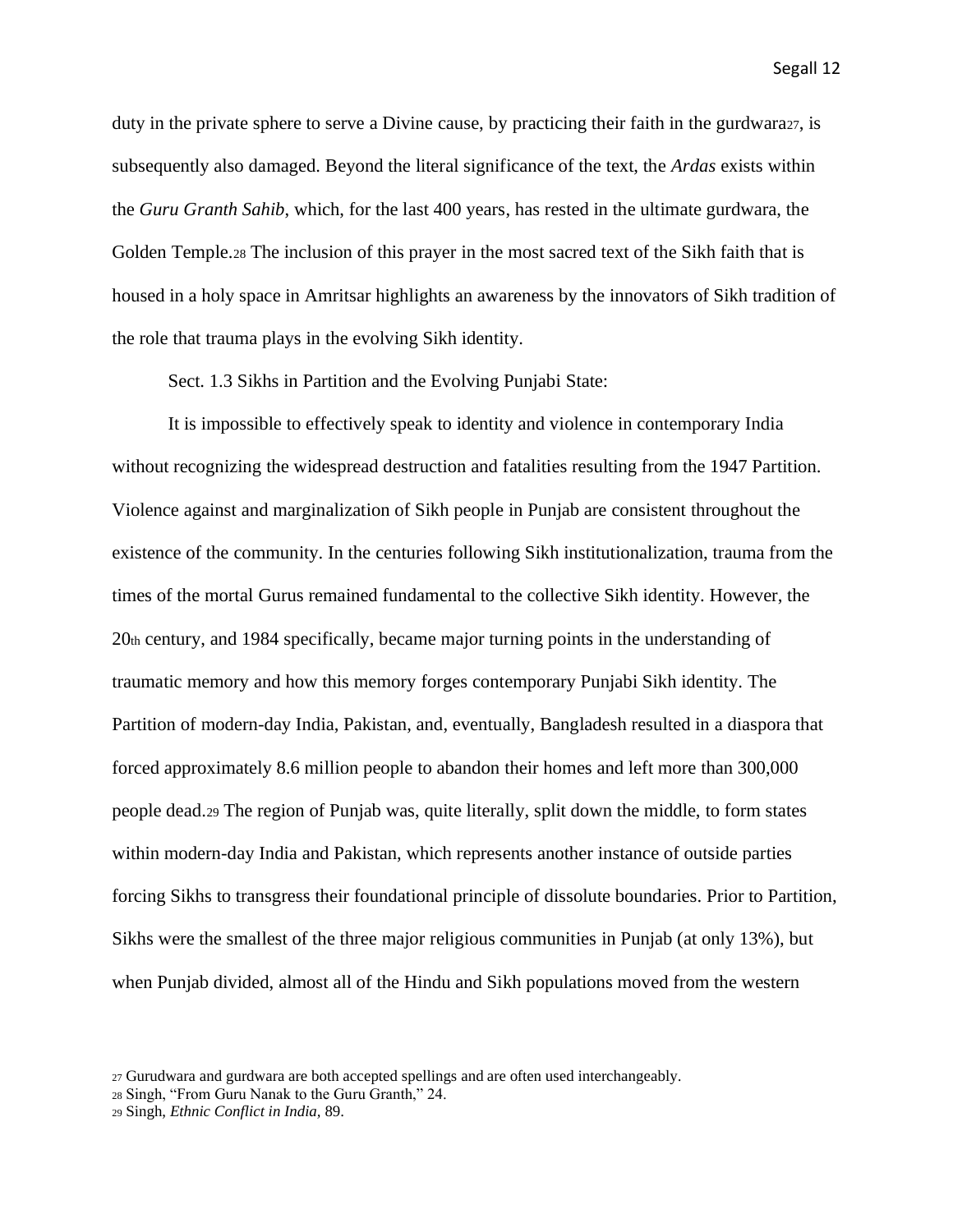duty in the private sphere to serve a Divine cause, by practicing their faith in the gurdwara[27], is subsequently also damaged. Beyond the literal significance of the text, the *Ardas* exists within the *Guru Granth Sahib*, which, for the last 400 years, has rested in the ultimate gurdwara, the Golden Temple.[28] The inclusion of this prayer in the most sacred text of the Sikh faith that is housed in a holy space in Amritsar highlights an awareness by the innovators of Sikh tradition of the role that trauma plays in the evolving Sikh identity.

### Sect. 1.3 Sikhs in Partition and the Evolving Punjabi State:

It is impossible to effectively speak to identity and violence in contemporary India without recognizing the widespread destruction and fatalities resulting from the 1947 Partition. Violence against and marginalization of Sikh people in Punjab are consistent throughout the existence of the community. In the centuries following Sikh institutionalization, trauma from the times of the mortal Gurus remained fundamental to the collective Sikh identity. However, the 20th century, and 1984 specifically, became major turning points in the understanding of traumatic memory and how this memory forges contemporary Punjabi Sikh identity. The Partition of modern-day India, Pakistan, and, eventually, Bangladesh resulted in a diaspora that forced approximately 8.6 million people to abandon their homes and left more than 300,000 people dead.[29] The region of Punjab was, quite literally, split down the middle, to form states within modern-day India and Pakistan, which represents another instance of outside parties forcing Sikhs to transgress their foundational principle of dissolute boundaries. Prior to Partition, Sikhs were the smallest of the three major religious communities in Punjab (at only 13%), but when Punjab divided, almost all of the Hindu and Sikh populations moved from the western

[27] Gurudwara and gurdwara are both accepted spellings and are often used interchangeably.

[28] Singh, "From Guru Nanak to the Guru Granth," 24.

[29] Singh, *Ethnic Conflict in India*, 89.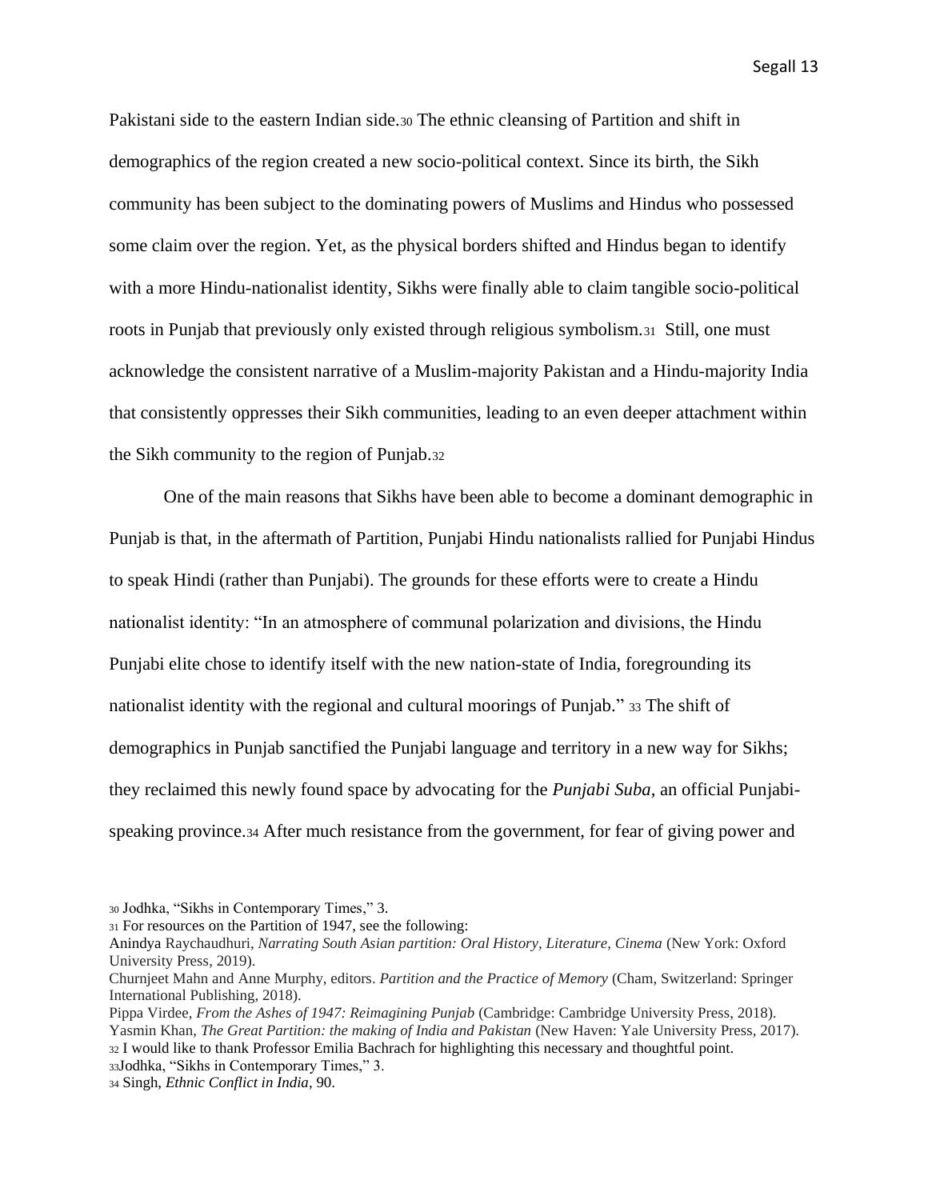Pakistani side to the eastern Indian side.[30] The ethnic cleansing of Partition and shift in demographics of the region created a new socio-political context. Since its birth, the Sikh community has been subject to the dominating powers of Muslims and Hindus who possessed some claim over the region. Yet, as the physical borders shifted and Hindus began to identify with a more Hindu-nationalist identity, Sikhs were finally able to claim tangible socio-political roots in Punjab that previously only existed through religious symbolism.[31] Still, one must acknowledge the consistent narrative of a Muslim-majority Pakistan and a Hindu-majority India that consistently oppresses their Sikh communities, leading to an even deeper attachment within the Sikh community to the region of Punjab.[32]

One of the main reasons that Sikhs have been able to become a dominant demographic in Punjab is that, in the aftermath of Partition, Punjabi Hindu nationalists rallied for Punjabi Hindus to speak Hindi (rather than Punjabi). The grounds for these efforts were to create a Hindu nationalist identity: "In an atmosphere of communal polarization and divisions, the Hindu Punjabi elite chose to identify itself with the new nation-state of India, foregrounding its nationalist identity with the regional and cultural moorings of Punjab." [33] The shift of demographics in Punjab sanctified the Punjabi language and territory in a new way for Sikhs; they reclaimed this newly found space by advocating for the *Punjabi Suba*, an official Punjabi-speaking province.[34] After much resistance from the government, for fear of giving power and

[30] Jodhka, "Sikhs in Contemporary Times," 3.

[31] For resources on the Partition of 1947, see the following:

Anindya Raychaudhuri, *Narrating South Asian partition: Oral History, Literature, Cinema* (New York: Oxford University Press, 2019).

Churnjeet Mahn and Anne Murphy, editors. *Partition and the Practice of Memory* (Cham, Switzerland: Springer International Publishing, 2018).

Pippa Virdee, *From the Ashes of 1947: Reimagining Punjab* (Cambridge: Cambridge University Press, 2018).

Yasmin Khan, *The Great Partition: the making of India and Pakistan* (New Haven: Yale University Press, 2017).

[32] I would like to thank Professor Emilia Bachrach for highlighting this necessary and thoughtful point.

[33] Jodhka, "Sikhs in Contemporary Times," 3.

[34] Singh, *Ethnic Conflict in India*, 90.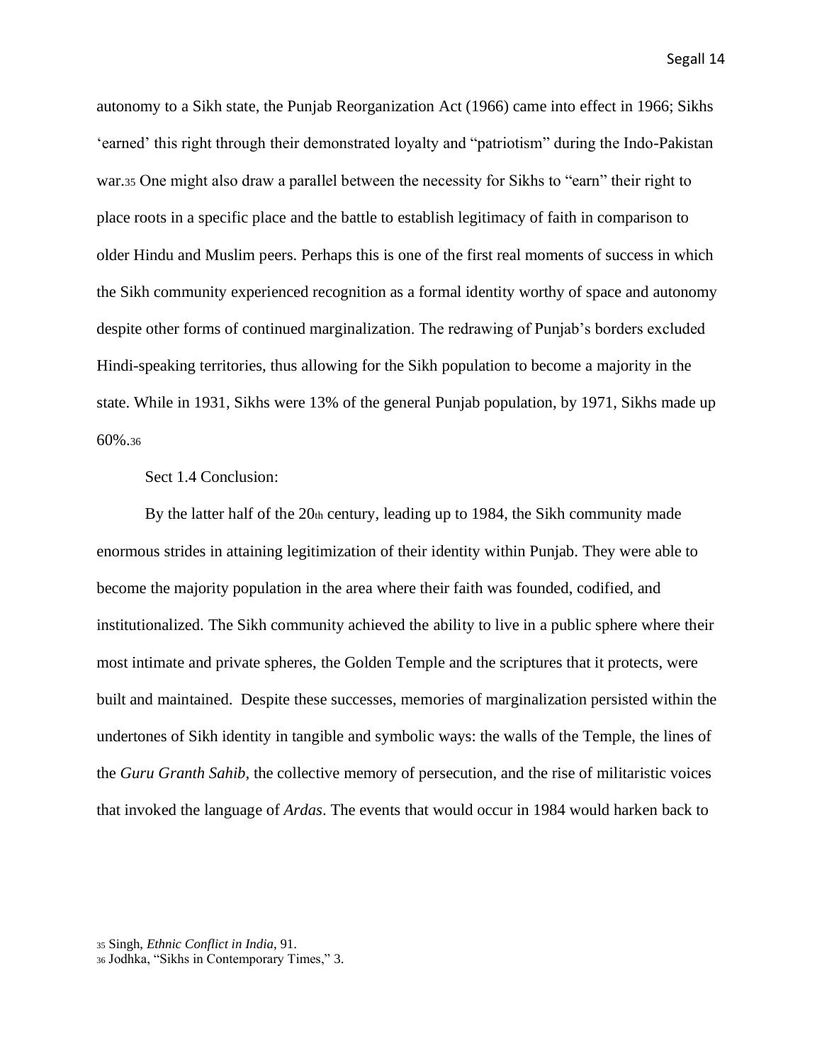autonomy to a Sikh state, the Punjab Reorganization Act (1966) came into effect in 1966; Sikhs 'earned' this right through their demonstrated loyalty and "patriotism" during the Indo-Pakistan war.[35] One might also draw a parallel between the necessity for Sikhs to "earn" their right to place roots in a specific place and the battle to establish legitimacy of faith in comparison to older Hindu and Muslim peers. Perhaps this is one of the first real moments of success in which the Sikh community experienced recognition as a formal identity worthy of space and autonomy despite other forms of continued marginalization. The redrawing of Punjab's borders excluded Hindi-speaking territories, thus allowing for the Sikh population to become a majority in the state. While in 1931, Sikhs were 13% of the general Punjab population, by 1971, Sikhs made up 60%.[36]

Sect 1.4 Conclusion:

By the latter half of the 20th century, leading up to 1984, the Sikh community made enormous strides in attaining legitimization of their identity within Punjab. They were able to become the majority population in the area where their faith was founded, codified, and institutionalized. The Sikh community achieved the ability to live in a public sphere where their most intimate and private spheres, the Golden Temple and the scriptures that it protects, were built and maintained. Despite these successes, memories of marginalization persisted within the undertones of Sikh identity in tangible and symbolic ways: the walls of the Temple, the lines of the *Guru Granth Sahib*, the collective memory of persecution, and the rise of militaristic voices that invoked the language of *Ardas*. The events that would occur in 1984 would harken back to

[35] Singh, *Ethnic Conflict in India*, 91.
[36] Jodhka, "Sikhs in Contemporary Times," 3.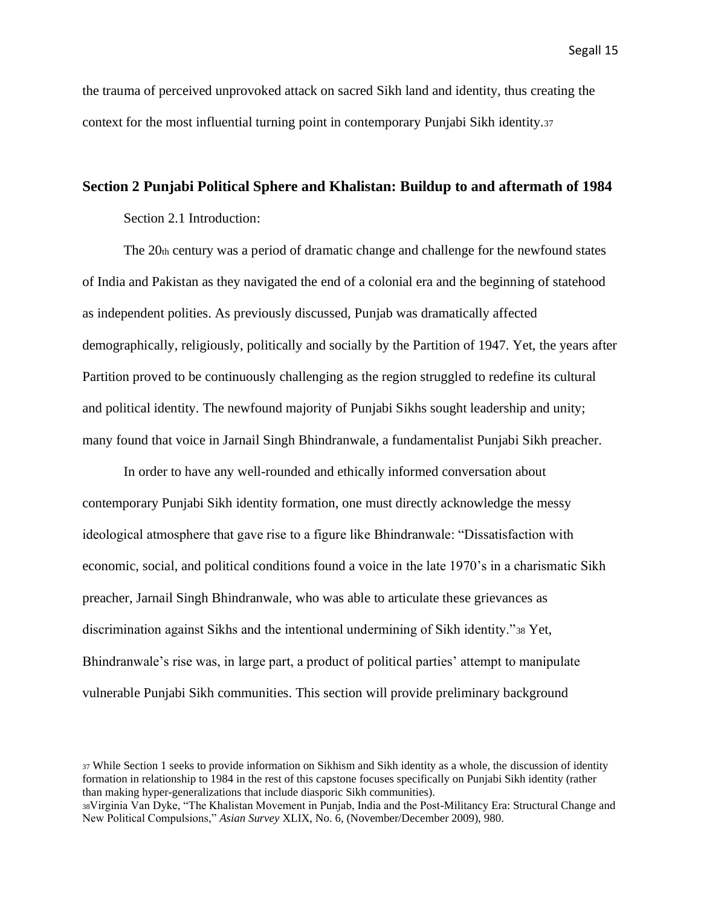the trauma of perceived unprovoked attack on sacred Sikh land and identity, thus creating the context for the most influential turning point in contemporary Punjabi Sikh identity.[37]

## Section 2 Punjabi Political Sphere and Khalistan: Buildup to and aftermath of 1984

Section 2.1 Introduction:

The 20th century was a period of dramatic change and challenge for the newfound states of India and Pakistan as they navigated the end of a colonial era and the beginning of statehood as independent polities. As previously discussed, Punjab was dramatically affected demographically, religiously, politically and socially by the Partition of 1947. Yet, the years after Partition proved to be continuously challenging as the region struggled to redefine its cultural and political identity. The newfound majority of Punjabi Sikhs sought leadership and unity; many found that voice in Jarnail Singh Bhindranwale, a fundamentalist Punjabi Sikh preacher.

In order to have any well-rounded and ethically informed conversation about contemporary Punjabi Sikh identity formation, one must directly acknowledge the messy ideological atmosphere that gave rise to a figure like Bhindranwale: "Dissatisfaction with economic, social, and political conditions found a voice in the late 1970's in a charismatic Sikh preacher, Jarnail Singh Bhindranwale, who was able to articulate these grievances as discrimination against Sikhs and the intentional undermining of Sikh identity."[38] Yet, Bhindranwale's rise was, in large part, a product of political parties' attempt to manipulate vulnerable Punjabi Sikh communities. This section will provide preliminary background

---

[37] While Section 1 seeks to provide information on Sikhism and Sikh identity as a whole, the discussion of identity formation in relationship to 1984 in the rest of this capstone focuses specifically on Punjabi Sikh identity (rather than making hyper-generalizations that include diasporic Sikh communities).

[38] Virginia Van Dyke, "The Khalistan Movement in Punjab, India and the Post-Militancy Era: Structural Change and New Political Compulsions," *Asian Survey* XLIX, No. 6, (November/December 2009), 980.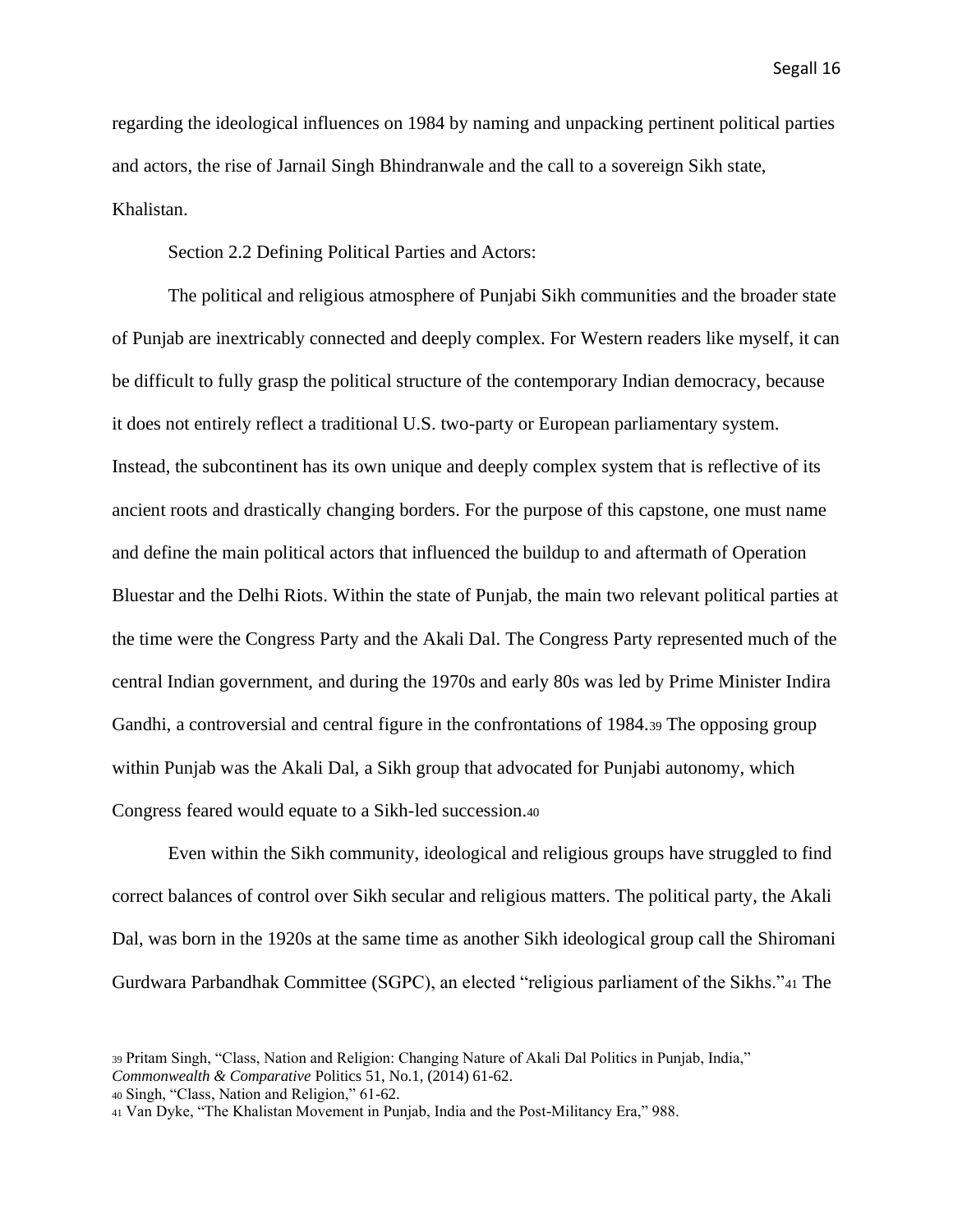regarding the ideological influences on 1984 by naming and unpacking pertinent political parties and actors, the rise of Jarnail Singh Bhindranwale and the call to a sovereign Sikh state, Khalistan.

Section 2.2 Defining Political Parties and Actors:

The political and religious atmosphere of Punjabi Sikh communities and the broader state of Punjab are inextricably connected and deeply complex. For Western readers like myself, it can be difficult to fully grasp the political structure of the contemporary Indian democracy, because it does not entirely reflect a traditional U.S. two-party or European parliamentary system. Instead, the subcontinent has its own unique and deeply complex system that is reflective of its ancient roots and drastically changing borders. For the purpose of this capstone, one must name and define the main political actors that influenced the buildup to and aftermath of Operation Bluestar and the Delhi Riots. Within the state of Punjab, the main two relevant political parties at the time were the Congress Party and the Akali Dal. The Congress Party represented much of the central Indian government, and during the 1970s and early 80s was led by Prime Minister Indira Gandhi, a controversial and central figure in the confrontations of 1984.[39] The opposing group within Punjab was the Akali Dal, a Sikh group that advocated for Punjabi autonomy, which Congress feared would equate to a Sikh-led succession.[40]

Even within the Sikh community, ideological and religious groups have struggled to find correct balances of control over Sikh secular and religious matters. The political party, the Akali Dal, was born in the 1920s at the same time as another Sikh ideological group call the Shiromani Gurdwara Parbandhak Committee (SGPC), an elected "religious parliament of the Sikhs."[41] The

[39] Pritam Singh, "Class, Nation and Religion: Changing Nature of Akali Dal Politics in Punjab, India," *Commonwealth & Comparative* Politics 51, No.1, (2014) 61-62.

[40] Singh, "Class, Nation and Religion," 61-62.

[41] Van Dyke, "The Khalistan Movement in Punjab, India and the Post-Militancy Era," 988.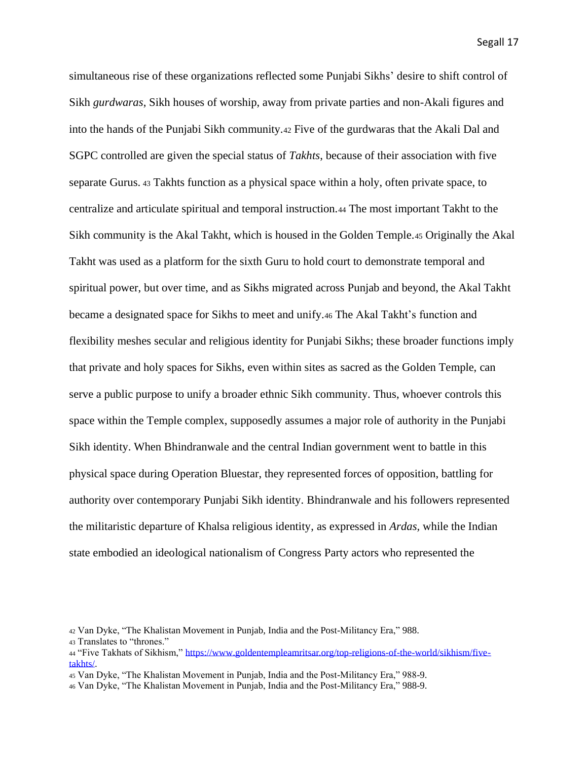simultaneous rise of these organizations reflected some Punjabi Sikhs' desire to shift control of Sikh *gurdwaras*, Sikh houses of worship, away from private parties and non-Akali figures and into the hands of the Punjabi Sikh community.[42] Five of the gurdwaras that the Akali Dal and SGPC controlled are given the special status of *Takhts*, because of their association with five separate Gurus. [43] Takhts function as a physical space within a holy, often private space, to centralize and articulate spiritual and temporal instruction.[44] The most important Takht to the Sikh community is the Akal Takht, which is housed in the Golden Temple.[45] Originally the Akal Takht was used as a platform for the sixth Guru to hold court to demonstrate temporal and spiritual power, but over time, and as Sikhs migrated across Punjab and beyond, the Akal Takht became a designated space for Sikhs to meet and unify.[46] The Akal Takht's function and flexibility meshes secular and religious identity for Punjabi Sikhs; these broader functions imply that private and holy spaces for Sikhs, even within sites as sacred as the Golden Temple, can serve a public purpose to unify a broader ethnic Sikh community. Thus, whoever controls this space within the Temple complex, supposedly assumes a major role of authority in the Punjabi Sikh identity. When Bhindranwale and the central Indian government went to battle in this physical space during Operation Bluestar, they represented forces of opposition, battling for authority over contemporary Punjabi Sikh identity. Bhindranwale and his followers represented the militaristic departure of Khalsa religious identity, as expressed in *Ardas,* while the Indian state embodied an ideological nationalism of Congress Party actors who represented the

[42] Van Dyke, "The Khalistan Movement in Punjab, India and the Post-Militancy Era," 988.

[43] Translates to "thrones."

[44] "Five Takhats of Sikhism," https://www.goldentempleamritsar.org/top-religions-of-the-world/sikhism/five-takhts/.

[45] Van Dyke, "The Khalistan Movement in Punjab, India and the Post-Militancy Era," 988-9.

[46] Van Dyke, "The Khalistan Movement in Punjab, India and the Post-Militancy Era," 988-9.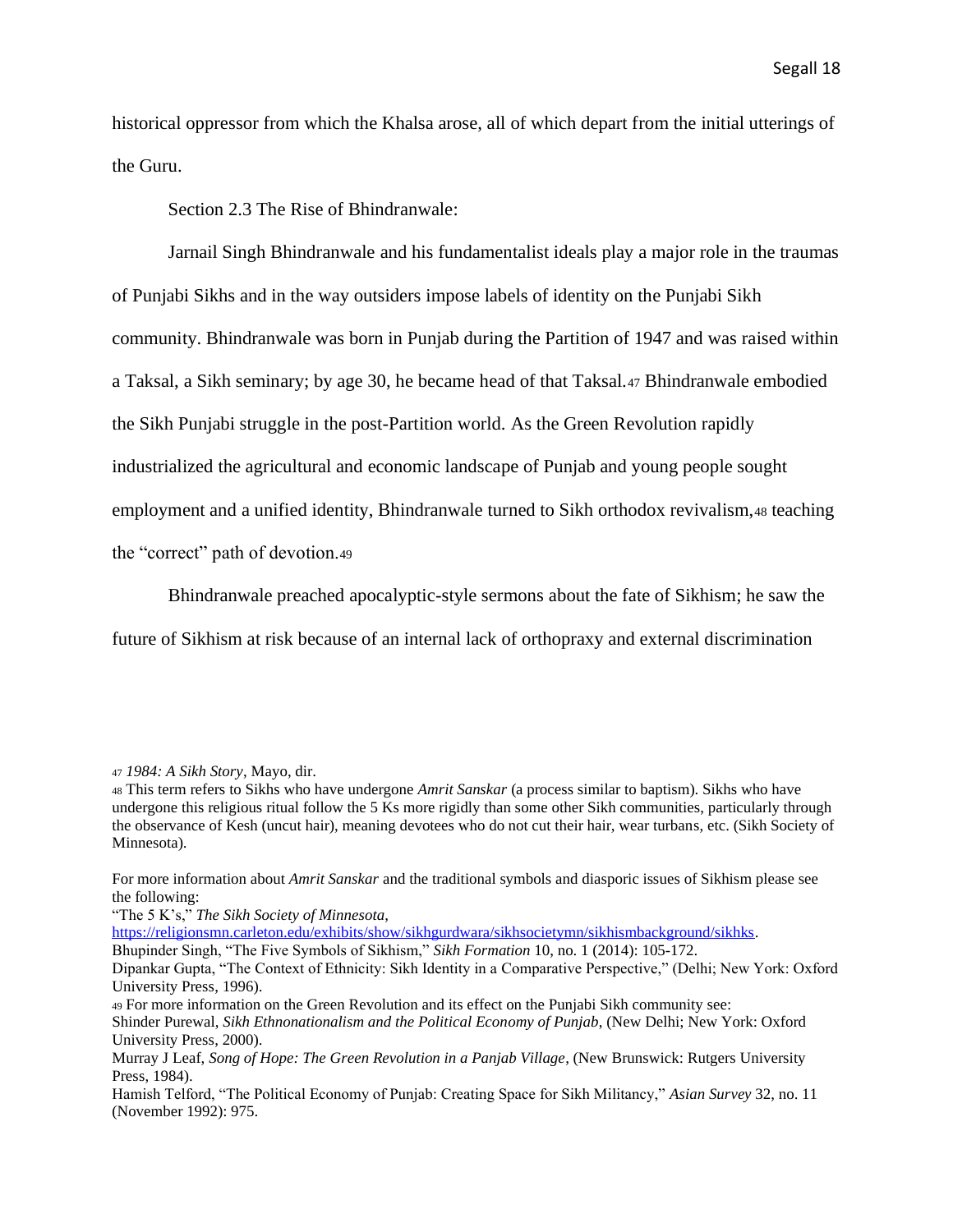historical oppressor from which the Khalsa arose, all of which depart from the initial utterings of the Guru.

Section 2.3 The Rise of Bhindranwale:

Jarnail Singh Bhindranwale and his fundamentalist ideals play a major role in the traumas of Punjabi Sikhs and in the way outsiders impose labels of identity on the Punjabi Sikh community. Bhindranwale was born in Punjab during the Partition of 1947 and was raised within a Taksal, a Sikh seminary; by age 30, he became head of that Taksal.[47] Bhindranwale embodied the Sikh Punjabi struggle in the post-Partition world. As the Green Revolution rapidly industrialized the agricultural and economic landscape of Punjab and young people sought employment and a unified identity, Bhindranwale turned to Sikh orthodox revivalism,[48] teaching the "correct" path of devotion.[49]

Bhindranwale preached apocalyptic-style sermons about the fate of Sikhism; he saw the future of Sikhism at risk because of an internal lack of orthopraxy and external discrimination

---

[47] *1984: A Sikh Story*, Mayo, dir.

[48] This term refers to Sikhs who have undergone *Amrit Sanskar* (a process similar to baptism). Sikhs who have undergone this religious ritual follow the 5 Ks more rigidly than some other Sikh communities, particularly through the observance of Kesh (uncut hair), meaning devotees who do not cut their hair, wear turbans, etc. (Sikh Society of Minnesota).

For more information about *Amrit Sanskar* and the traditional symbols and diasporic issues of Sikhism please see the following:

"The 5 K's," *The Sikh Society of Minnesota*, https://religionsmn.carleton.edu/exhibits/show/sikhgurdwara/sikhsocietymn/sikhismbackground/sikhks.

Bhupinder Singh, "The Five Symbols of Sikhism," *Sikh Formation* 10, no. 1 (2014): 105-172.

Dipankar Gupta, "The Context of Ethnicity: Sikh Identity in a Comparative Perspective," (Delhi; New York: Oxford University Press, 1996).

[49] For more information on the Green Revolution and its effect on the Punjabi Sikh community see:

Shinder Purewal, *Sikh Ethnonationalism and the Political Economy of Punjab*, (New Delhi; New York: Oxford University Press, 2000).

Murray J Leaf, *Song of Hope: The Green Revolution in a Panjab Village*, (New Brunswick: Rutgers University Press, 1984).

Hamish Telford, "The Political Economy of Punjab: Creating Space for Sikh Militancy," *Asian Survey* 32, no. 11 (November 1992): 975.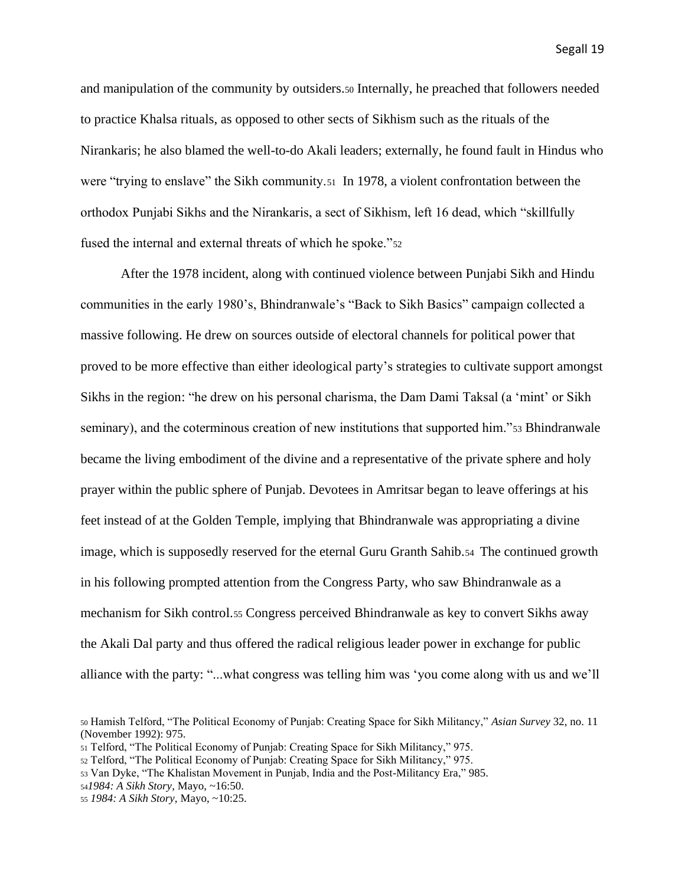and manipulation of the community by outsiders.[50] Internally, he preached that followers needed to practice Khalsa rituals, as opposed to other sects of Sikhism such as the rituals of the Nirankaris; he also blamed the well-to-do Akali leaders; externally, he found fault in Hindus who were "trying to enslave" the Sikh community.[51] In 1978, a violent confrontation between the orthodox Punjabi Sikhs and the Nirankaris, a sect of Sikhism, left 16 dead, which "skillfully fused the internal and external threats of which he spoke."[52]

After the 1978 incident, along with continued violence between Punjabi Sikh and Hindu communities in the early 1980's, Bhindranwale's "Back to Sikh Basics" campaign collected a massive following. He drew on sources outside of electoral channels for political power that proved to be more effective than either ideological party's strategies to cultivate support amongst Sikhs in the region: "he drew on his personal charisma, the Dam Dami Taksal (a 'mint' or Sikh seminary), and the coterminous creation of new institutions that supported him."[53] Bhindranwale became the living embodiment of the divine and a representative of the private sphere and holy prayer within the public sphere of Punjab. Devotees in Amritsar began to leave offerings at his feet instead of at the Golden Temple, implying that Bhindranwale was appropriating a divine image, which is supposedly reserved for the eternal Guru Granth Sahib.[54] The continued growth in his following prompted attention from the Congress Party, who saw Bhindranwale as a mechanism for Sikh control.[55] Congress perceived Bhindranwale as key to convert Sikhs away the Akali Dal party and thus offered the radical religious leader power in exchange for public alliance with the party: "...what congress was telling him was 'you come along with us and we'll

---

[50] Hamish Telford, "The Political Economy of Punjab: Creating Space for Sikh Militancy," *Asian Survey* 32, no. 11 (November 1992): 975.

[51] Telford, "The Political Economy of Punjab: Creating Space for Sikh Militancy," 975.

[52] Telford, "The Political Economy of Punjab: Creating Space for Sikh Militancy," 975.

[53] Van Dyke, "The Khalistan Movement in Punjab, India and the Post-Militancy Era," 985.

[54] *1984: A Sikh Story*, Mayo, ~16:50.

[55] *1984: A Sikh Story*, Mayo, ~10:25.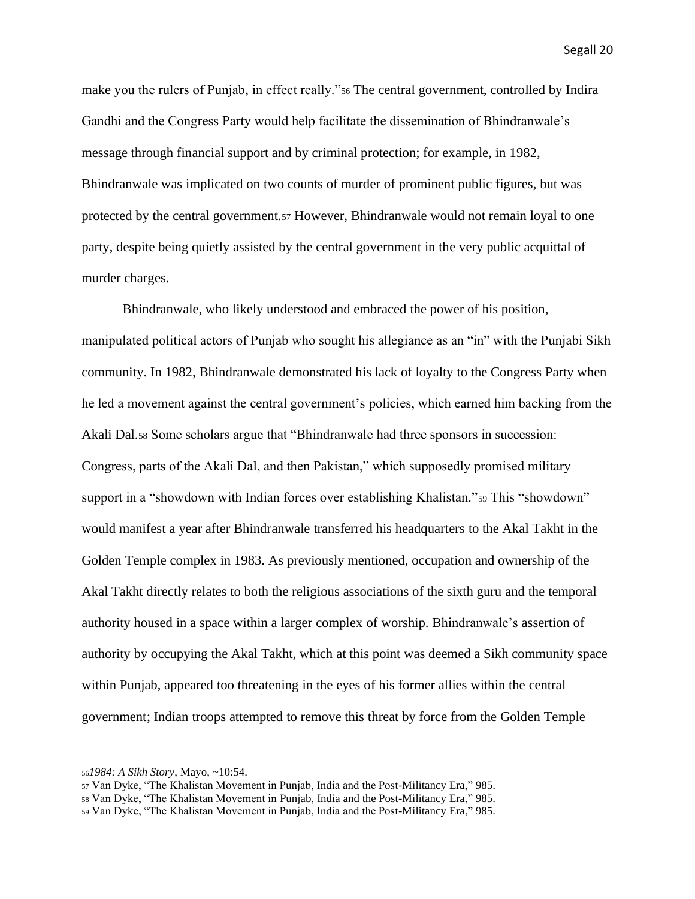make you the rulers of Punjab, in effect really."[56] The central government, controlled by Indira Gandhi and the Congress Party would help facilitate the dissemination of Bhindranwale's message through financial support and by criminal protection; for example, in 1982, Bhindranwale was implicated on two counts of murder of prominent public figures, but was protected by the central government.[57] However, Bhindranwale would not remain loyal to one party, despite being quietly assisted by the central government in the very public acquittal of murder charges.

Bhindranwale, who likely understood and embraced the power of his position, manipulated political actors of Punjab who sought his allegiance as an "in" with the Punjabi Sikh community. In 1982, Bhindranwale demonstrated his lack of loyalty to the Congress Party when he led a movement against the central government's policies, which earned him backing from the Akali Dal.[58] Some scholars argue that "Bhindranwale had three sponsors in succession: Congress, parts of the Akali Dal, and then Pakistan," which supposedly promised military support in a "showdown with Indian forces over establishing Khalistan."[59] This "showdown" would manifest a year after Bhindranwale transferred his headquarters to the Akal Takht in the Golden Temple complex in 1983. As previously mentioned, occupation and ownership of the Akal Takht directly relates to both the religious associations of the sixth guru and the temporal authority housed in a space within a larger complex of worship. Bhindranwale's assertion of authority by occupying the Akal Takht, which at this point was deemed a Sikh community space within Punjab, appeared too threatening in the eyes of his former allies within the central government; Indian troops attempted to remove this threat by force from the Golden Temple

[56] *1984: A Sikh Story*, Mayo, ~10:54.

[57] Van Dyke, "The Khalistan Movement in Punjab, India and the Post-Militancy Era," 985.

[58] Van Dyke, "The Khalistan Movement in Punjab, India and the Post-Militancy Era," 985.

[59] Van Dyke, "The Khalistan Movement in Punjab, India and the Post-Militancy Era," 985.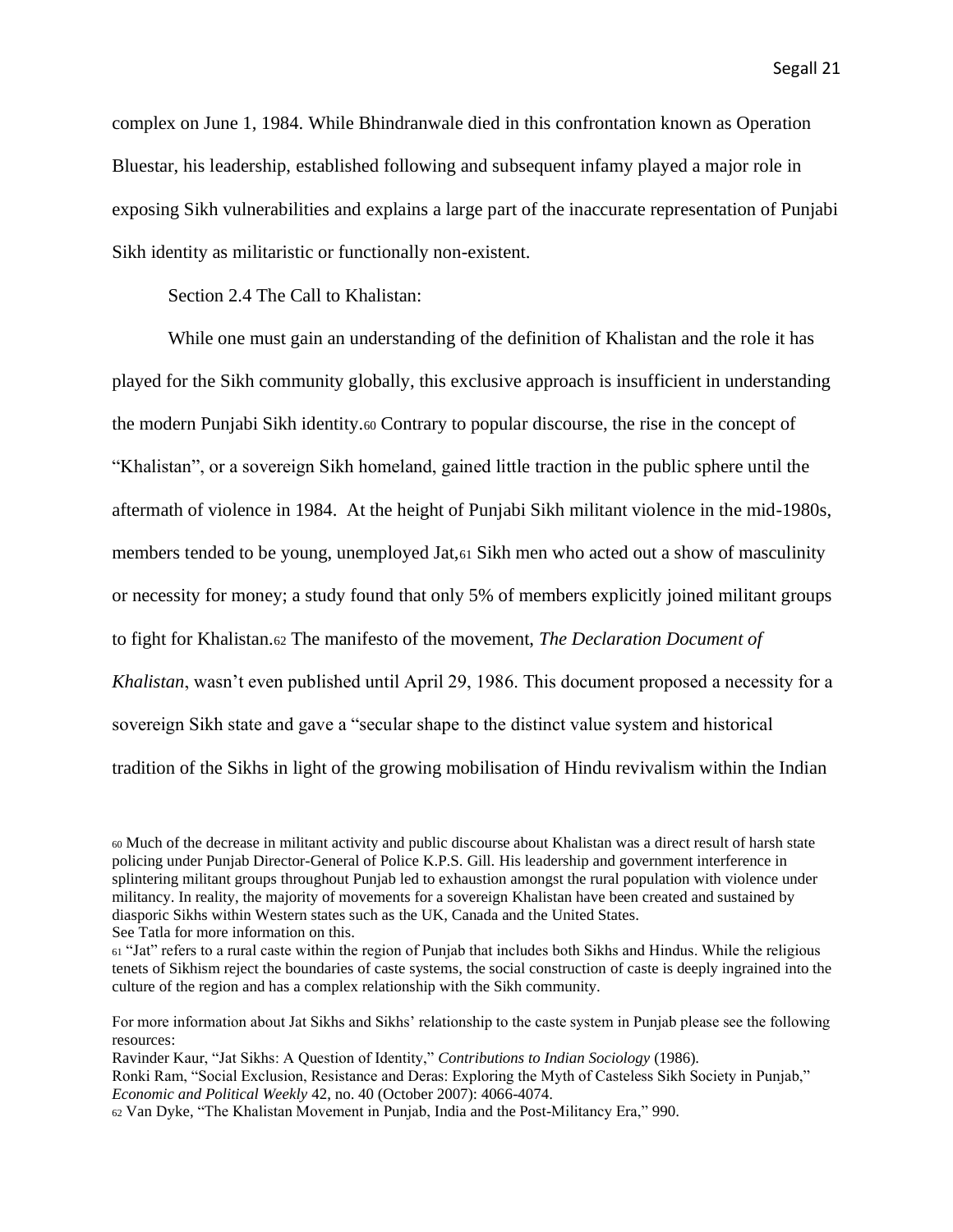complex on June 1, 1984. While Bhindranwale died in this confrontation known as Operation Bluestar, his leadership, established following and subsequent infamy played a major role in exposing Sikh vulnerabilities and explains a large part of the inaccurate representation of Punjabi Sikh identity as militaristic or functionally non-existent.

Section 2.4 The Call to Khalistan:

While one must gain an understanding of the definition of Khalistan and the role it has played for the Sikh community globally, this exclusive approach is insufficient in understanding the modern Punjabi Sikh identity.[60] Contrary to popular discourse, the rise in the concept of "Khalistan", or a sovereign Sikh homeland, gained little traction in the public sphere until the aftermath of violence in 1984. At the height of Punjabi Sikh militant violence in the mid-1980s, members tended to be young, unemployed Jat,[61] Sikh men who acted out a show of masculinity or necessity for money; a study found that only 5% of members explicitly joined militant groups to fight for Khalistan.[62] The manifesto of the movement, *The Declaration Document of Khalistan*, wasn't even published until April 29, 1986. This document proposed a necessity for a sovereign Sikh state and gave a "secular shape to the distinct value system and historical tradition of the Sikhs in light of the growing mobilisation of Hindu revivalism within the Indian

---

[60] Much of the decrease in militant activity and public discourse about Khalistan was a direct result of harsh state policing under Punjab Director-General of Police K.P.S. Gill. His leadership and government interference in splintering militant groups throughout Punjab led to exhaustion amongst the rural population with violence under militancy. In reality, the majority of movements for a sovereign Khalistan have been created and sustained by diasporic Sikhs within Western states such as the UK, Canada and the United States.
See Tatla for more information on this.

[61] "Jat" refers to a rural caste within the region of Punjab that includes both Sikhs and Hindus. While the religious tenets of Sikhism reject the boundaries of caste systems, the social construction of caste is deeply ingrained into the culture of the region and has a complex relationship with the Sikh community.

For more information about Jat Sikhs and Sikhs' relationship to the caste system in Punjab please see the following resources:
Ravinder Kaur, "Jat Sikhs: A Question of Identity," *Contributions to Indian Sociology* (1986).
Ronki Ram, "Social Exclusion, Resistance and Deras: Exploring the Myth of Casteless Sikh Society in Punjab," *Economic and Political Weekly* 42, no. 40 (October 2007): 4066-4074.

[62] Van Dyke, "The Khalistan Movement in Punjab, India and the Post-Militancy Era," 990.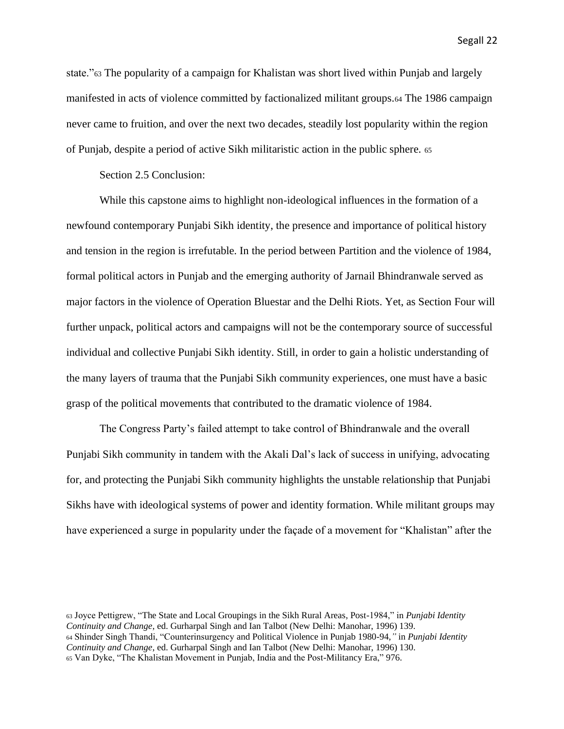state."[63] The popularity of a campaign for Khalistan was short lived within Punjab and largely manifested in acts of violence committed by factionalized militant groups.[64] The 1986 campaign never came to fruition, and over the next two decades, steadily lost popularity within the region of Punjab, despite a period of active Sikh militaristic action in the public sphere. [65]

Section 2.5 Conclusion:

While this capstone aims to highlight non-ideological influences in the formation of a newfound contemporary Punjabi Sikh identity, the presence and importance of political history and tension in the region is irrefutable. In the period between Partition and the violence of 1984, formal political actors in Punjab and the emerging authority of Jarnail Bhindranwale served as major factors in the violence of Operation Bluestar and the Delhi Riots. Yet, as Section Four will further unpack, political actors and campaigns will not be the contemporary source of successful individual and collective Punjabi Sikh identity. Still, in order to gain a holistic understanding of the many layers of trauma that the Punjabi Sikh community experiences, one must have a basic grasp of the political movements that contributed to the dramatic violence of 1984.

The Congress Party's failed attempt to take control of Bhindranwale and the overall Punjabi Sikh community in tandem with the Akali Dal's lack of success in unifying, advocating for, and protecting the Punjabi Sikh community highlights the unstable relationship that Punjabi Sikhs have with ideological systems of power and identity formation. While militant groups may have experienced a surge in popularity under the façade of a movement for "Khalistan" after the

---

[63] Joyce Pettigrew, "The State and Local Groupings in the Sikh Rural Areas, Post-1984," in *Punjabi Identity Continuity and Change*, ed. Gurharpal Singh and Ian Talbot (New Delhi: Manohar, 1996) 139.

[64] Shinder Singh Thandi, "Counterinsurgency and Political Violence in Punjab 1980-94," in *Punjabi Identity Continuity and Change*, ed. Gurharpal Singh and Ian Talbot (New Delhi: Manohar, 1996) 130.

[65] Van Dyke, "The Khalistan Movement in Punjab, India and the Post-Militancy Era," 976.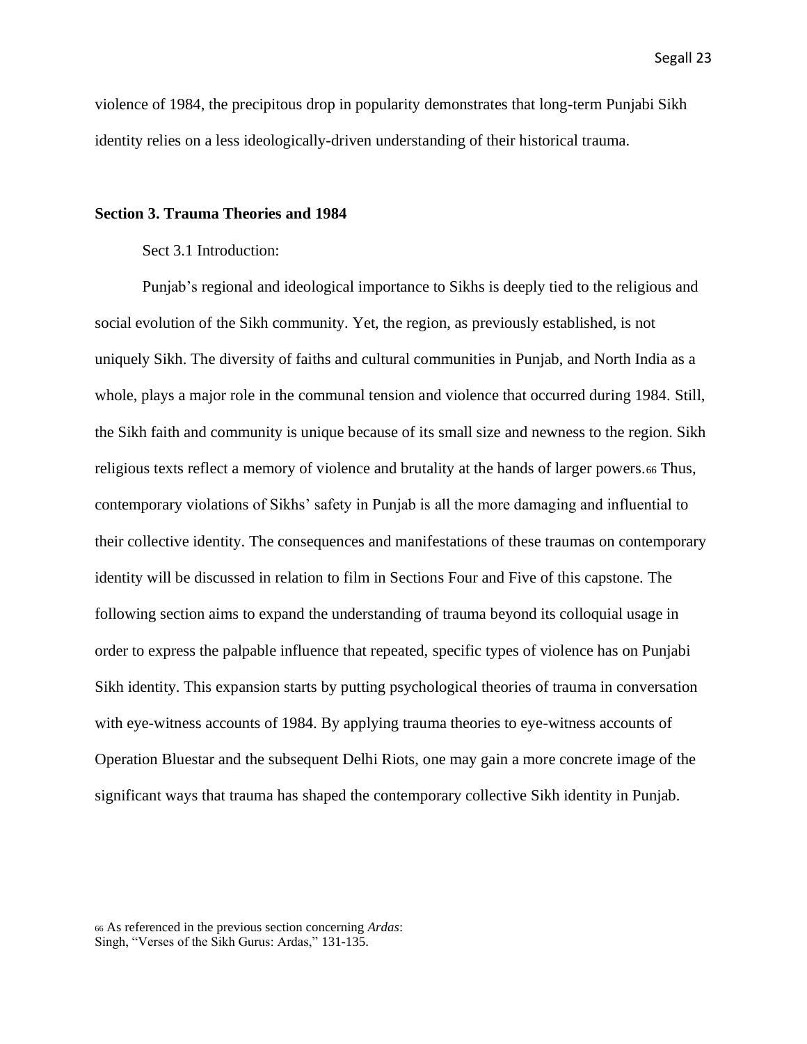violence of 1984, the precipitous drop in popularity demonstrates that long-term Punjabi Sikh identity relies on a less ideologically-driven understanding of their historical trauma.

## Section 3. Trauma Theories and 1984

Sect 3.1 Introduction:

Punjab's regional and ideological importance to Sikhs is deeply tied to the religious and social evolution of the Sikh community. Yet, the region, as previously established, is not uniquely Sikh. The diversity of faiths and cultural communities in Punjab, and North India as a whole, plays a major role in the communal tension and violence that occurred during 1984. Still, the Sikh faith and community is unique because of its small size and newness to the region. Sikh religious texts reflect a memory of violence and brutality at the hands of larger powers.[66] Thus, contemporary violations of Sikhs' safety in Punjab is all the more damaging and influential to their collective identity. The consequences and manifestations of these traumas on contemporary identity will be discussed in relation to film in Sections Four and Five of this capstone. The following section aims to expand the understanding of trauma beyond its colloquial usage in order to express the palpable influence that repeated, specific types of violence has on Punjabi Sikh identity. This expansion starts by putting psychological theories of trauma in conversation with eye-witness accounts of 1984. By applying trauma theories to eye-witness accounts of Operation Bluestar and the subsequent Delhi Riots, one may gain a more concrete image of the significant ways that trauma has shaped the contemporary collective Sikh identity in Punjab.

[66] As referenced in the previous section concerning *Ardas*:
Singh, "Verses of the Sikh Gurus: Ardas," 131-135.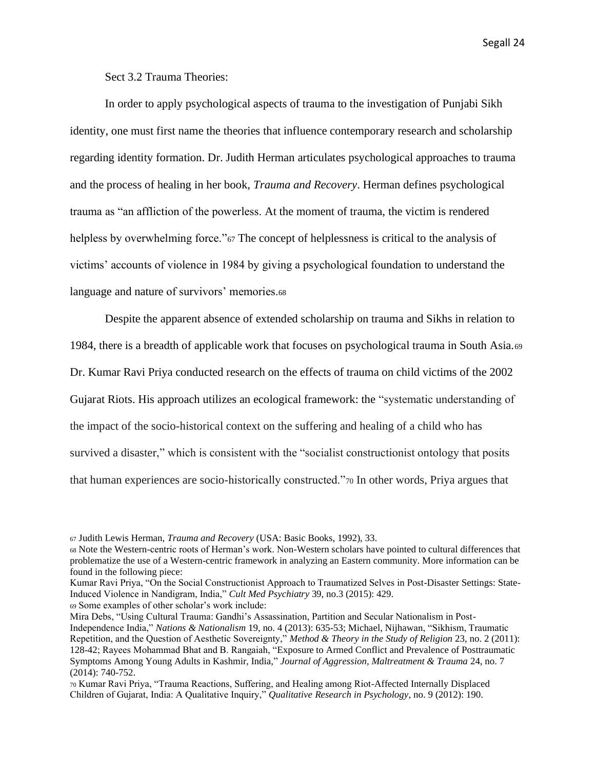Sect 3.2 Trauma Theories:

In order to apply psychological aspects of trauma to the investigation of Punjabi Sikh identity, one must first name the theories that influence contemporary research and scholarship regarding identity formation. Dr. Judith Herman articulates psychological approaches to trauma and the process of healing in her book, *Trauma and Recovery*. Herman defines psychological trauma as "an affliction of the powerless. At the moment of trauma, the victim is rendered helpless by overwhelming force."[67] The concept of helplessness is critical to the analysis of victims' accounts of violence in 1984 by giving a psychological foundation to understand the language and nature of survivors' memories.[68]

Despite the apparent absence of extended scholarship on trauma and Sikhs in relation to 1984, there is a breadth of applicable work that focuses on psychological trauma in South Asia.[69] Dr. Kumar Ravi Priya conducted research on the effects of trauma on child victims of the 2002 Gujarat Riots. His approach utilizes an ecological framework: the "systematic understanding of the impact of the socio-historical context on the suffering and healing of a child who has survived a disaster," which is consistent with the "socialist constructionist ontology that posits that human experiences are socio-historically constructed."[70] In other words, Priya argues that

[67] Judith Lewis Herman, *Trauma and Recovery* (USA: Basic Books, 1992), 33.

[68] Note the Western-centric roots of Herman's work. Non-Western scholars have pointed to cultural differences that problematize the use of a Western-centric framework in analyzing an Eastern community. More information can be found in the following piece:
Kumar Ravi Priya, "On the Social Constructionist Approach to Traumatized Selves in Post-Disaster Settings: State-Induced Violence in Nandigram, India," *Cult Med Psychiatry* 39, no.3 (2015): 429.

[69] Some examples of other scholar's work include:
Mira Debs, "Using Cultural Trauma: Gandhi's Assassination, Partition and Secular Nationalism in Post-Independence India," *Nations & Nationalism* 19, no. 4 (2013): 635-53; Michael, Nijhawan, "Sikhism, Traumatic Repetition, and the Question of Aesthetic Sovereignty," *Method & Theory in the Study of Religion* 23, no. 2 (2011): 128-42; Rayees Mohammad Bhat and B. Rangaiah, "Exposure to Armed Conflict and Prevalence of Posttraumatic Symptoms Among Young Adults in Kashmir, India," *Journal of Aggression, Maltreatment & Trauma* 24, no. 7 (2014): 740-752.

[70] Kumar Ravi Priya, "Trauma Reactions, Suffering, and Healing among Riot-Affected Internally Displaced Children of Gujarat, India: A Qualitative Inquiry," *Qualitative Research in Psychology*, no. 9 (2012): 190.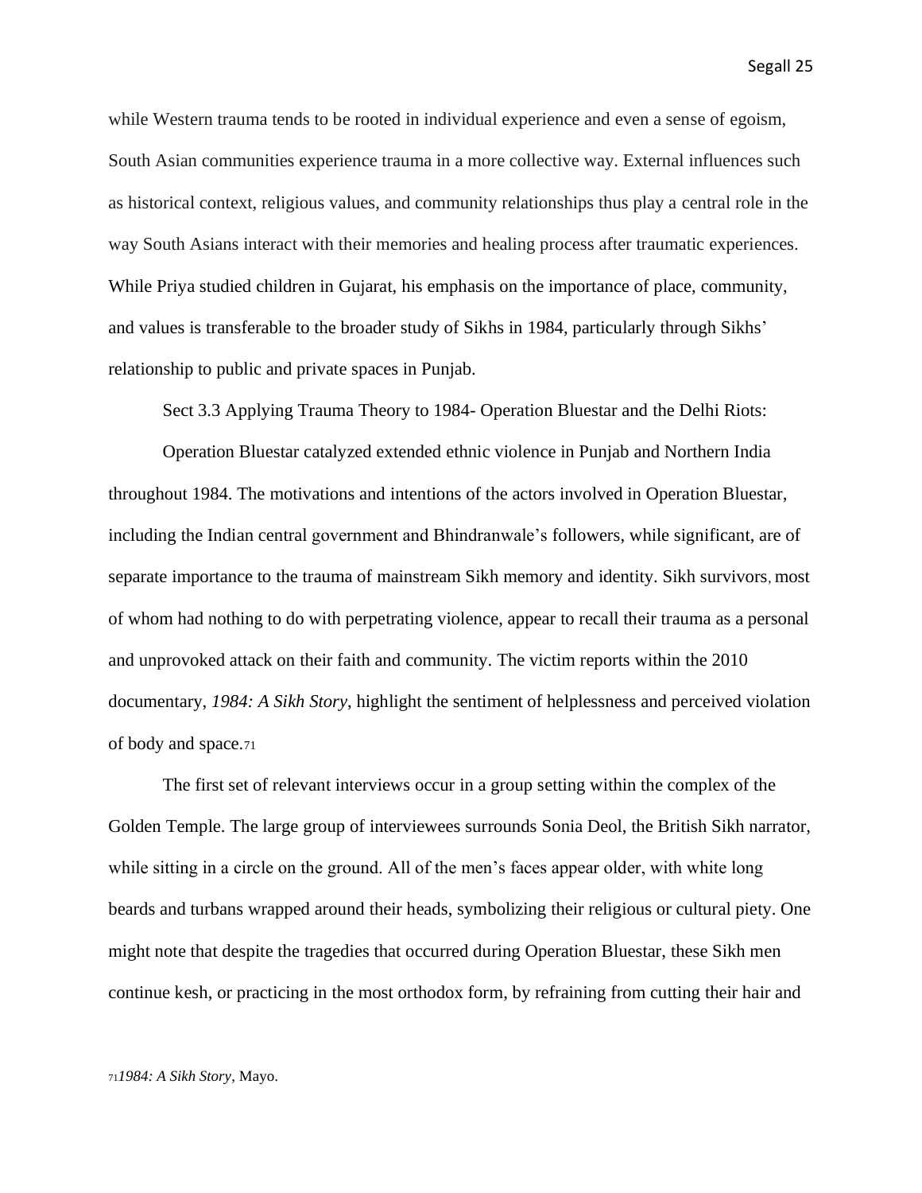while Western trauma tends to be rooted in individual experience and even a sense of egoism, South Asian communities experience trauma in a more collective way. External influences such as historical context, religious values, and community relationships thus play a central role in the way South Asians interact with their memories and healing process after traumatic experiences. While Priya studied children in Gujarat, his emphasis on the importance of place, community, and values is transferable to the broader study of Sikhs in 1984, particularly through Sikhs' relationship to public and private spaces in Punjab.

Sect 3.3 Applying Trauma Theory to 1984- Operation Bluestar and the Delhi Riots:

Operation Bluestar catalyzed extended ethnic violence in Punjab and Northern India throughout 1984. The motivations and intentions of the actors involved in Operation Bluestar, including the Indian central government and Bhindranwale's followers, while significant, are of separate importance to the trauma of mainstream Sikh memory and identity. Sikh survivors, most of whom had nothing to do with perpetrating violence, appear to recall their trauma as a personal and unprovoked attack on their faith and community. The victim reports within the 2010 documentary, *1984: A Sikh Story*, highlight the sentiment of helplessness and perceived violation of body and space.[71]

The first set of relevant interviews occur in a group setting within the complex of the Golden Temple. The large group of interviewees surrounds Sonia Deol, the British Sikh narrator, while sitting in a circle on the ground. All of the men's faces appear older, with white long beards and turbans wrapped around their heads, symbolizing their religious or cultural piety. One might note that despite the tragedies that occurred during Operation Bluestar, these Sikh men continue kesh, or practicing in the most orthodox form, by refraining from cutting their hair and

[71] *1984: A Sikh Story*, Mayo.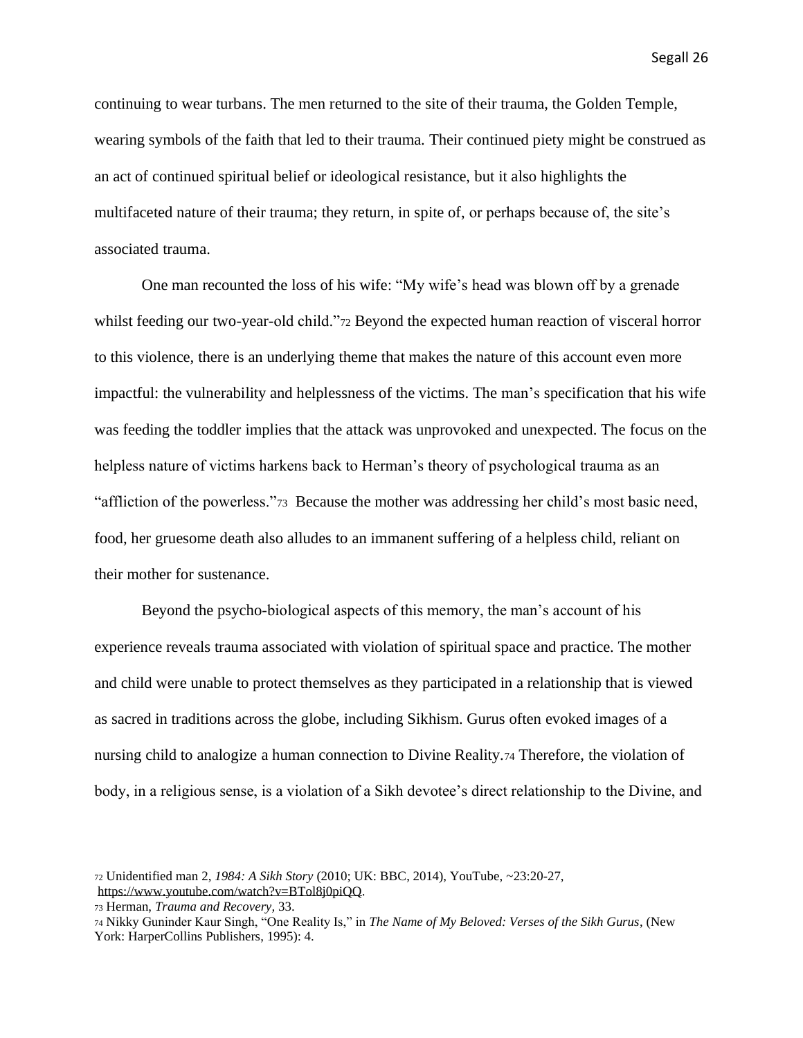continuing to wear turbans. The men returned to the site of their trauma, the Golden Temple, wearing symbols of the faith that led to their trauma. Their continued piety might be construed as an act of continued spiritual belief or ideological resistance, but it also highlights the multifaceted nature of their trauma; they return, in spite of, or perhaps because of, the site's associated trauma.

One man recounted the loss of his wife: "My wife's head was blown off by a grenade whilst feeding our two-year-old child."[72] Beyond the expected human reaction of visceral horror to this violence, there is an underlying theme that makes the nature of this account even more impactful: the vulnerability and helplessness of the victims. The man's specification that his wife was feeding the toddler implies that the attack was unprovoked and unexpected. The focus on the helpless nature of victims harkens back to Herman's theory of psychological trauma as an "affliction of the powerless."[73] Because the mother was addressing her child's most basic need, food, her gruesome death also alludes to an immanent suffering of a helpless child, reliant on their mother for sustenance.

Beyond the psycho-biological aspects of this memory, the man's account of his experience reveals trauma associated with violation of spiritual space and practice. The mother and child were unable to protect themselves as they participated in a relationship that is viewed as sacred in traditions across the globe, including Sikhism. Gurus often evoked images of a nursing child to analogize a human connection to Divine Reality.[74] Therefore, the violation of body, in a religious sense, is a violation of a Sikh devotee's direct relationship to the Divine, and

---

[72] Unidentified man 2, *1984: A Sikh Story* (2010; UK: BBC, 2014), YouTube, ~23:20-27, https://www.youtube.com/watch?v=BTol8j0piQQ.

[73] Herman, *Trauma and Recovery*, 33.

[74] Nikky Guninder Kaur Singh, "One Reality Is," in *The Name of My Beloved: Verses of the Sikh Gurus*, (New York: HarperCollins Publishers, 1995): 4.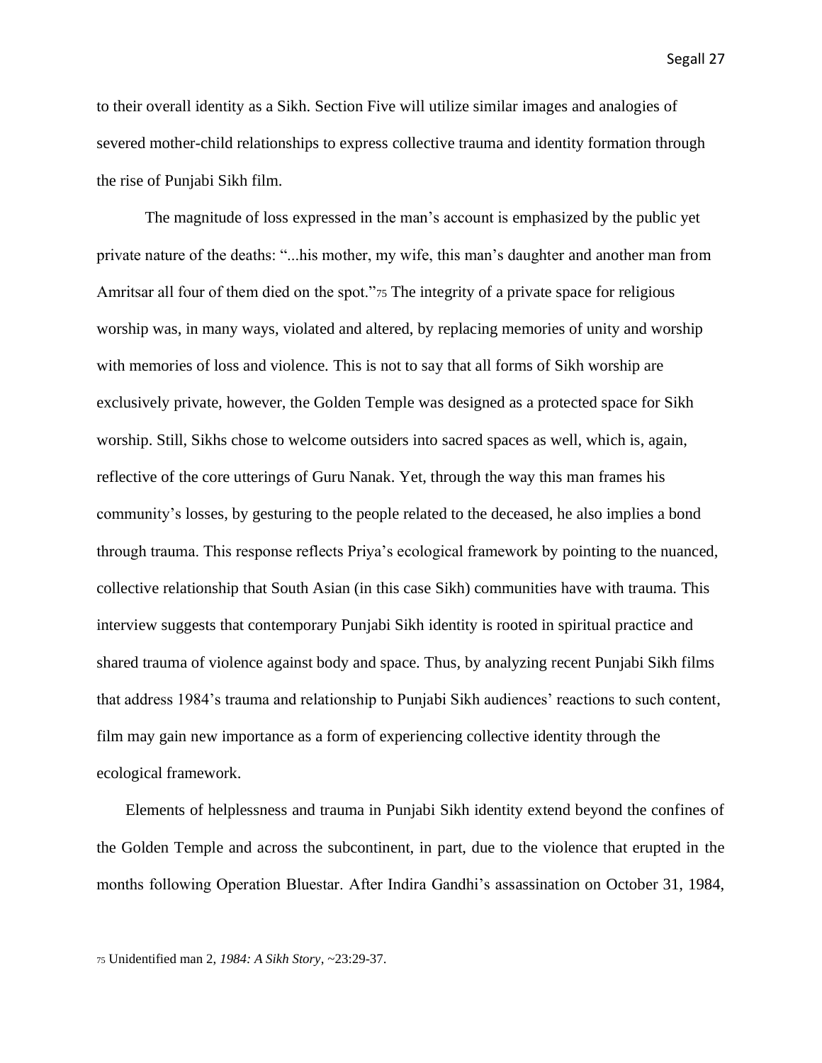to their overall identity as a Sikh. Section Five will utilize similar images and analogies of severed mother-child relationships to express collective trauma and identity formation through the rise of Punjabi Sikh film.

The magnitude of loss expressed in the man's account is emphasized by the public yet private nature of the deaths: "...his mother, my wife, this man's daughter and another man from Amritsar all four of them died on the spot."[75] The integrity of a private space for religious worship was, in many ways, violated and altered, by replacing memories of unity and worship with memories of loss and violence. This is not to say that all forms of Sikh worship are exclusively private, however, the Golden Temple was designed as a protected space for Sikh worship. Still, Sikhs chose to welcome outsiders into sacred spaces as well, which is, again, reflective of the core utterings of Guru Nanak. Yet, through the way this man frames his community's losses, by gesturing to the people related to the deceased, he also implies a bond through trauma. This response reflects Priya's ecological framework by pointing to the nuanced, collective relationship that South Asian (in this case Sikh) communities have with trauma. This interview suggests that contemporary Punjabi Sikh identity is rooted in spiritual practice and shared trauma of violence against body and space. Thus, by analyzing recent Punjabi Sikh films that address 1984's trauma and relationship to Punjabi Sikh audiences' reactions to such content, film may gain new importance as a form of experiencing collective identity through the ecological framework.

Elements of helplessness and trauma in Punjabi Sikh identity extend beyond the confines of the Golden Temple and across the subcontinent, in part, due to the violence that erupted in the months following Operation Bluestar. After Indira Gandhi's assassination on October 31, 1984,

[75] Unidentified man 2, *1984: A Sikh Story*, ~23:29-37.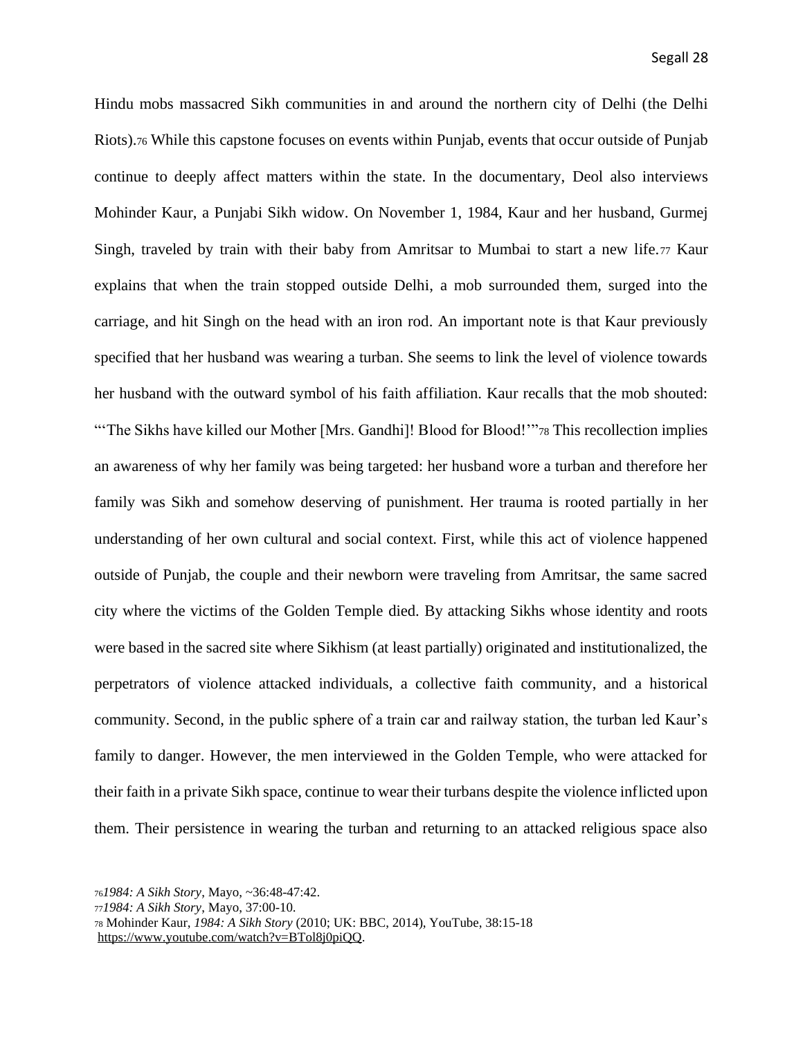Hindu mobs massacred Sikh communities in and around the northern city of Delhi (the Delhi Riots).[76] While this capstone focuses on events within Punjab, events that occur outside of Punjab continue to deeply affect matters within the state. In the documentary, Deol also interviews Mohinder Kaur, a Punjabi Sikh widow. On November 1, 1984, Kaur and her husband, Gurmej Singh, traveled by train with their baby from Amritsar to Mumbai to start a new life.[77] Kaur explains that when the train stopped outside Delhi, a mob surrounded them, surged into the carriage, and hit Singh on the head with an iron rod. An important note is that Kaur previously specified that her husband was wearing a turban. She seems to link the level of violence towards her husband with the outward symbol of his faith affiliation. Kaur recalls that the mob shouted: "'The Sikhs have killed our Mother [Mrs. Gandhi]! Blood for Blood!'"[78] This recollection implies an awareness of why her family was being targeted: her husband wore a turban and therefore her family was Sikh and somehow deserving of punishment. Her trauma is rooted partially in her understanding of her own cultural and social context. First, while this act of violence happened outside of Punjab, the couple and their newborn were traveling from Amritsar, the same sacred city where the victims of the Golden Temple died. By attacking Sikhs whose identity and roots were based in the sacred site where Sikhism (at least partially) originated and institutionalized, the perpetrators of violence attacked individuals, a collective faith community, and a historical community. Second, in the public sphere of a train car and railway station, the turban led Kaur's family to danger. However, the men interviewed in the Golden Temple, who were attacked for their faith in a private Sikh space, continue to wear their turbans despite the violence inflicted upon them. Their persistence in wearing the turban and returning to an attacked religious space also

---

[76] *1984: A Sikh Story*, Mayo, ~36:48-47:42.

[77] *1984: A Sikh Story*, Mayo, 37:00-10.

[78] Mohinder Kaur, *1984: A Sikh Story* (2010; UK: BBC, 2014), YouTube, 38:15-18 https://www.youtube.com/watch?v=BTol8j0piQQ.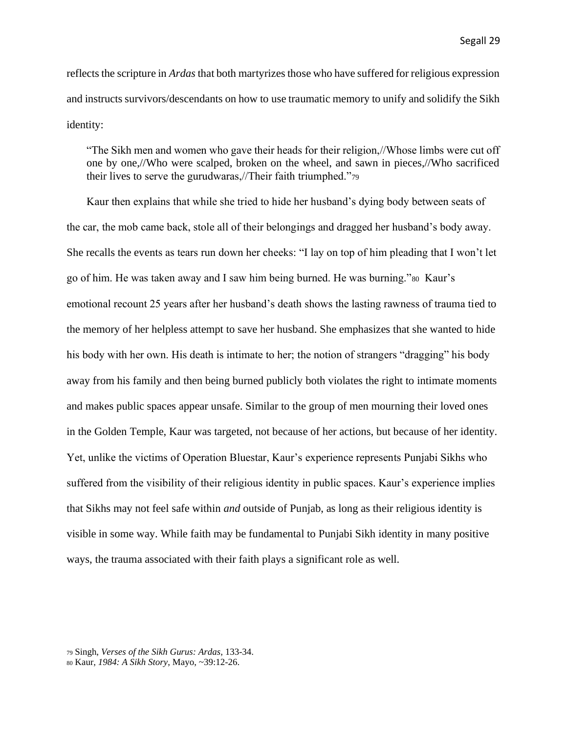reflects the scripture in *Ardas* that both martyrizes those who have suffered for religious expression and instructs survivors/descendants on how to use traumatic memory to unify and solidify the Sikh identity:

> "The Sikh men and women who gave their heads for their religion,//Whose limbs were cut off one by one,//Who were scalped, broken on the wheel, and sawn in pieces,//Who sacrificed their lives to serve the gurudwaras,//Their faith triumphed."[79]

Kaur then explains that while she tried to hide her husband's dying body between seats of the car, the mob came back, stole all of their belongings and dragged her husband's body away. She recalls the events as tears run down her cheeks: "I lay on top of him pleading that I won't let go of him. He was taken away and I saw him being burned. He was burning."[80] Kaur's emotional recount 25 years after her husband's death shows the lasting rawness of trauma tied to the memory of her helpless attempt to save her husband. She emphasizes that she wanted to hide his body with her own. His death is intimate to her; the notion of strangers "dragging" his body away from his family and then being burned publicly both violates the right to intimate moments and makes public spaces appear unsafe. Similar to the group of men mourning their loved ones in the Golden Temple, Kaur was targeted, not because of her actions, but because of her identity. Yet, unlike the victims of Operation Bluestar, Kaur's experience represents Punjabi Sikhs who suffered from the visibility of their religious identity in public spaces. Kaur's experience implies that Sikhs may not feel safe within *and* outside of Punjab, as long as their religious identity is visible in some way. While faith may be fundamental to Punjabi Sikh identity in many positive ways, the trauma associated with their faith plays a significant role as well.

[79] Singh, *Verses of the Sikh Gurus: Ardas*, 133-34.

[80] Kaur, *1984: A Sikh Story*, Mayo, ~39:12-26.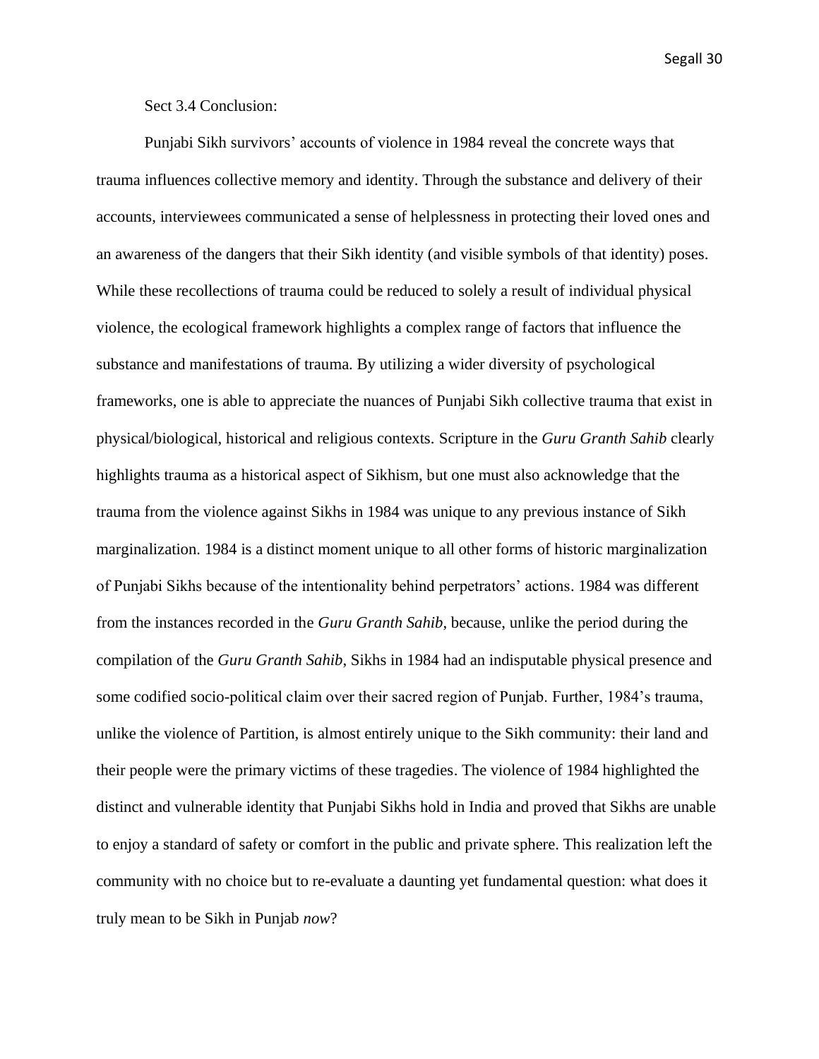Sect 3.4 Conclusion:

Punjabi Sikh survivors' accounts of violence in 1984 reveal the concrete ways that trauma influences collective memory and identity. Through the substance and delivery of their accounts, interviewees communicated a sense of helplessness in protecting their loved ones and an awareness of the dangers that their Sikh identity (and visible symbols of that identity) poses. While these recollections of trauma could be reduced to solely a result of individual physical violence, the ecological framework highlights a complex range of factors that influence the substance and manifestations of trauma. By utilizing a wider diversity of psychological frameworks, one is able to appreciate the nuances of Punjabi Sikh collective trauma that exist in physical/biological, historical and religious contexts. Scripture in the *Guru Granth Sahib* clearly highlights trauma as a historical aspect of Sikhism, but one must also acknowledge that the trauma from the violence against Sikhs in 1984 was unique to any previous instance of Sikh marginalization. 1984 is a distinct moment unique to all other forms of historic marginalization of Punjabi Sikhs because of the intentionality behind perpetrators' actions. 1984 was different from the instances recorded in the *Guru Granth Sahib*, because, unlike the period during the compilation of the *Guru Granth Sahib*, Sikhs in 1984 had an indisputable physical presence and some codified socio-political claim over their sacred region of Punjab. Further, 1984's trauma, unlike the violence of Partition, is almost entirely unique to the Sikh community: their land and their people were the primary victims of these tragedies. The violence of 1984 highlighted the distinct and vulnerable identity that Punjabi Sikhs hold in India and proved that Sikhs are unable to enjoy a standard of safety or comfort in the public and private sphere. This realization left the community with no choice but to re-evaluate a daunting yet fundamental question: what does it truly mean to be Sikh in Punjab *now*?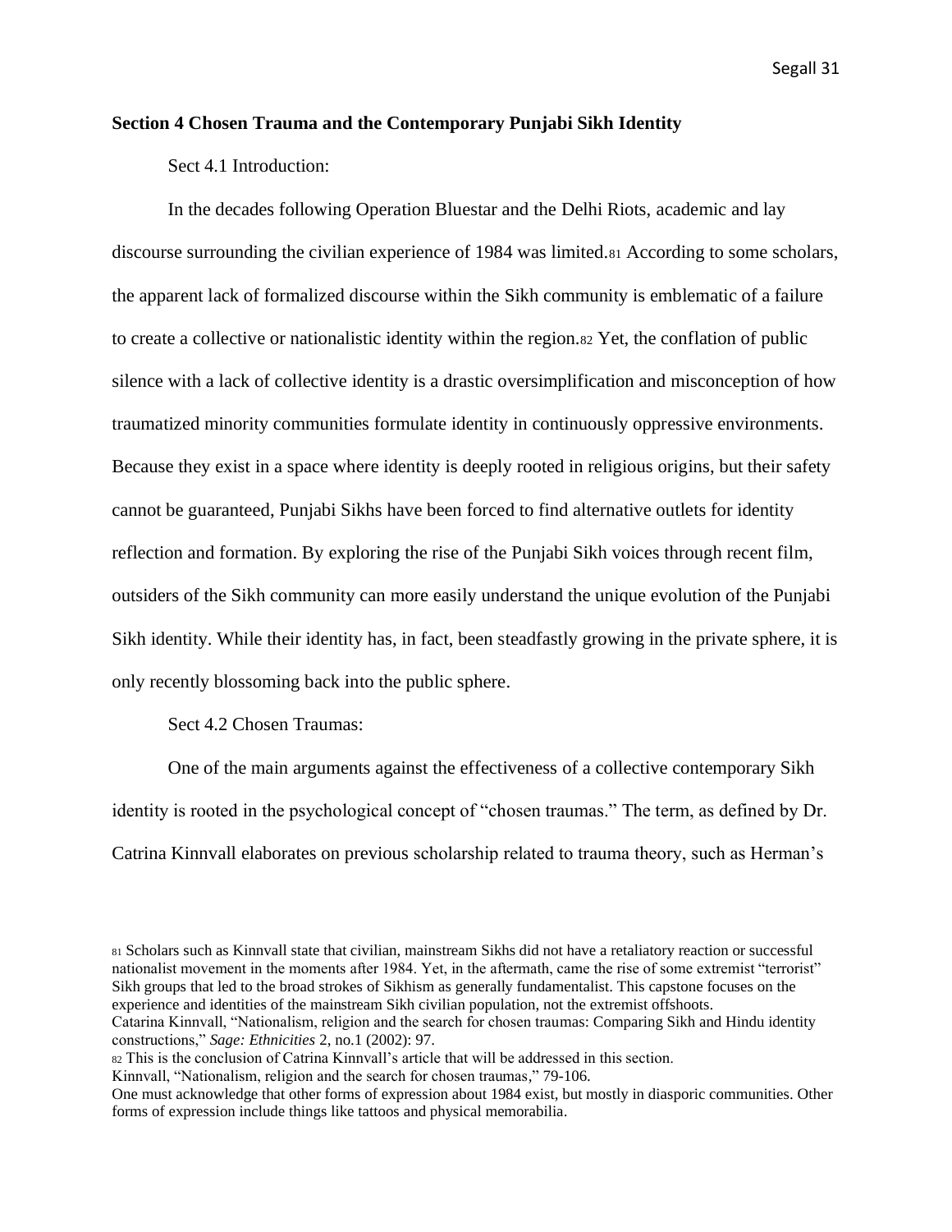## Section 4 Chosen Trauma and the Contemporary Punjabi Sikh Identity

Sect 4.1 Introduction:

In the decades following Operation Bluestar and the Delhi Riots, academic and lay discourse surrounding the civilian experience of 1984 was limited.[81] According to some scholars, the apparent lack of formalized discourse within the Sikh community is emblematic of a failure to create a collective or nationalistic identity within the region.[82] Yet, the conflation of public silence with a lack of collective identity is a drastic oversimplification and misconception of how traumatized minority communities formulate identity in continuously oppressive environments. Because they exist in a space where identity is deeply rooted in religious origins, but their safety cannot be guaranteed, Punjabi Sikhs have been forced to find alternative outlets for identity reflection and formation. By exploring the rise of the Punjabi Sikh voices through recent film, outsiders of the Sikh community can more easily understand the unique evolution of the Punjabi Sikh identity. While their identity has, in fact, been steadfastly growing in the private sphere, it is only recently blossoming back into the public sphere.

Sect 4.2 Chosen Traumas:

One of the main arguments against the effectiveness of a collective contemporary Sikh identity is rooted in the psychological concept of "chosen traumas." The term, as defined by Dr. Catrina Kinnvall elaborates on previous scholarship related to trauma theory, such as Herman's

---

[81] Scholars such as Kinnvall state that civilian, mainstream Sikhs did not have a retaliatory reaction or successful nationalist movement in the moments after 1984. Yet, in the aftermath, came the rise of some extremist "terrorist" Sikh groups that led to the broad strokes of Sikhism as generally fundamentalist. This capstone focuses on the experience and identities of the mainstream Sikh civilian population, not the extremist offshoots.
Catarina Kinnvall, "Nationalism, religion and the search for chosen traumas: Comparing Sikh and Hindu identity constructions," *Sage: Ethnicities* 2, no.1 (2002): 97.

[82] This is the conclusion of Catrina Kinnvall's article that will be addressed in this section.
Kinnvall, "Nationalism, religion and the search for chosen traumas," 79-106.
One must acknowledge that other forms of expression about 1984 exist, but mostly in diasporic communities. Other forms of expression include things like tattoos and physical memorabilia.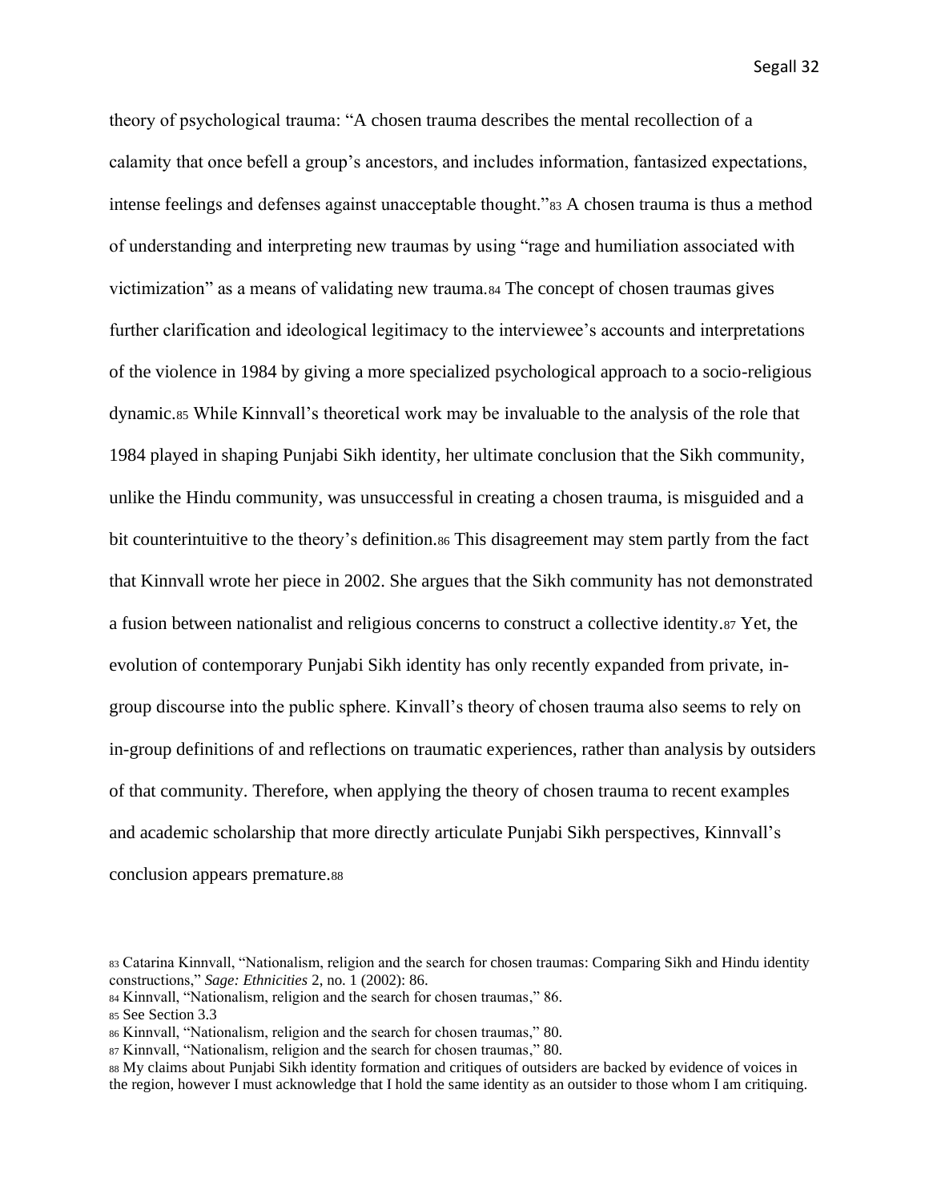theory of psychological trauma: "A chosen trauma describes the mental recollection of a calamity that once befell a group's ancestors, and includes information, fantasized expectations, intense feelings and defenses against unacceptable thought."[83] A chosen trauma is thus a method of understanding and interpreting new traumas by using "rage and humiliation associated with victimization" as a means of validating new trauma.[84] The concept of chosen traumas gives further clarification and ideological legitimacy to the interviewee's accounts and interpretations of the violence in 1984 by giving a more specialized psychological approach to a socio-religious dynamic.[85] While Kinnvall's theoretical work may be invaluable to the analysis of the role that 1984 played in shaping Punjabi Sikh identity, her ultimate conclusion that the Sikh community, unlike the Hindu community, was unsuccessful in creating a chosen trauma, is misguided and a bit counterintuitive to the theory's definition.[86] This disagreement may stem partly from the fact that Kinnvall wrote her piece in 2002. She argues that the Sikh community has not demonstrated a fusion between nationalist and religious concerns to construct a collective identity.[87] Yet, the evolution of contemporary Punjabi Sikh identity has only recently expanded from private, in-group discourse into the public sphere. Kinvall's theory of chosen trauma also seems to rely on in-group definitions of and reflections on traumatic experiences, rather than analysis by outsiders of that community. Therefore, when applying the theory of chosen trauma to recent examples and academic scholarship that more directly articulate Punjabi Sikh perspectives, Kinnvall's conclusion appears premature.[88]

---

[83] Catarina Kinnvall, "Nationalism, religion and the search for chosen traumas: Comparing Sikh and Hindu identity constructions," *Sage: Ethnicities* 2, no. 1 (2002): 86.

[84] Kinnvall, "Nationalism, religion and the search for chosen traumas," 86.

[85] See Section 3.3

[86] Kinnvall, "Nationalism, religion and the search for chosen traumas," 80.

[87] Kinnvall, "Nationalism, religion and the search for chosen traumas," 80.

[88] My claims about Punjabi Sikh identity formation and critiques of outsiders are backed by evidence of voices in the region, however I must acknowledge that I hold the same identity as an outsider to those whom I am critiquing.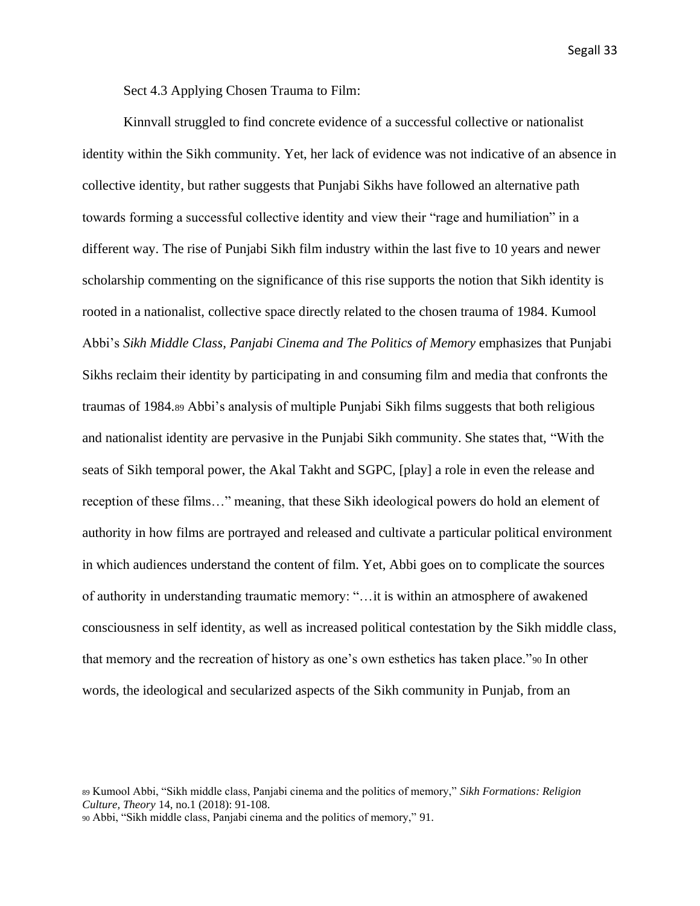Sect 4.3 Applying Chosen Trauma to Film:

Kinnvall struggled to find concrete evidence of a successful collective or nationalist identity within the Sikh community. Yet, her lack of evidence was not indicative of an absence in collective identity, but rather suggests that Punjabi Sikhs have followed an alternative path towards forming a successful collective identity and view their "rage and humiliation" in a different way. The rise of Punjabi Sikh film industry within the last five to 10 years and newer scholarship commenting on the significance of this rise supports the notion that Sikh identity is rooted in a nationalist, collective space directly related to the chosen trauma of 1984. Kumool Abbi's *Sikh Middle Class, Panjabi Cinema and The Politics of Memory* emphasizes that Punjabi Sikhs reclaim their identity by participating in and consuming film and media that confronts the traumas of 1984.[89] Abbi's analysis of multiple Punjabi Sikh films suggests that both religious and nationalist identity are pervasive in the Punjabi Sikh community. She states that, "With the seats of Sikh temporal power, the Akal Takht and SGPC, [play] a role in even the release and reception of these films…" meaning, that these Sikh ideological powers do hold an element of authority in how films are portrayed and released and cultivate a particular political environment in which audiences understand the content of film. Yet, Abbi goes on to complicate the sources of authority in understanding traumatic memory: "…it is within an atmosphere of awakened consciousness in self identity, as well as increased political contestation by the Sikh middle class, that memory and the recreation of history as one's own esthetics has taken place."[90] In other words, the ideological and secularized aspects of the Sikh community in Punjab, from an

[89] Kumool Abbi, "Sikh middle class, Panjabi cinema and the politics of memory," *Sikh Formations: Religion Culture, Theory* 14, no.1 (2018): 91-108.
[90] Abbi, "Sikh middle class, Panjabi cinema and the politics of memory," 91.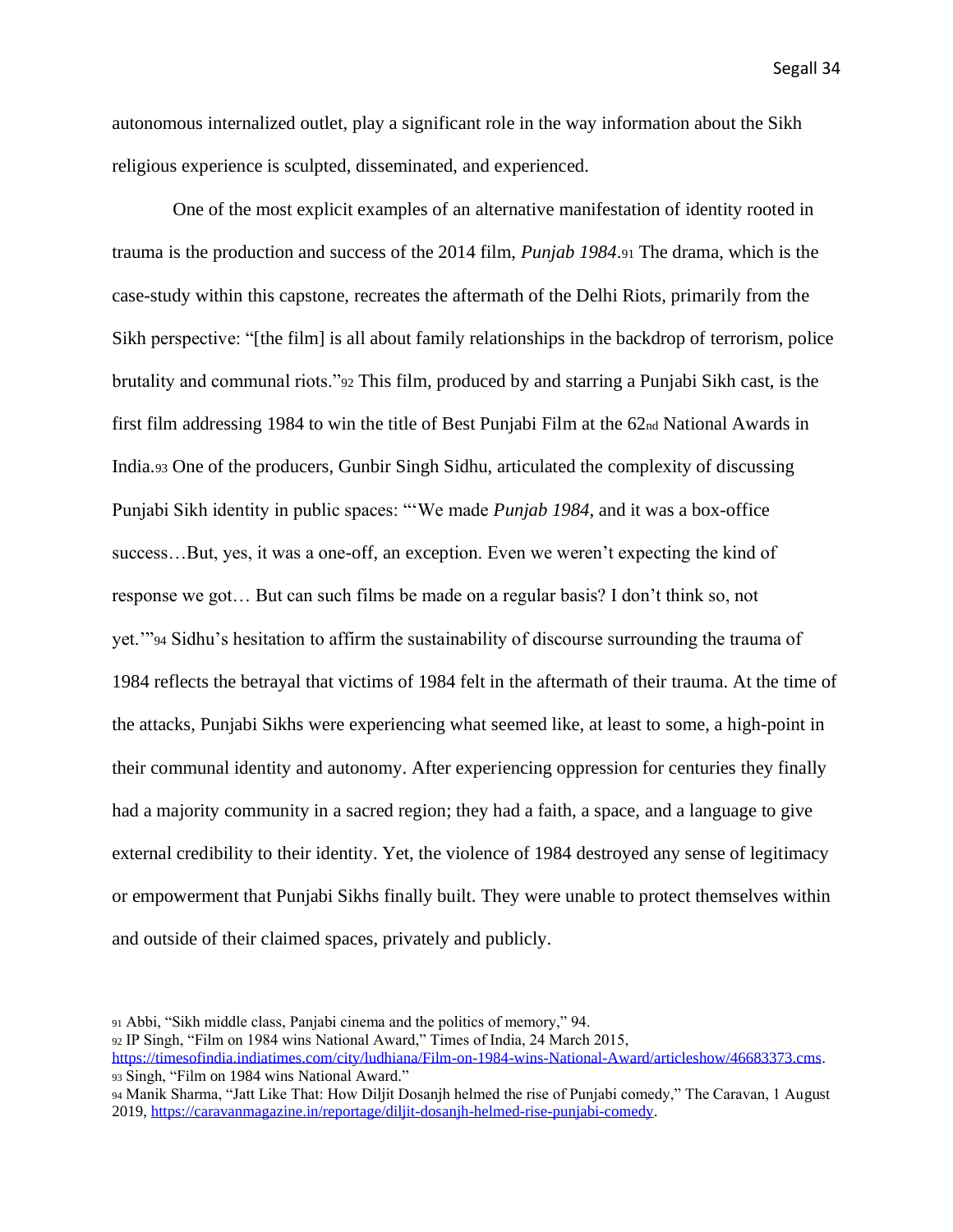autonomous internalized outlet, play a significant role in the way information about the Sikh religious experience is sculpted, disseminated, and experienced.

One of the most explicit examples of an alternative manifestation of identity rooted in trauma is the production and success of the 2014 film, *Punjab 1984*.[91] The drama, which is the case-study within this capstone, recreates the aftermath of the Delhi Riots, primarily from the Sikh perspective: "[the film] is all about family relationships in the backdrop of terrorism, police brutality and communal riots."[92] This film, produced by and starring a Punjabi Sikh cast, is the first film addressing 1984 to win the title of Best Punjabi Film at the 62nd National Awards in India.[93] One of the producers, Gunbir Singh Sidhu, articulated the complexity of discussing Punjabi Sikh identity in public spaces: "'We made *Punjab 1984*, and it was a box-office success…But, yes, it was a one-off, an exception. Even we weren't expecting the kind of response we got… But can such films be made on a regular basis? I don't think so, not yet.'"[94] Sidhu's hesitation to affirm the sustainability of discourse surrounding the trauma of 1984 reflects the betrayal that victims of 1984 felt in the aftermath of their trauma. At the time of the attacks, Punjabi Sikhs were experiencing what seemed like, at least to some, a high-point in their communal identity and autonomy. After experiencing oppression for centuries they finally had a majority community in a sacred region; they had a faith, a space, and a language to give external credibility to their identity. Yet, the violence of 1984 destroyed any sense of legitimacy or empowerment that Punjabi Sikhs finally built. They were unable to protect themselves within and outside of their claimed spaces, privately and publicly.

---

[91] Abbi, "Sikh middle class, Panjabi cinema and the politics of memory," 94.

[92] IP Singh, "Film on 1984 wins National Award," Times of India, 24 March 2015, https://timesofindia.indiatimes.com/city/ludhiana/Film-on-1984-wins-National-Award/articleshow/46683373.cms.

[93] Singh, "Film on 1984 wins National Award."

[94] Manik Sharma, "Jatt Like That: How Diljit Dosanjh helmed the rise of Punjabi comedy," The Caravan, 1 August 2019, https://caravanmagazine.in/reportage/diljit-dosanjh-helmed-rise-punjabi-comedy.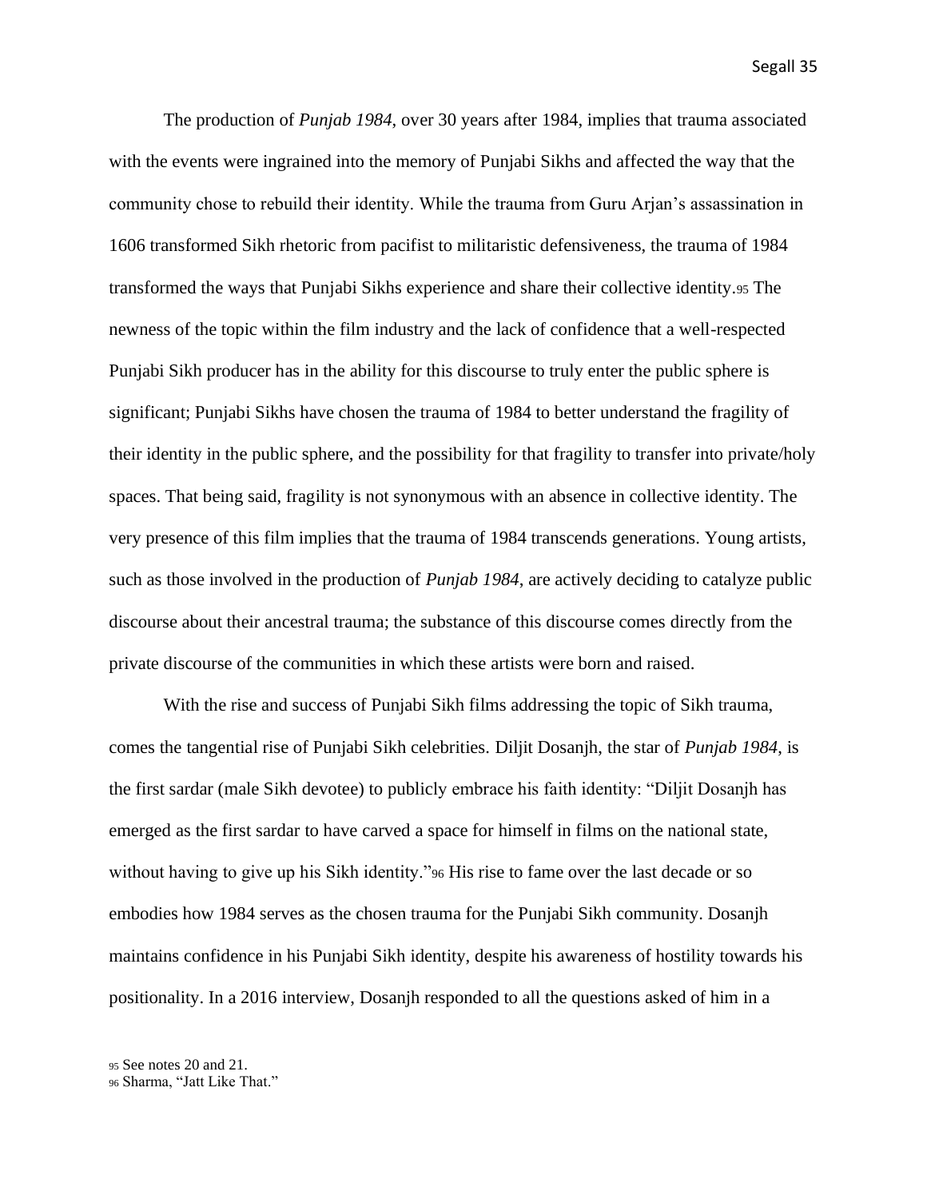The production of *Punjab 1984*, over 30 years after 1984, implies that trauma associated with the events were ingrained into the memory of Punjabi Sikhs and affected the way that the community chose to rebuild their identity. While the trauma from Guru Arjan's assassination in 1606 transformed Sikh rhetoric from pacifist to militaristic defensiveness, the trauma of 1984 transformed the ways that Punjabi Sikhs experience and share their collective identity.[95] The newness of the topic within the film industry and the lack of confidence that a well-respected Punjabi Sikh producer has in the ability for this discourse to truly enter the public sphere is significant; Punjabi Sikhs have chosen the trauma of 1984 to better understand the fragility of their identity in the public sphere, and the possibility for that fragility to transfer into private/holy spaces. That being said, fragility is not synonymous with an absence in collective identity. The very presence of this film implies that the trauma of 1984 transcends generations. Young artists, such as those involved in the production of *Punjab 1984*, are actively deciding to catalyze public discourse about their ancestral trauma; the substance of this discourse comes directly from the private discourse of the communities in which these artists were born and raised.

With the rise and success of Punjabi Sikh films addressing the topic of Sikh trauma, comes the tangential rise of Punjabi Sikh celebrities. Diljit Dosanjh, the star of *Punjab 1984*, is the first sardar (male Sikh devotee) to publicly embrace his faith identity: "Diljit Dosanjh has emerged as the first sardar to have carved a space for himself in films on the national state, without having to give up his Sikh identity."[96] His rise to fame over the last decade or so embodies how 1984 serves as the chosen trauma for the Punjabi Sikh community. Dosanjh maintains confidence in his Punjabi Sikh identity, despite his awareness of hostility towards his positionality. In a 2016 interview, Dosanjh responded to all the questions asked of him in a

[95] See notes 20 and 21.
[96] Sharma, "Jatt Like That."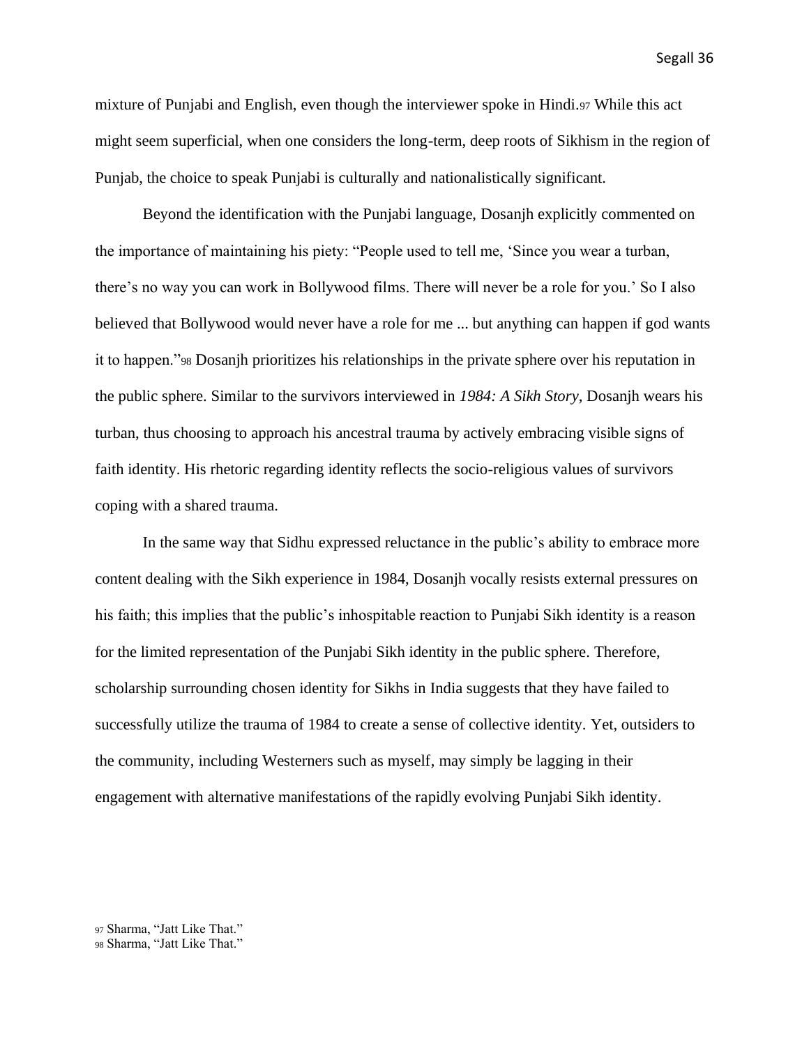mixture of Punjabi and English, even though the interviewer spoke in Hindi.[97] While this act might seem superficial, when one considers the long-term, deep roots of Sikhism in the region of Punjab, the choice to speak Punjabi is culturally and nationalistically significant.

Beyond the identification with the Punjabi language, Dosanjh explicitly commented on the importance of maintaining his piety: "People used to tell me, 'Since you wear a turban, there's no way you can work in Bollywood films. There will never be a role for you.' So I also believed that Bollywood would never have a role for me ... but anything can happen if god wants it to happen."[98] Dosanjh prioritizes his relationships in the private sphere over his reputation in the public sphere. Similar to the survivors interviewed in *1984: A Sikh Story*, Dosanjh wears his turban, thus choosing to approach his ancestral trauma by actively embracing visible signs of faith identity. His rhetoric regarding identity reflects the socio-religious values of survivors coping with a shared trauma.

In the same way that Sidhu expressed reluctance in the public's ability to embrace more content dealing with the Sikh experience in 1984, Dosanjh vocally resists external pressures on his faith; this implies that the public's inhospitable reaction to Punjabi Sikh identity is a reason for the limited representation of the Punjabi Sikh identity in the public sphere. Therefore, scholarship surrounding chosen identity for Sikhs in India suggests that they have failed to successfully utilize the trauma of 1984 to create a sense of collective identity. Yet, outsiders to the community, including Westerners such as myself, may simply be lagging in their engagement with alternative manifestations of the rapidly evolving Punjabi Sikh identity.

[97] Sharma, "Jatt Like That."
[98] Sharma, "Jatt Like That."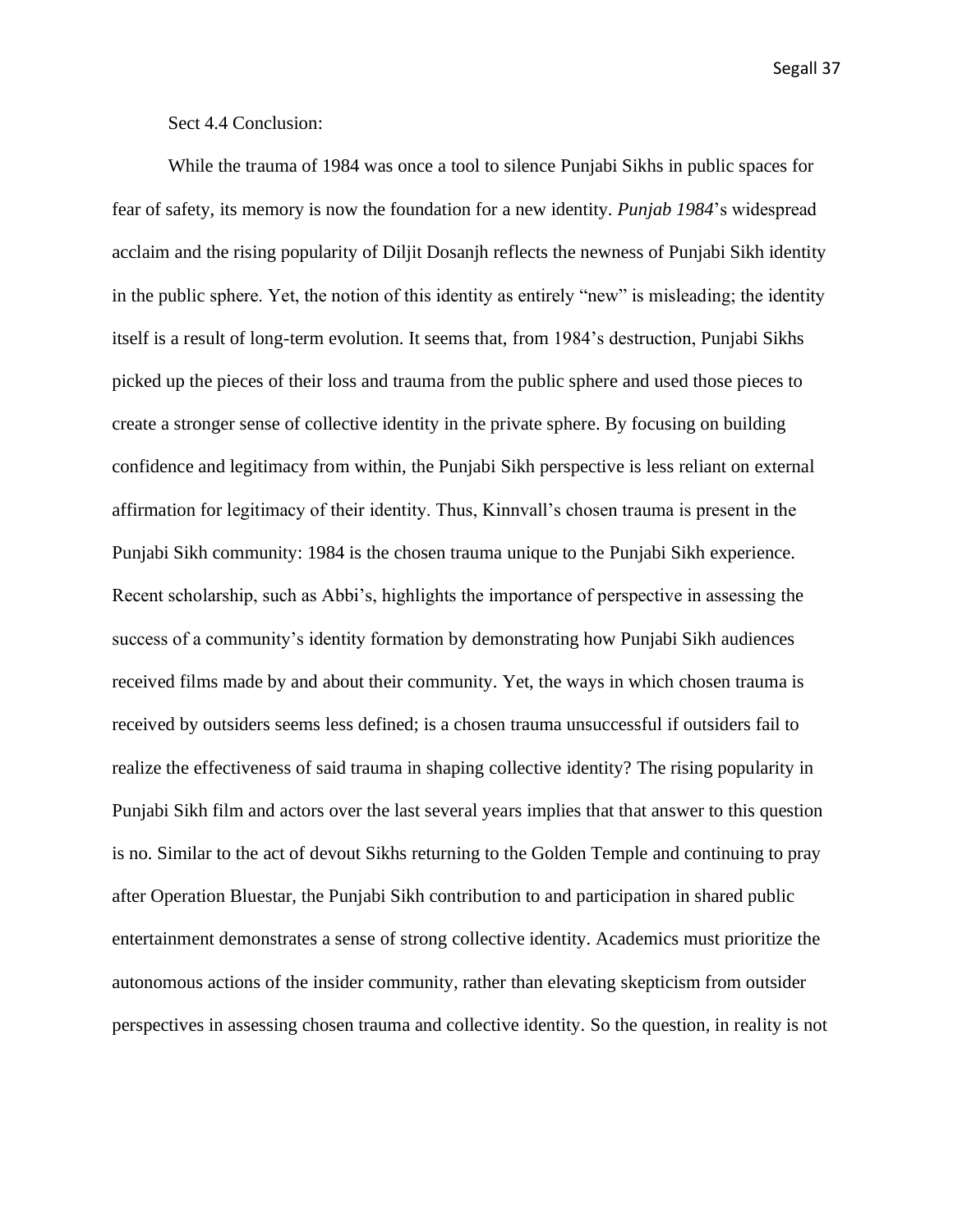### Sect 4.4 Conclusion:

While the trauma of 1984 was once a tool to silence Punjabi Sikhs in public spaces for fear of safety, its memory is now the foundation for a new identity. *Punjab 1984*'s widespread acclaim and the rising popularity of Diljit Dosanjh reflects the newness of Punjabi Sikh identity in the public sphere. Yet, the notion of this identity as entirely "new" is misleading; the identity itself is a result of long-term evolution. It seems that, from 1984's destruction, Punjabi Sikhs picked up the pieces of their loss and trauma from the public sphere and used those pieces to create a stronger sense of collective identity in the private sphere. By focusing on building confidence and legitimacy from within, the Punjabi Sikh perspective is less reliant on external affirmation for legitimacy of their identity. Thus, Kinnvall's chosen trauma is present in the Punjabi Sikh community: 1984 is the chosen trauma unique to the Punjabi Sikh experience. Recent scholarship, such as Abbi's, highlights the importance of perspective in assessing the success of a community's identity formation by demonstrating how Punjabi Sikh audiences received films made by and about their community. Yet, the ways in which chosen trauma is received by outsiders seems less defined; is a chosen trauma unsuccessful if outsiders fail to realize the effectiveness of said trauma in shaping collective identity? The rising popularity in Punjabi Sikh film and actors over the last several years implies that that answer to this question is no. Similar to the act of devout Sikhs returning to the Golden Temple and continuing to pray after Operation Bluestar, the Punjabi Sikh contribution to and participation in shared public entertainment demonstrates a sense of strong collective identity. Academics must prioritize the autonomous actions of the insider community, rather than elevating skepticism from outsider perspectives in assessing chosen trauma and collective identity. So the question, in reality is not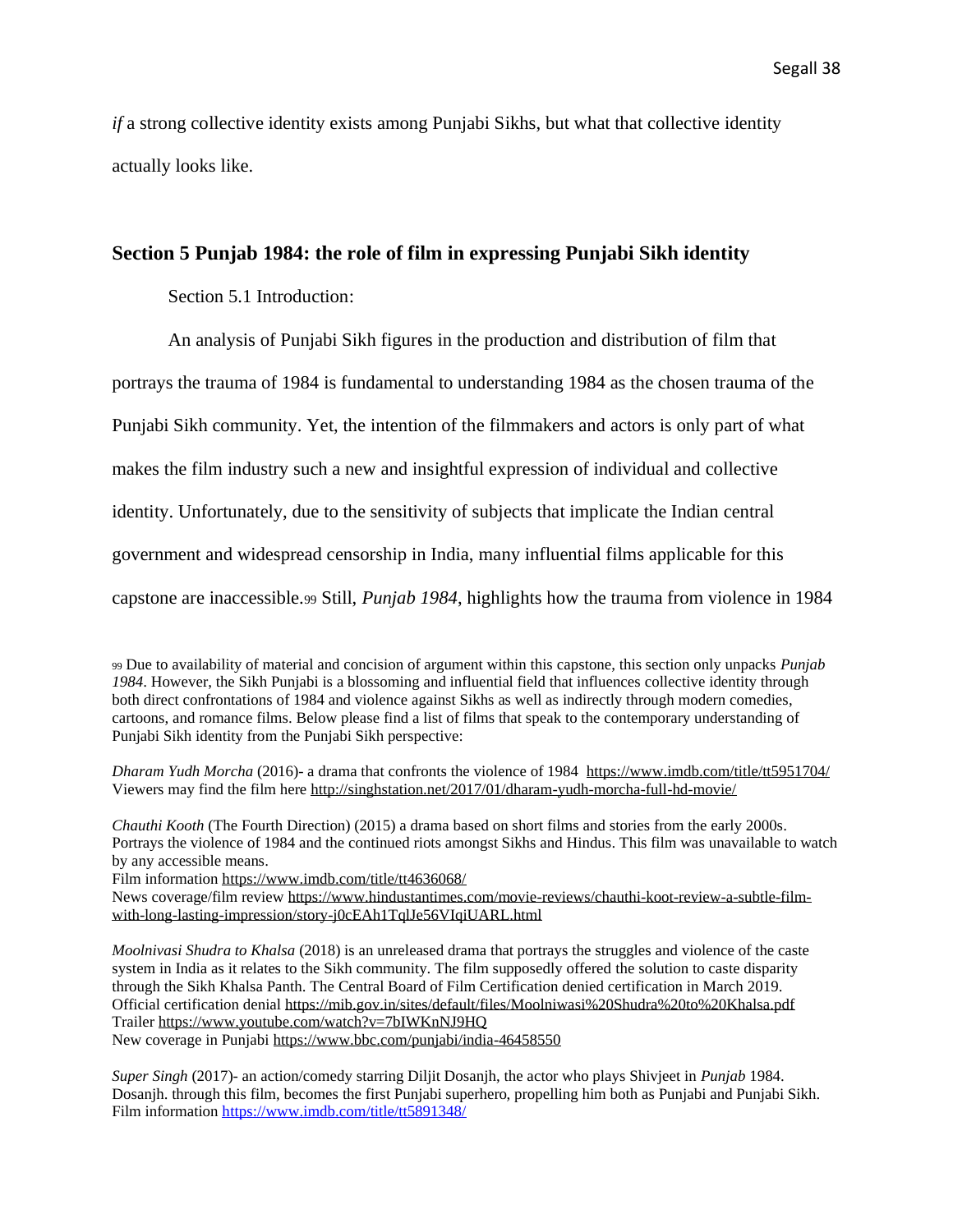*if* a strong collective identity exists among Punjabi Sikhs, but what that collective identity actually looks like.

## Section 5 Punjab 1984: the role of film in expressing Punjabi Sikh identity

### Section 5.1 Introduction:

An analysis of Punjabi Sikh figures in the production and distribution of film that portrays the trauma of 1984 is fundamental to understanding 1984 as the chosen trauma of the Punjabi Sikh community. Yet, the intention of the filmmakers and actors is only part of what makes the film industry such a new and insightful expression of individual and collective identity. Unfortunately, due to the sensitivity of subjects that implicate the Indian central government and widespread censorship in India, many influential films applicable for this capstone are inaccessible.[99] Still, *Punjab 1984*, highlights how the trauma from violence in 1984

[99] Due to availability of material and concision of argument within this capstone, this section only unpacks *Punjab 1984*. However, the Sikh Punjabi is a blossoming and influential field that influences collective identity through both direct confrontations of 1984 and violence against Sikhs as well as indirectly through modern comedies, cartoons, and romance films. Below please find a list of films that speak to the contemporary understanding of Punjabi Sikh identity from the Punjabi Sikh perspective:

*Dharam Yudh Morcha* (2016)- a drama that confronts the violence of 1984 https://www.imdb.com/title/tt5951704/
Viewers may find the film here http://singhstation.net/2017/01/dharam-yudh-morcha-full-hd-movie/

*Chauthi Kooth* (The Fourth Direction) (2015) a drama based on short films and stories from the early 2000s. Portrays the violence of 1984 and the continued riots amongst Sikhs and Hindus. This film was unavailable to watch by any accessible means.
Film information https://www.imdb.com/title/tt4636068/
News coverage/film review https://www.hindustantimes.com/movie-reviews/chauthi-koot-review-a-subtle-film-with-long-lasting-impression/story-j0cEAh1TqlJe56VIqiUARL.html

*Moolnivasi Shudra to Khalsa* (2018) is an unreleased drama that portrays the struggles and violence of the caste system in India as it relates to the Sikh community. The film supposedly offered the solution to caste disparity through the Sikh Khalsa Panth. The Central Board of Film Certification denied certification in March 2019.
Official certification denial https://mib.gov.in/sites/default/files/Moolniwasi%20Shudra%20to%20Khalsa.pdf
Trailer https://www.youtube.com/watch?v=7bIWKnNJ9HQ
New coverage in Punjabi https://www.bbc.com/punjabi/india-46458550

*Super Singh* (2017)- an action/comedy starring Diljit Dosanjh, the actor who plays Shivjeet in *Punjab* 1984. Dosanjh. through this film, becomes the first Punjabi superhero, propelling him both as Punjabi and Punjabi Sikh.
Film information https://www.imdb.com/title/tt5891348/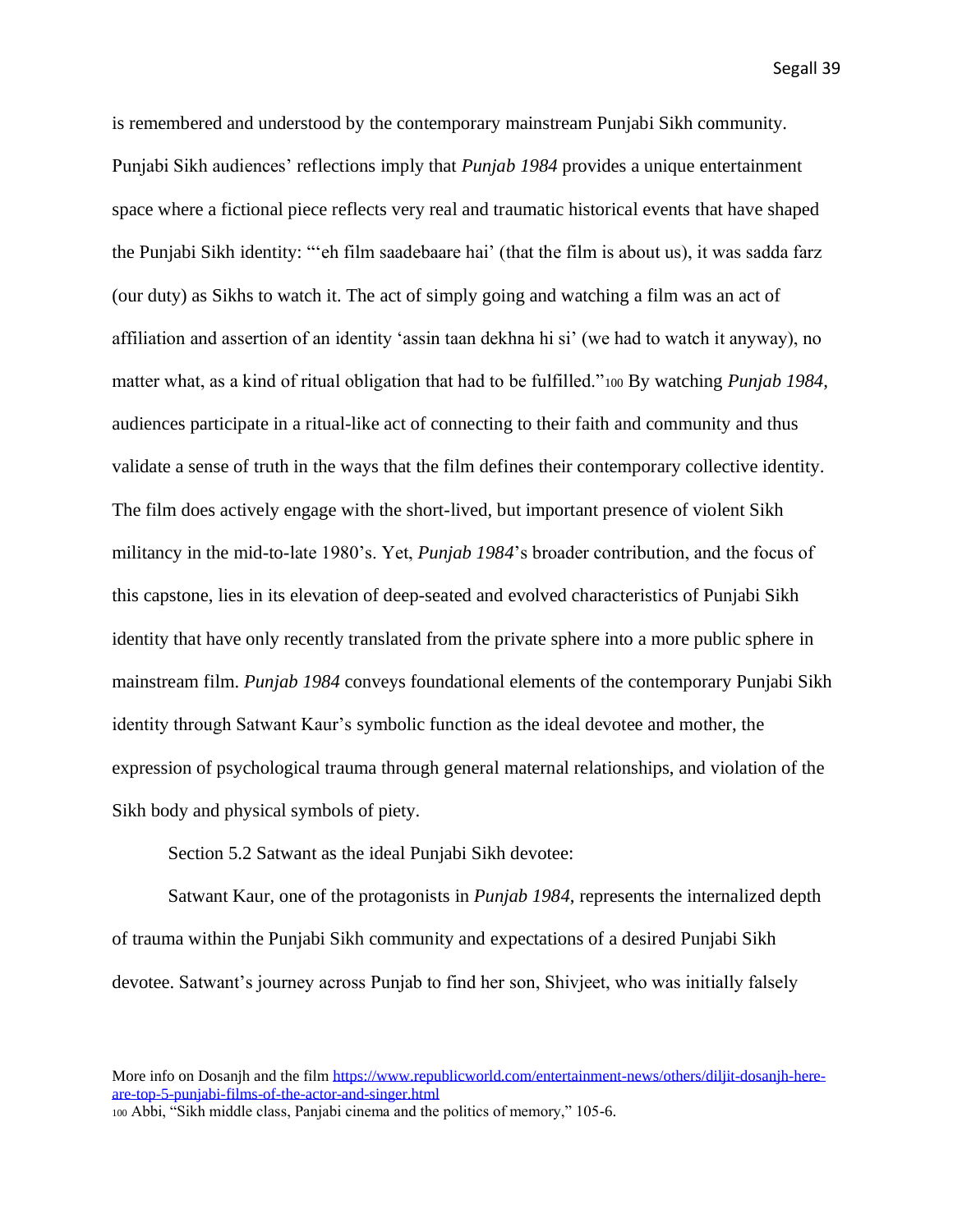is remembered and understood by the contemporary mainstream Punjabi Sikh community. Punjabi Sikh audiences' reflections imply that *Punjab 1984* provides a unique entertainment space where a fictional piece reflects very real and traumatic historical events that have shaped the Punjabi Sikh identity: "'eh film saadebaare hai' (that the film is about us), it was sadda farz (our duty) as Sikhs to watch it. The act of simply going and watching a film was an act of affiliation and assertion of an identity 'assin taan dekhna hi si' (we had to watch it anyway), no matter what, as a kind of ritual obligation that had to be fulfilled."[100] By watching *Punjab 1984*, audiences participate in a ritual-like act of connecting to their faith and community and thus validate a sense of truth in the ways that the film defines their contemporary collective identity. The film does actively engage with the short-lived, but important presence of violent Sikh militancy in the mid-to-late 1980's. Yet, *Punjab 1984*'s broader contribution, and the focus of this capstone, lies in its elevation of deep-seated and evolved characteristics of Punjabi Sikh identity that have only recently translated from the private sphere into a more public sphere in mainstream film. *Punjab 1984* conveys foundational elements of the contemporary Punjabi Sikh identity through Satwant Kaur's symbolic function as the ideal devotee and mother, the expression of psychological trauma through general maternal relationships, and violation of the Sikh body and physical symbols of piety.

Section 5.2 Satwant as the ideal Punjabi Sikh devotee:

Satwant Kaur, one of the protagonists in *Punjab 1984*, represents the internalized depth of trauma within the Punjabi Sikh community and expectations of a desired Punjabi Sikh devotee. Satwant's journey across Punjab to find her son, Shivjeet, who was initially falsely

More info on Dosanjh and the film https://www.republicworld.com/entertainment-news/others/diljit-dosanjh-here-are-top-5-punjabi-films-of-the-actor-and-singer.html

[100] Abbi, "Sikh middle class, Panjabi cinema and the politics of memory," 105-6.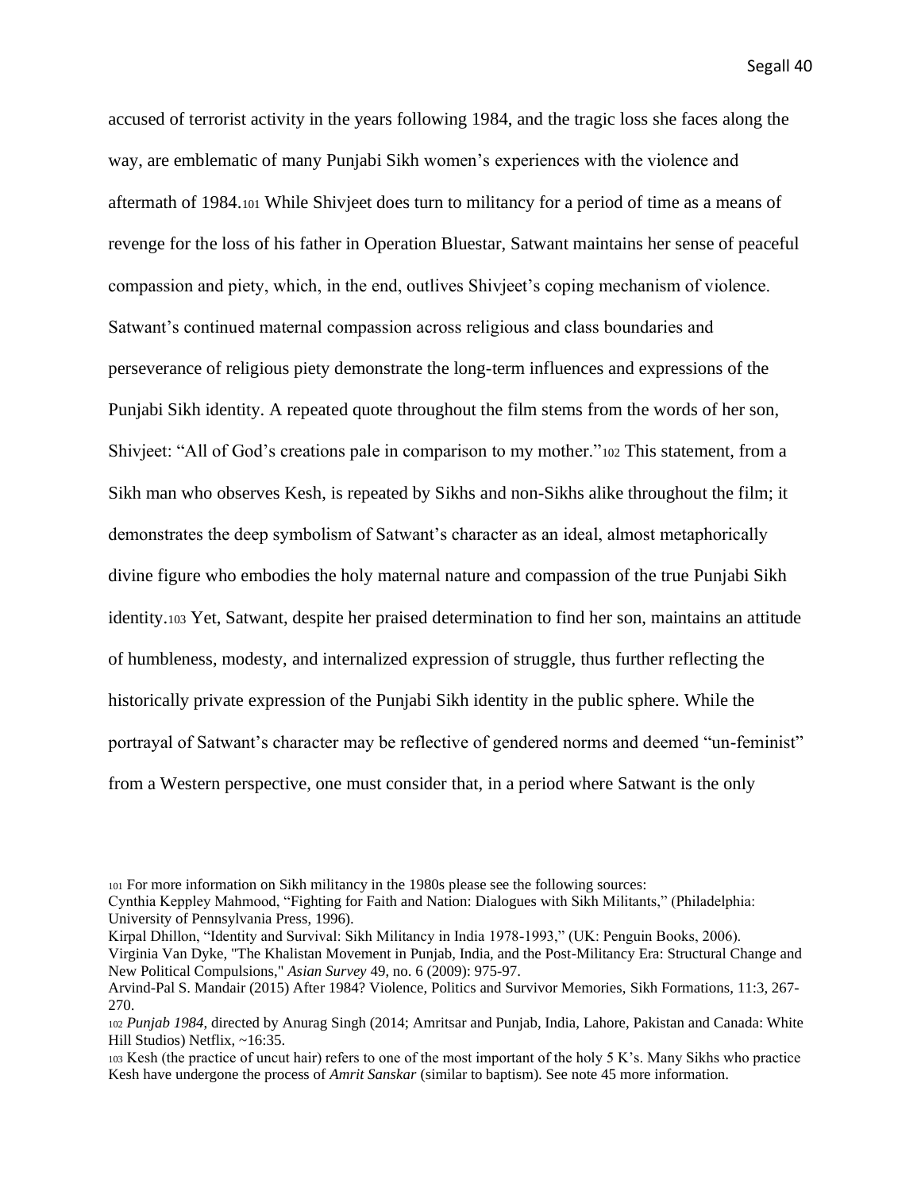accused of terrorist activity in the years following 1984, and the tragic loss she faces along the way, are emblematic of many Punjabi Sikh women's experiences with the violence and aftermath of 1984.[101] While Shivjeet does turn to militancy for a period of time as a means of revenge for the loss of his father in Operation Bluestar, Satwant maintains her sense of peaceful compassion and piety, which, in the end, outlives Shivjeet's coping mechanism of violence. Satwant's continued maternal compassion across religious and class boundaries and perseverance of religious piety demonstrate the long-term influences and expressions of the Punjabi Sikh identity. A repeated quote throughout the film stems from the words of her son, Shivjeet: "All of God's creations pale in comparison to my mother."[102] This statement, from a Sikh man who observes Kesh, is repeated by Sikhs and non-Sikhs alike throughout the film; it demonstrates the deep symbolism of Satwant's character as an ideal, almost metaphorically divine figure who embodies the holy maternal nature and compassion of the true Punjabi Sikh identity.[103] Yet, Satwant, despite her praised determination to find her son, maintains an attitude of humbleness, modesty, and internalized expression of struggle, thus further reflecting the historically private expression of the Punjabi Sikh identity in the public sphere. While the portrayal of Satwant's character may be reflective of gendered norms and deemed "un-feminist" from a Western perspective, one must consider that, in a period where Satwant is the only

---

[101] For more information on Sikh militancy in the 1980s please see the following sources:
Cynthia Keppley Mahmood, "Fighting for Faith and Nation: Dialogues with Sikh Militants," (Philadelphia: University of Pennsylvania Press, 1996).
Kirpal Dhillon, "Identity and Survival: Sikh Militancy in India 1978-1993," (UK: Penguin Books, 2006).
Virginia Van Dyke, "The Khalistan Movement in Punjab, India, and the Post-Militancy Era: Structural Change and New Political Compulsions," *Asian Survey* 49, no. 6 (2009): 975-97.
Arvind-Pal S. Mandair (2015) After 1984? Violence, Politics and Survivor Memories, Sikh Formations, 11:3, 267-270.

[102] *Punjab 1984*, directed by Anurag Singh (2014; Amritsar and Punjab, India, Lahore, Pakistan and Canada: White Hill Studios) Netflix, ~16:35.

[103] Kesh (the practice of uncut hair) refers to one of the most important of the holy 5 K's. Many Sikhs who practice Kesh have undergone the process of *Amrit Sanskar* (similar to baptism). See note 45 more information.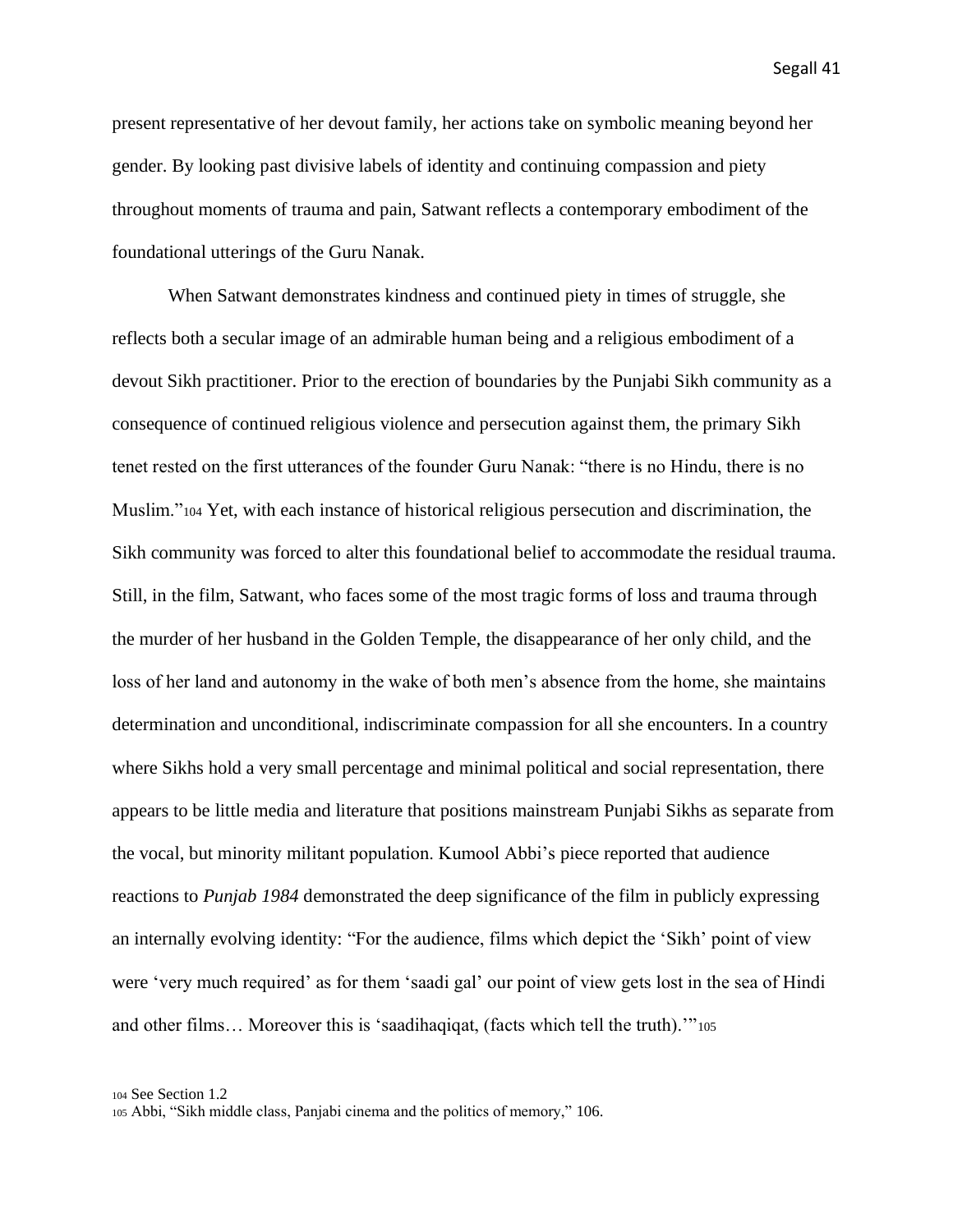present representative of her devout family, her actions take on symbolic meaning beyond her gender. By looking past divisive labels of identity and continuing compassion and piety throughout moments of trauma and pain, Satwant reflects a contemporary embodiment of the foundational utterings of the Guru Nanak.

When Satwant demonstrates kindness and continued piety in times of struggle, she reflects both a secular image of an admirable human being and a religious embodiment of a devout Sikh practitioner. Prior to the erection of boundaries by the Punjabi Sikh community as a consequence of continued religious violence and persecution against them, the primary Sikh tenet rested on the first utterances of the founder Guru Nanak: "there is no Hindu, there is no Muslim."[104] Yet, with each instance of historical religious persecution and discrimination, the Sikh community was forced to alter this foundational belief to accommodate the residual trauma. Still, in the film, Satwant, who faces some of the most tragic forms of loss and trauma through the murder of her husband in the Golden Temple, the disappearance of her only child, and the loss of her land and autonomy in the wake of both men's absence from the home, she maintains determination and unconditional, indiscriminate compassion for all she encounters. In a country where Sikhs hold a very small percentage and minimal political and social representation, there appears to be little media and literature that positions mainstream Punjabi Sikhs as separate from the vocal, but minority militant population. Kumool Abbi's piece reported that audience reactions to *Punjab 1984* demonstrated the deep significance of the film in publicly expressing an internally evolving identity: "For the audience, films which depict the 'Sikh' point of view were 'very much required' as for them 'saadi gal' our point of view gets lost in the sea of Hindi and other films… Moreover this is 'saadihaqiqat, (facts which tell the truth).'"[105]

[104] See Section 1.2

[105] Abbi, "Sikh middle class, Panjabi cinema and the politics of memory," 106.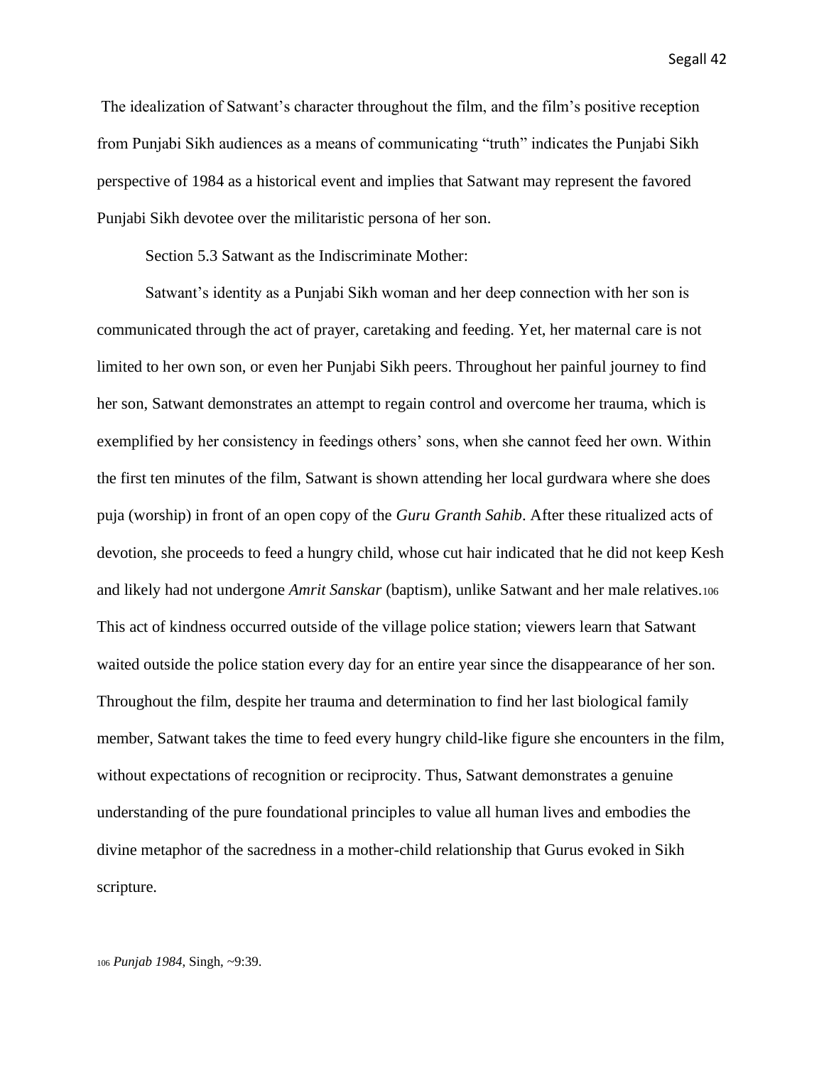The idealization of Satwant's character throughout the film, and the film's positive reception from Punjabi Sikh audiences as a means of communicating "truth" indicates the Punjabi Sikh perspective of 1984 as a historical event and implies that Satwant may represent the favored Punjabi Sikh devotee over the militaristic persona of her son.

Section 5.3 Satwant as the Indiscriminate Mother:

Satwant's identity as a Punjabi Sikh woman and her deep connection with her son is communicated through the act of prayer, caretaking and feeding. Yet, her maternal care is not limited to her own son, or even her Punjabi Sikh peers. Throughout her painful journey to find her son, Satwant demonstrates an attempt to regain control and overcome her trauma, which is exemplified by her consistency in feedings others' sons, when she cannot feed her own. Within the first ten minutes of the film, Satwant is shown attending her local gurdwara where she does puja (worship) in front of an open copy of the *Guru Granth Sahib*. After these ritualized acts of devotion, she proceeds to feed a hungry child, whose cut hair indicated that he did not keep Kesh and likely had not undergone *Amrit Sanskar* (baptism), unlike Satwant and her male relatives.[106] This act of kindness occurred outside of the village police station; viewers learn that Satwant waited outside the police station every day for an entire year since the disappearance of her son. Throughout the film, despite her trauma and determination to find her last biological family member, Satwant takes the time to feed every hungry child-like figure she encounters in the film, without expectations of recognition or reciprocity. Thus, Satwant demonstrates a genuine understanding of the pure foundational principles to value all human lives and embodies the divine metaphor of the sacredness in a mother-child relationship that Gurus evoked in Sikh scripture.

[106] *Punjab 1984*, Singh, ~9:39.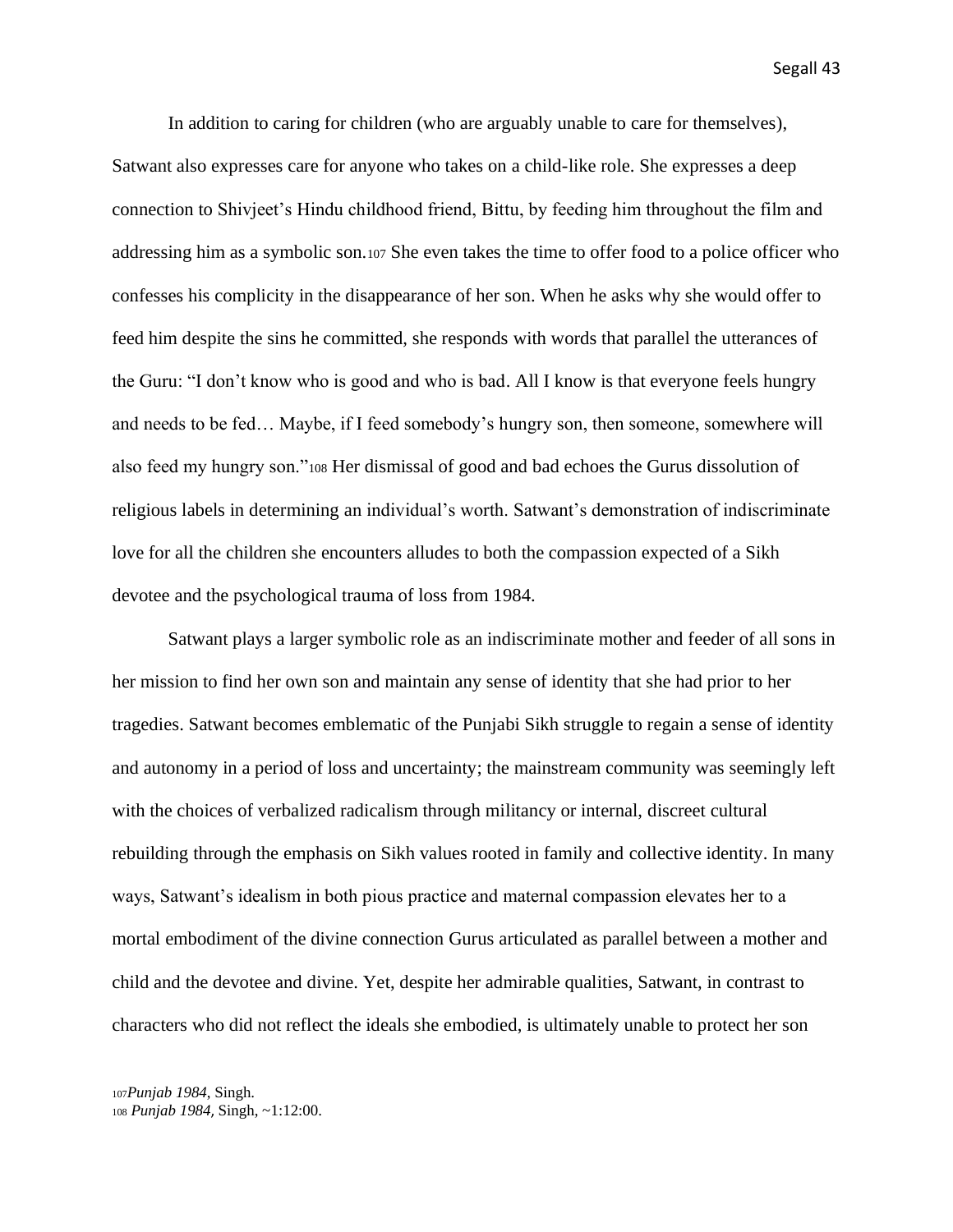In addition to caring for children (who are arguably unable to care for themselves), Satwant also expresses care for anyone who takes on a child-like role. She expresses a deep connection to Shivjeet's Hindu childhood friend, Bittu, by feeding him throughout the film and addressing him as a symbolic son.[107] She even takes the time to offer food to a police officer who confesses his complicity in the disappearance of her son. When he asks why she would offer to feed him despite the sins he committed, she responds with words that parallel the utterances of the Guru: "I don't know who is good and who is bad. All I know is that everyone feels hungry and needs to be fed… Maybe, if I feed somebody's hungry son, then someone, somewhere will also feed my hungry son."[108] Her dismissal of good and bad echoes the Gurus dissolution of religious labels in determining an individual's worth. Satwant's demonstration of indiscriminate love for all the children she encounters alludes to both the compassion expected of a Sikh devotee and the psychological trauma of loss from 1984.

Satwant plays a larger symbolic role as an indiscriminate mother and feeder of all sons in her mission to find her own son and maintain any sense of identity that she had prior to her tragedies. Satwant becomes emblematic of the Punjabi Sikh struggle to regain a sense of identity and autonomy in a period of loss and uncertainty; the mainstream community was seemingly left with the choices of verbalized radicalism through militancy or internal, discreet cultural rebuilding through the emphasis on Sikh values rooted in family and collective identity. In many ways, Satwant's idealism in both pious practice and maternal compassion elevates her to a mortal embodiment of the divine connection Gurus articulated as parallel between a mother and child and the devotee and divine. Yet, despite her admirable qualities, Satwant, in contrast to characters who did not reflect the ideals she embodied, is ultimately unable to protect her son

[107] *Punjab 1984*, Singh.

[108] *Punjab 1984*, Singh, ~1:12:00.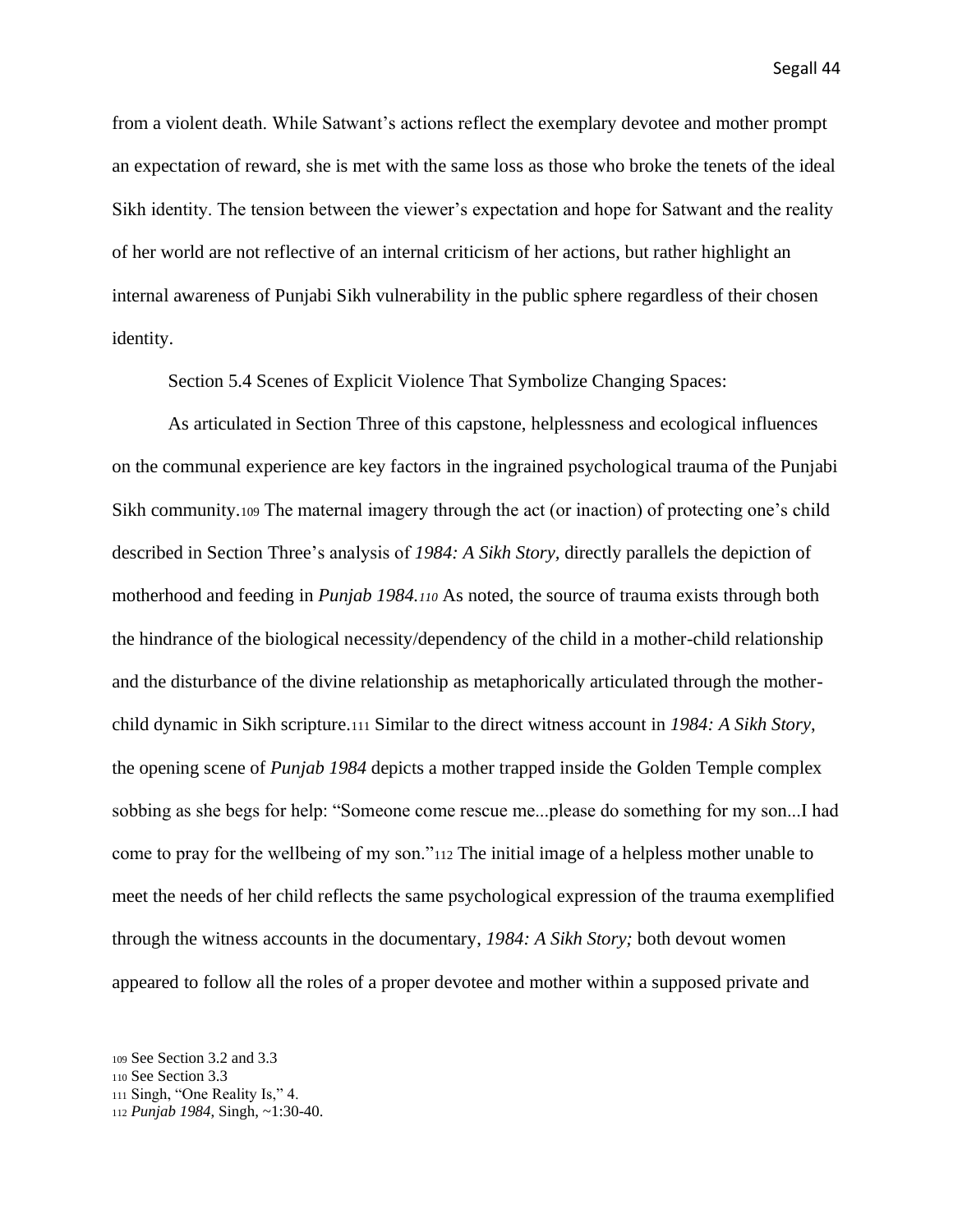from a violent death. While Satwant's actions reflect the exemplary devotee and mother prompt an expectation of reward, she is met with the same loss as those who broke the tenets of the ideal Sikh identity. The tension between the viewer's expectation and hope for Satwant and the reality of her world are not reflective of an internal criticism of her actions, but rather highlight an internal awareness of Punjabi Sikh vulnerability in the public sphere regardless of their chosen identity.

Section 5.4 Scenes of Explicit Violence That Symbolize Changing Spaces:

As articulated in Section Three of this capstone, helplessness and ecological influences on the communal experience are key factors in the ingrained psychological trauma of the Punjabi Sikh community.[109] The maternal imagery through the act (or inaction) of protecting one's child described in Section Three's analysis of *1984: A Sikh Story,* directly parallels the depiction of motherhood and feeding in ***Punjab 1984.***[110] As noted, the source of trauma exists through both the hindrance of the biological necessity/dependency of the child in a mother-child relationship and the disturbance of the divine relationship as metaphorically articulated through the mother-child dynamic in Sikh scripture.[111] Similar to the direct witness account in *1984: A Sikh Story*, the opening scene of *Punjab 1984* depicts a mother trapped inside the Golden Temple complex sobbing as she begs for help: "Someone come rescue me...please do something for my son...I had come to pray for the wellbeing of my son."[112] The initial image of a helpless mother unable to meet the needs of her child reflects the same psychological expression of the trauma exemplified through the witness accounts in the documentary, *1984: A Sikh Story;* both devout women appeared to follow all the roles of a proper devotee and mother within a supposed private and

[109] See Section 3.2 and 3.3

[110] See Section 3.3

[111] Singh, "One Reality Is," 4.

[112] *Punjab 1984*, Singh, ~1:30-40.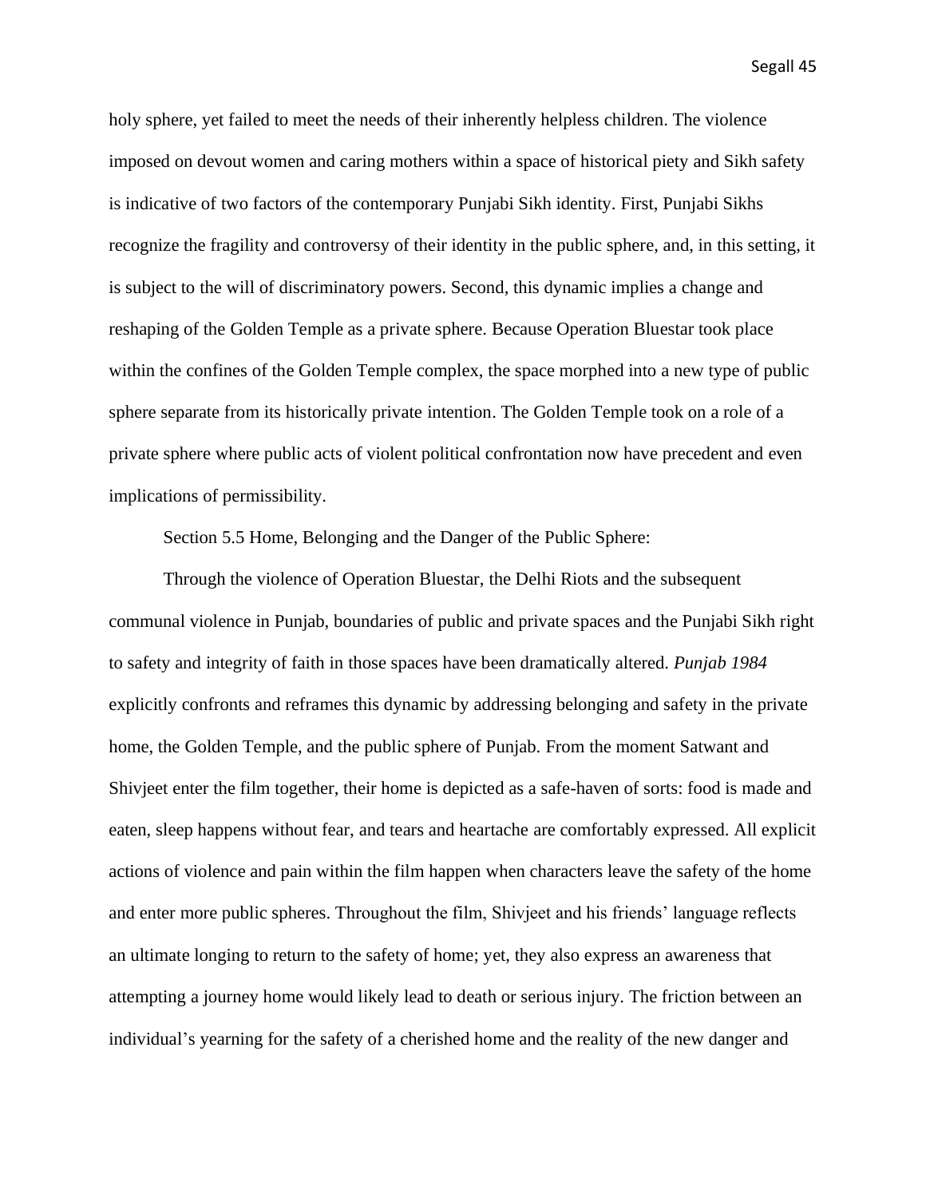holy sphere, yet failed to meet the needs of their inherently helpless children. The violence imposed on devout women and caring mothers within a space of historical piety and Sikh safety is indicative of two factors of the contemporary Punjabi Sikh identity. First, Punjabi Sikhs recognize the fragility and controversy of their identity in the public sphere, and, in this setting, it is subject to the will of discriminatory powers. Second, this dynamic implies a change and reshaping of the Golden Temple as a private sphere. Because Operation Bluestar took place within the confines of the Golden Temple complex, the space morphed into a new type of public sphere separate from its historically private intention. The Golden Temple took on a role of a private sphere where public acts of violent political confrontation now have precedent and even implications of permissibility.

### Section 5.5 Home, Belonging and the Danger of the Public Sphere:

Through the violence of Operation Bluestar, the Delhi Riots and the subsequent communal violence in Punjab, boundaries of public and private spaces and the Punjabi Sikh right to safety and integrity of faith in those spaces have been dramatically altered. *Punjab 1984* explicitly confronts and reframes this dynamic by addressing belonging and safety in the private home, the Golden Temple, and the public sphere of Punjab. From the moment Satwant and Shivjeet enter the film together, their home is depicted as a safe-haven of sorts: food is made and eaten, sleep happens without fear, and tears and heartache are comfortably expressed. All explicit actions of violence and pain within the film happen when characters leave the safety of the home and enter more public spheres. Throughout the film, Shivjeet and his friends' language reflects an ultimate longing to return to the safety of home; yet, they also express an awareness that attempting a journey home would likely lead to death or serious injury. The friction between an individual's yearning for the safety of a cherished home and the reality of the new danger and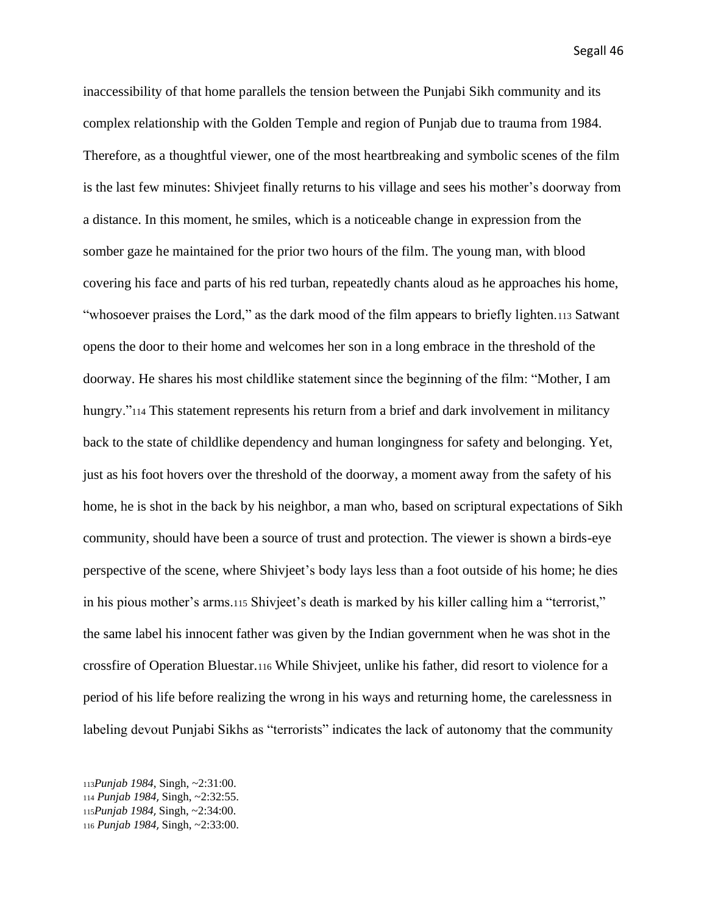inaccessibility of that home parallels the tension between the Punjabi Sikh community and its complex relationship with the Golden Temple and region of Punjab due to trauma from 1984. Therefore, as a thoughtful viewer, one of the most heartbreaking and symbolic scenes of the film is the last few minutes: Shivjeet finally returns to his village and sees his mother's doorway from a distance. In this moment, he smiles, which is a noticeable change in expression from the somber gaze he maintained for the prior two hours of the film. The young man, with blood covering his face and parts of his red turban, repeatedly chants aloud as he approaches his home, "whosoever praises the Lord," as the dark mood of the film appears to briefly lighten.[113] Satwant opens the door to their home and welcomes her son in a long embrace in the threshold of the doorway. He shares his most childlike statement since the beginning of the film: "Mother, I am hungry."[114] This statement represents his return from a brief and dark involvement in militancy back to the state of childlike dependency and human longingness for safety and belonging. Yet, just as his foot hovers over the threshold of the doorway, a moment away from the safety of his home, he is shot in the back by his neighbor, a man who, based on scriptural expectations of Sikh community, should have been a source of trust and protection. The viewer is shown a birds-eye perspective of the scene, where Shivjeet's body lays less than a foot outside of his home; he dies in his pious mother's arms.[115] Shivjeet's death is marked by his killer calling him a "terrorist," the same label his innocent father was given by the Indian government when he was shot in the crossfire of Operation Bluestar.[116] While Shivjeet, unlike his father, did resort to violence for a period of his life before realizing the wrong in his ways and returning home, the carelessness in labeling devout Punjabi Sikhs as "terrorists" indicates the lack of autonomy that the community

[113] *Punjab 1984,* Singh, ~2:31:00.
[114] *Punjab 1984,* Singh, ~2:32:55.
[115] *Punjab 1984,* Singh, ~2:34:00.
[116] *Punjab 1984,* Singh, ~2:33:00.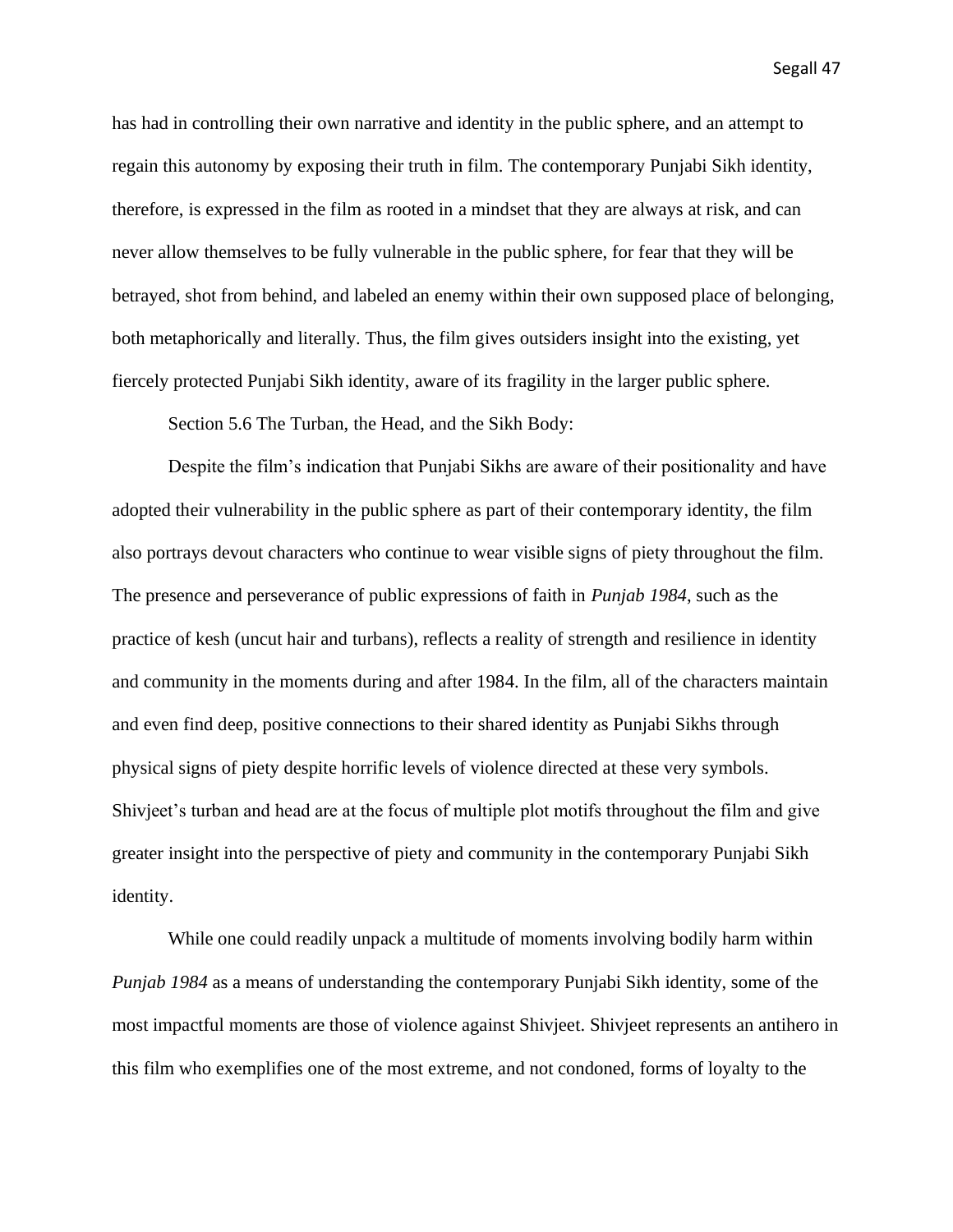has had in controlling their own narrative and identity in the public sphere, and an attempt to regain this autonomy by exposing their truth in film. The contemporary Punjabi Sikh identity, therefore, is expressed in the film as rooted in a mindset that they are always at risk, and can never allow themselves to be fully vulnerable in the public sphere, for fear that they will be betrayed, shot from behind, and labeled an enemy within their own supposed place of belonging, both metaphorically and literally. Thus, the film gives outsiders insight into the existing, yet fiercely protected Punjabi Sikh identity, aware of its fragility in the larger public sphere.

### Section 5.6 The Turban, the Head, and the Sikh Body:

Despite the film's indication that Punjabi Sikhs are aware of their positionality and have adopted their vulnerability in the public sphere as part of their contemporary identity, the film also portrays devout characters who continue to wear visible signs of piety throughout the film. The presence and perseverance of public expressions of faith in *Punjab 1984*, such as the practice of kesh (uncut hair and turbans), reflects a reality of strength and resilience in identity and community in the moments during and after 1984. In the film, all of the characters maintain and even find deep, positive connections to their shared identity as Punjabi Sikhs through physical signs of piety despite horrific levels of violence directed at these very symbols. Shivjeet's turban and head are at the focus of multiple plot motifs throughout the film and give greater insight into the perspective of piety and community in the contemporary Punjabi Sikh identity.

While one could readily unpack a multitude of moments involving bodily harm within *Punjab 1984* as a means of understanding the contemporary Punjabi Sikh identity, some of the most impactful moments are those of violence against Shivjeet. Shivjeet represents an antihero in this film who exemplifies one of the most extreme, and not condoned, forms of loyalty to the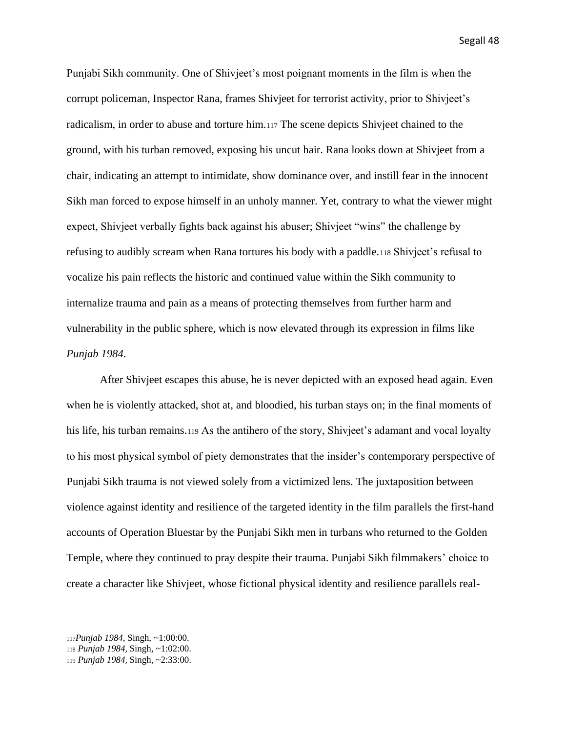Punjabi Sikh community. One of Shivjeet's most poignant moments in the film is when the corrupt policeman, Inspector Rana, frames Shivjeet for terrorist activity, prior to Shivjeet's radicalism, in order to abuse and torture him.[117] The scene depicts Shivjeet chained to the ground, with his turban removed, exposing his uncut hair. Rana looks down at Shivjeet from a chair, indicating an attempt to intimidate, show dominance over, and instill fear in the innocent Sikh man forced to expose himself in an unholy manner. Yet, contrary to what the viewer might expect, Shivjeet verbally fights back against his abuser; Shivjeet "wins" the challenge by refusing to audibly scream when Rana tortures his body with a paddle.[118] Shivjeet's refusal to vocalize his pain reflects the historic and continued value within the Sikh community to internalize trauma and pain as a means of protecting themselves from further harm and vulnerability in the public sphere, which is now elevated through its expression in films like *Punjab 1984*.

After Shivjeet escapes this abuse, he is never depicted with an exposed head again. Even when he is violently attacked, shot at, and bloodied, his turban stays on; in the final moments of his life, his turban remains.[119] As the antihero of the story, Shivjeet's adamant and vocal loyalty to his most physical symbol of piety demonstrates that the insider's contemporary perspective of Punjabi Sikh trauma is not viewed solely from a victimized lens. The juxtaposition between violence against identity and resilience of the targeted identity in the film parallels the first-hand accounts of Operation Bluestar by the Punjabi Sikh men in turbans who returned to the Golden Temple, where they continued to pray despite their trauma. Punjabi Sikh filmmakers' choice to create a character like Shivjeet, whose fictional physical identity and resilience parallels real-

[117] *Punjab 1984*, Singh, ~1:00:00.
[118] *Punjab 1984*, Singh, ~1:02:00.
[119] *Punjab 1984*, Singh, ~2:33:00.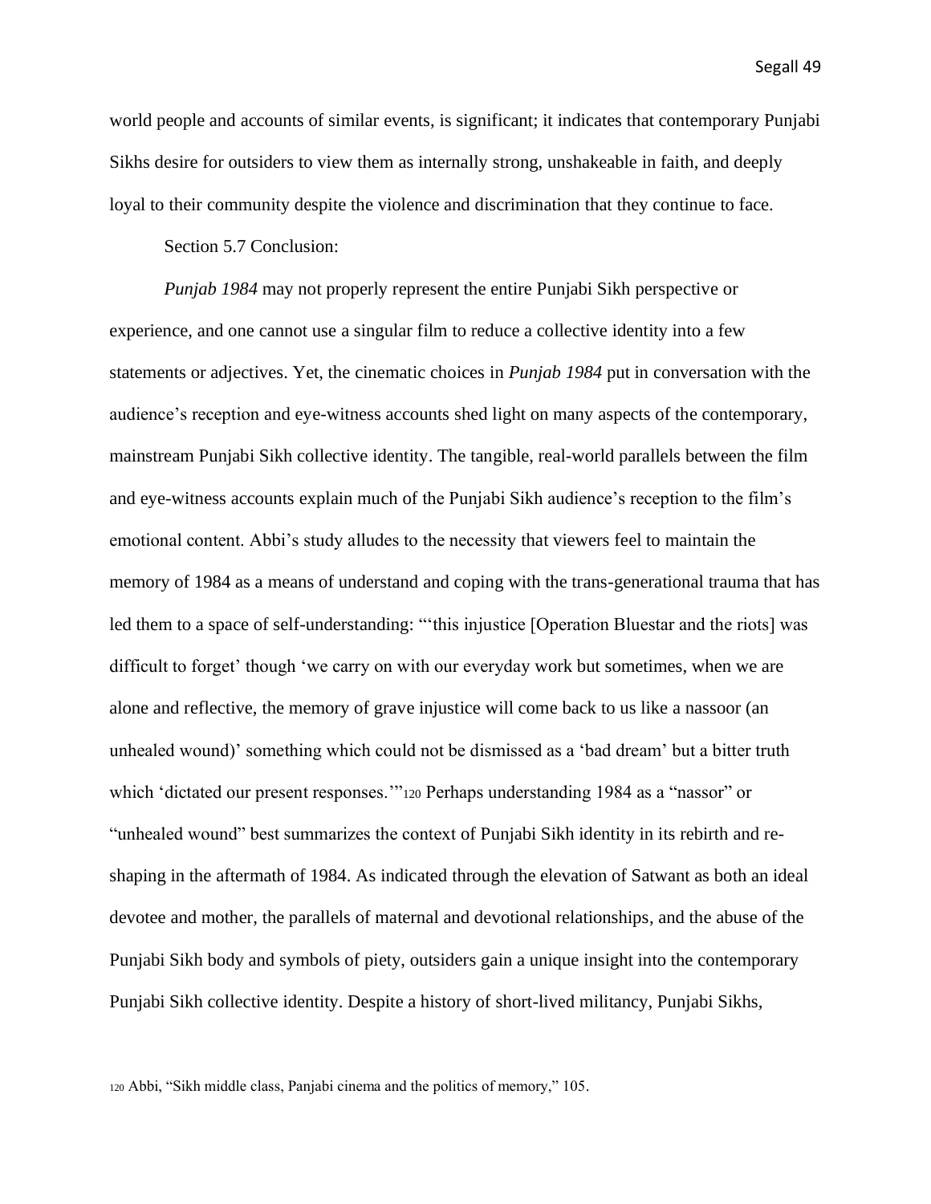world people and accounts of similar events, is significant; it indicates that contemporary Punjabi Sikhs desire for outsiders to view them as internally strong, unshakeable in faith, and deeply loyal to their community despite the violence and discrimination that they continue to face.

Section 5.7 Conclusion:

*Punjab 1984* may not properly represent the entire Punjabi Sikh perspective or experience, and one cannot use a singular film to reduce a collective identity into a few statements or adjectives. Yet, the cinematic choices in *Punjab 1984* put in conversation with the audience's reception and eye-witness accounts shed light on many aspects of the contemporary, mainstream Punjabi Sikh collective identity. The tangible, real-world parallels between the film and eye-witness accounts explain much of the Punjabi Sikh audience's reception to the film's emotional content. Abbi's study alludes to the necessity that viewers feel to maintain the memory of 1984 as a means of understand and coping with the trans-generational trauma that has led them to a space of self-understanding: "'this injustice [Operation Bluestar and the riots] was difficult to forget' though 'we carry on with our everyday work but sometimes, when we are alone and reflective, the memory of grave injustice will come back to us like a nassoor (an unhealed wound)' something which could not be dismissed as a 'bad dream' but a bitter truth which 'dictated our present responses.'"[120] Perhaps understanding 1984 as a "nassor" or "unhealed wound" best summarizes the context of Punjabi Sikh identity in its rebirth and re-shaping in the aftermath of 1984. As indicated through the elevation of Satwant as both an ideal devotee and mother, the parallels of maternal and devotional relationships, and the abuse of the Punjabi Sikh body and symbols of piety, outsiders gain a unique insight into the contemporary Punjabi Sikh collective identity. Despite a history of short-lived militancy, Punjabi Sikhs,

[120] Abbi, "Sikh middle class, Panjabi cinema and the politics of memory," 105.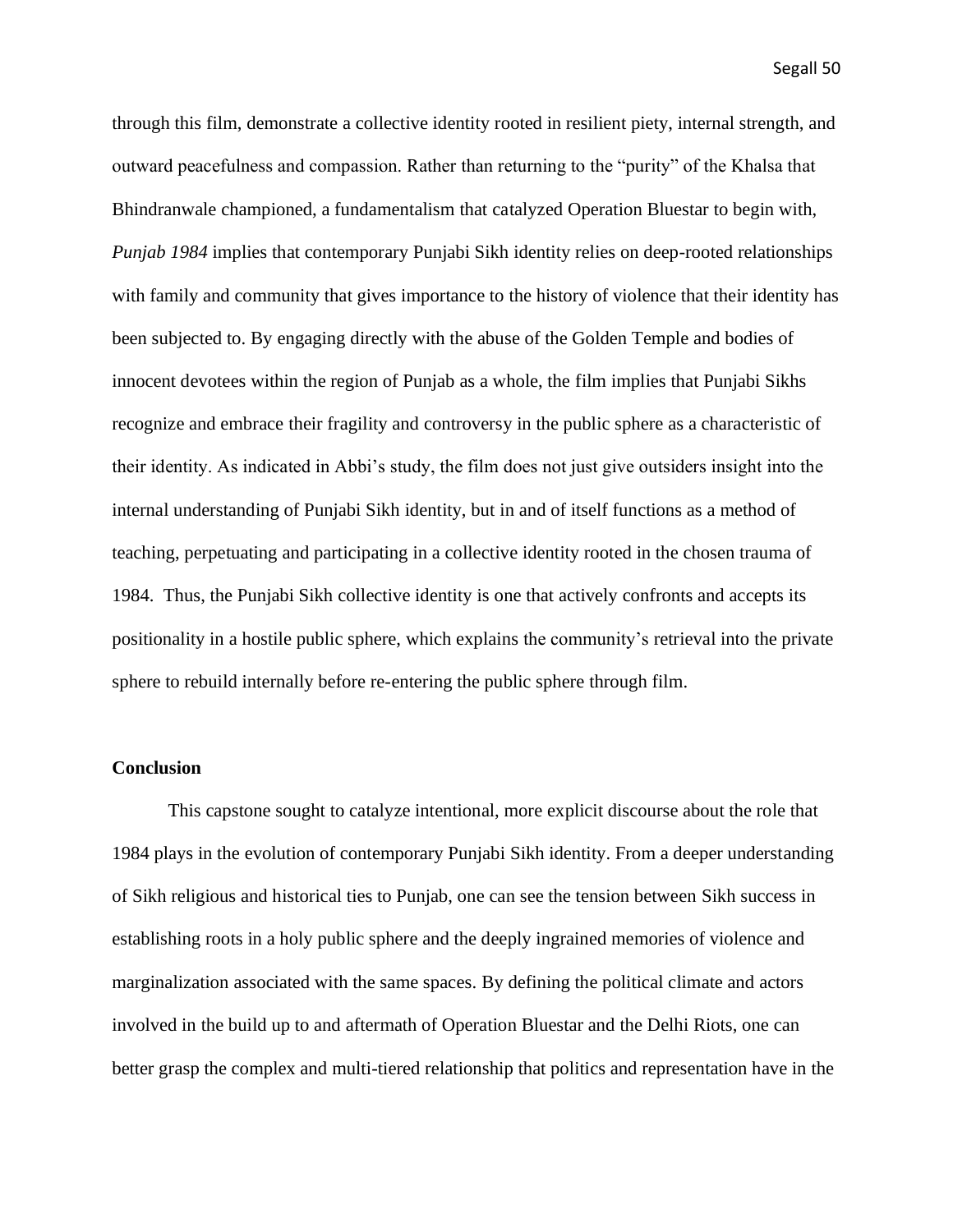through this film, demonstrate a collective identity rooted in resilient piety, internal strength, and outward peacefulness and compassion. Rather than returning to the "purity" of the Khalsa that Bhindranwale championed, a fundamentalism that catalyzed Operation Bluestar to begin with, *Punjab 1984* implies that contemporary Punjabi Sikh identity relies on deep-rooted relationships with family and community that gives importance to the history of violence that their identity has been subjected to. By engaging directly with the abuse of the Golden Temple and bodies of innocent devotees within the region of Punjab as a whole, the film implies that Punjabi Sikhs recognize and embrace their fragility and controversy in the public sphere as a characteristic of their identity. As indicated in Abbi's study, the film does not just give outsiders insight into the internal understanding of Punjabi Sikh identity, but in and of itself functions as a method of teaching, perpetuating and participating in a collective identity rooted in the chosen trauma of 1984. Thus, the Punjabi Sikh collective identity is one that actively confronts and accepts its positionality in a hostile public sphere, which explains the community's retrieval into the private sphere to rebuild internally before re-entering the public sphere through film.

## Conclusion

This capstone sought to catalyze intentional, more explicit discourse about the role that 1984 plays in the evolution of contemporary Punjabi Sikh identity. From a deeper understanding of Sikh religious and historical ties to Punjab, one can see the tension between Sikh success in establishing roots in a holy public sphere and the deeply ingrained memories of violence and marginalization associated with the same spaces. By defining the political climate and actors involved in the build up to and aftermath of Operation Bluestar and the Delhi Riots, one can better grasp the complex and multi-tiered relationship that politics and representation have in the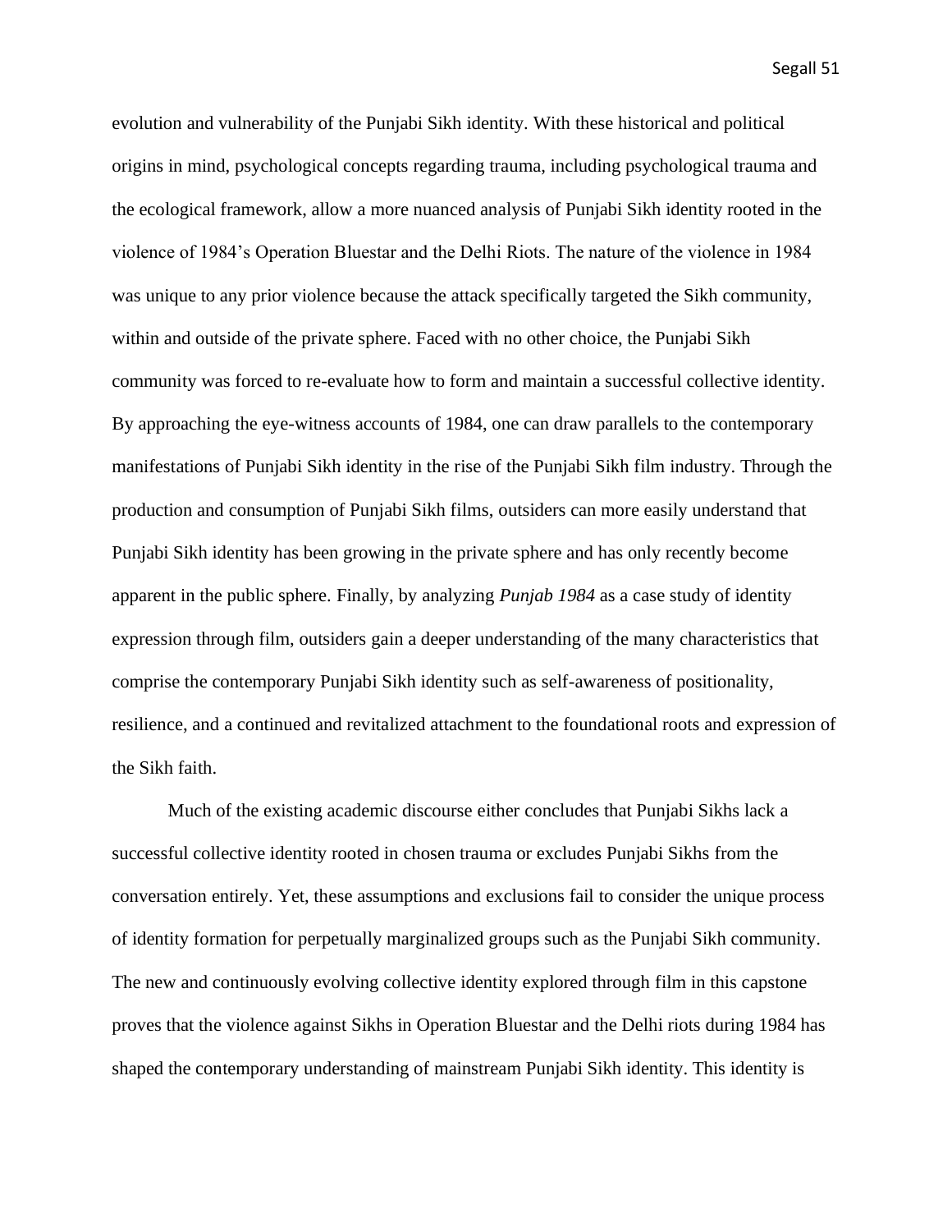evolution and vulnerability of the Punjabi Sikh identity. With these historical and political origins in mind, psychological concepts regarding trauma, including psychological trauma and the ecological framework, allow a more nuanced analysis of Punjabi Sikh identity rooted in the violence of 1984's Operation Bluestar and the Delhi Riots. The nature of the violence in 1984 was unique to any prior violence because the attack specifically targeted the Sikh community, within and outside of the private sphere. Faced with no other choice, the Punjabi Sikh community was forced to re-evaluate how to form and maintain a successful collective identity. By approaching the eye-witness accounts of 1984, one can draw parallels to the contemporary manifestations of Punjabi Sikh identity in the rise of the Punjabi Sikh film industry. Through the production and consumption of Punjabi Sikh films, outsiders can more easily understand that Punjabi Sikh identity has been growing in the private sphere and has only recently become apparent in the public sphere. Finally, by analyzing *Punjab 1984* as a case study of identity expression through film, outsiders gain a deeper understanding of the many characteristics that comprise the contemporary Punjabi Sikh identity such as self-awareness of positionality, resilience, and a continued and revitalized attachment to the foundational roots and expression of the Sikh faith.

Much of the existing academic discourse either concludes that Punjabi Sikhs lack a successful collective identity rooted in chosen trauma or excludes Punjabi Sikhs from the conversation entirely. Yet, these assumptions and exclusions fail to consider the unique process of identity formation for perpetually marginalized groups such as the Punjabi Sikh community. The new and continuously evolving collective identity explored through film in this capstone proves that the violence against Sikhs in Operation Bluestar and the Delhi riots during 1984 has shaped the contemporary understanding of mainstream Punjabi Sikh identity. This identity is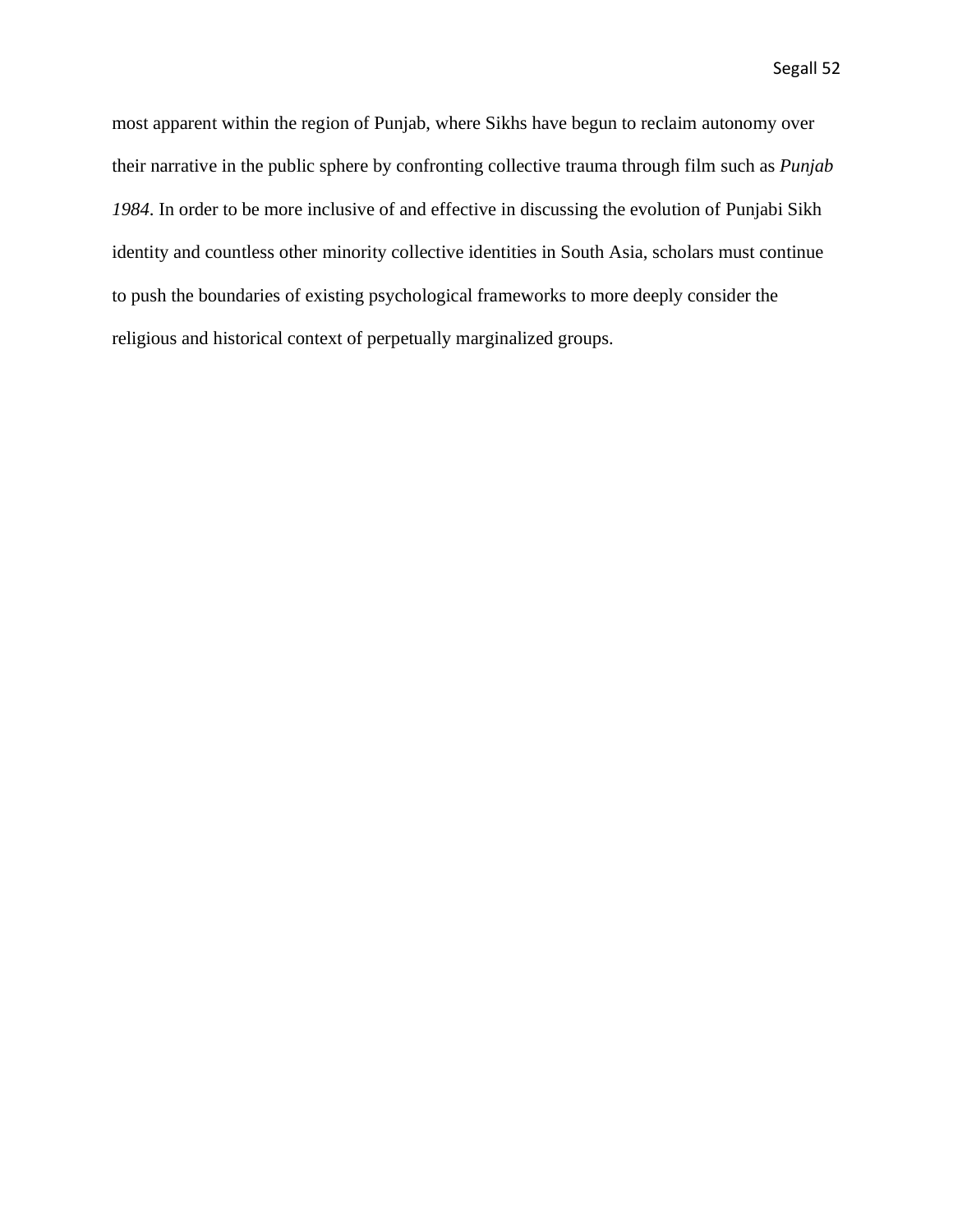most apparent within the region of Punjab, where Sikhs have begun to reclaim autonomy over their narrative in the public sphere by confronting collective trauma through film such as *Punjab 1984*. In order to be more inclusive of and effective in discussing the evolution of Punjabi Sikh identity and countless other minority collective identities in South Asia, scholars must continue to push the boundaries of existing psychological frameworks to more deeply consider the religious and historical context of perpetually marginalized groups.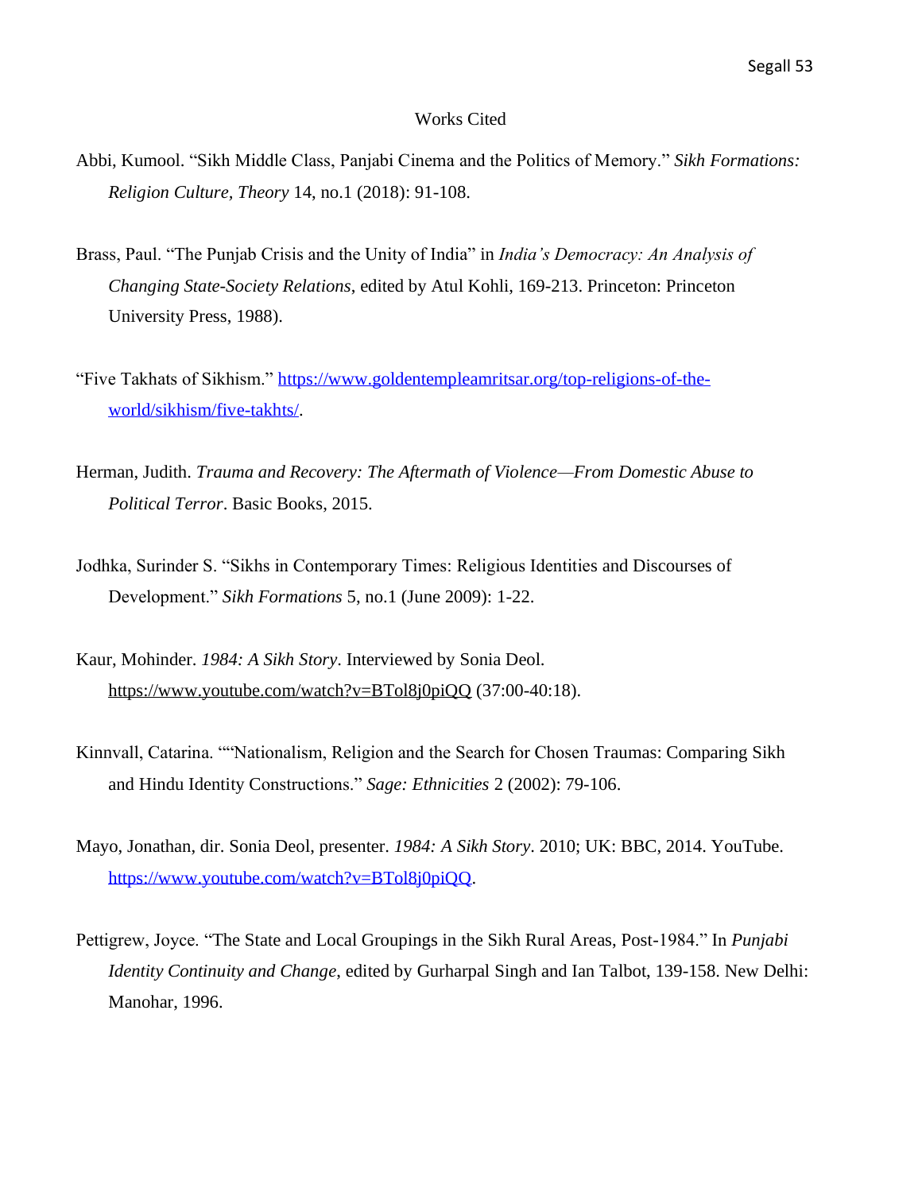# Works Cited

Abbi, Kumool. "Sikh Middle Class, Panjabi Cinema and the Politics of Memory." *Sikh Formations: Religion Culture, Theory* 14, no.1 (2018): 91-108.

Brass, Paul. "The Punjab Crisis and the Unity of India" in *India's Democracy: An Analysis of Changing State-Society Relations*, edited by Atul Kohli, 169-213. Princeton: Princeton University Press, 1988).

"Five Takhats of Sikhism." https://www.goldentempleamritsar.org/top-religions-of-the-world/sikhism/five-takhts/.

Herman, Judith. *Trauma and Recovery: The Aftermath of Violence—From Domestic Abuse to Political Terror*. Basic Books, 2015.

Jodhka, Surinder S. "Sikhs in Contemporary Times: Religious Identities and Discourses of Development." *Sikh Formations* 5, no.1 (June 2009): 1-22.

Kaur, Mohinder. *1984: A Sikh Story*. Interviewed by Sonia Deol. https://www.youtube.com/watch?v=BTol8j0piQQ (37:00-40:18).

Kinnvall, Catarina. ""Nationalism, Religion and the Search for Chosen Traumas: Comparing Sikh and Hindu Identity Constructions." *Sage: Ethnicities* 2 (2002): 79-106.

Mayo, Jonathan, dir. Sonia Deol, presenter. *1984: A Sikh Story*. 2010; UK: BBC, 2014. YouTube. https://www.youtube.com/watch?v=BTol8j0piQQ.

Pettigrew, Joyce. "The State and Local Groupings in the Sikh Rural Areas, Post-1984." In *Punjabi Identity Continuity and Change*, edited by Gurharpal Singh and Ian Talbot, 139-158. New Delhi: Manohar, 1996.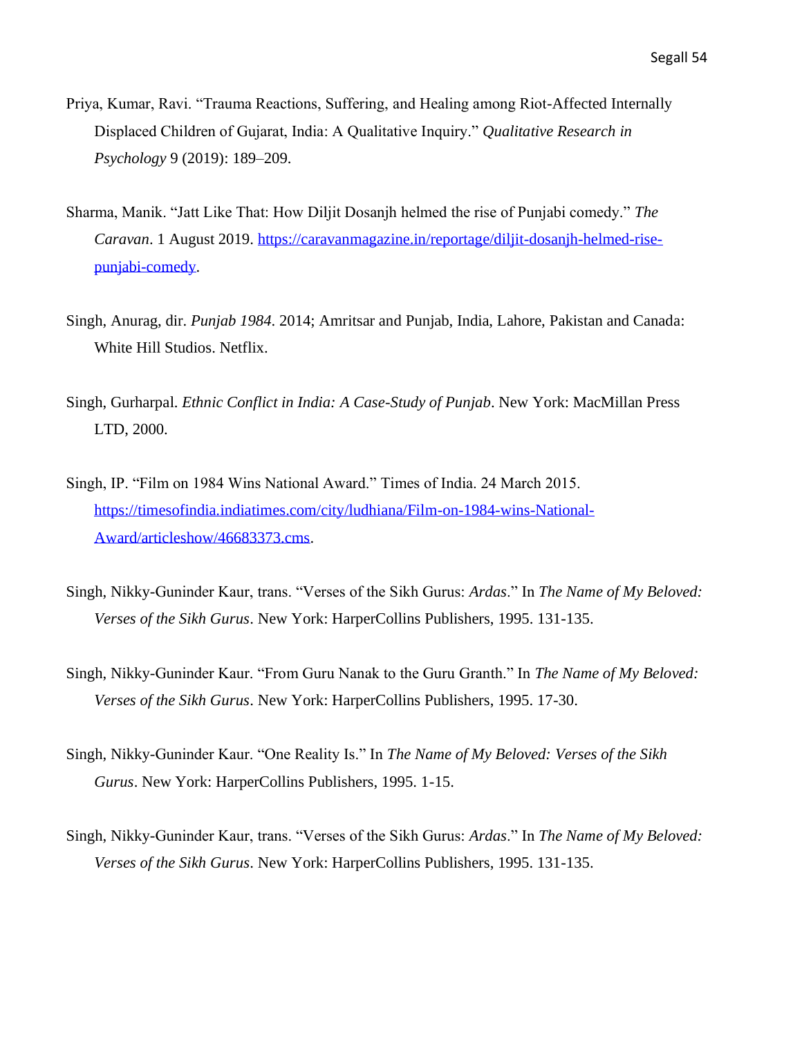Priya, Kumar, Ravi. “Trauma Reactions, Suffering, and Healing among Riot-Affected Internally Displaced Children of Gujarat, India: A Qualitative Inquiry.” *Qualitative Research in Psychology* 9 (2019): 189–209.

Sharma, Manik. “Jatt Like That: How Diljit Dosanjh helmed the rise of Punjabi comedy.” *The Caravan*. 1 August 2019. https://caravanmagazine.in/reportage/diljit-dosanjh-helmed-rise-punjabi-comedy.

Singh, Anurag, dir. *Punjab 1984*. 2014; Amritsar and Punjab, India, Lahore, Pakistan and Canada: White Hill Studios. Netflix.

Singh, Gurharpal. *Ethnic Conflict in India: A Case-Study of Punjab*. New York: MacMillan Press LTD, 2000.

Singh, IP. “Film on 1984 Wins National Award.” Times of India. 24 March 2015. https://timesofindia.indiatimes.com/city/ludhiana/Film-on-1984-wins-National-Award/articleshow/46683373.cms.

Singh, Nikky-Guninder Kaur, trans. “Verses of the Sikh Gurus: *Ardas*.” In *The Name of My Beloved: Verses of the Sikh Gurus*. New York: HarperCollins Publishers, 1995. 131-135.

Singh, Nikky-Guninder Kaur. “From Guru Nanak to the Guru Granth.” In *The Name of My Beloved: Verses of the Sikh Gurus*. New York: HarperCollins Publishers, 1995. 17-30.

Singh, Nikky-Guninder Kaur. “One Reality Is.” In *The Name of My Beloved: Verses of the Sikh Gurus*. New York: HarperCollins Publishers, 1995. 1-15.

Singh, Nikky-Guninder Kaur, trans. “Verses of the Sikh Gurus: *Ardas*.” In *The Name of My Beloved: Verses of the Sikh Gurus*. New York: HarperCollins Publishers, 1995. 131-135.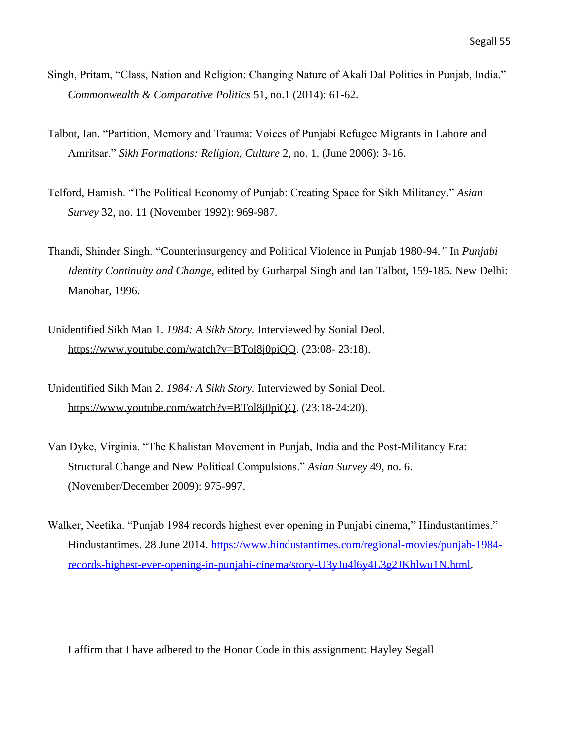Singh, Pritam, "Class, Nation and Religion: Changing Nature of Akali Dal Politics in Punjab, India." *Commonwealth & Comparative Politics* 51, no.1 (2014): 61-62.

Talbot, Ian. "Partition, Memory and Trauma: Voices of Punjabi Refugee Migrants in Lahore and Amritsar." *Sikh Formations: Religion, Culture* 2, no. 1. (June 2006): 3-16.

Telford, Hamish. "The Political Economy of Punjab: Creating Space for Sikh Militancy." *Asian Survey* 32, no. 11 (November 1992): 969-987.

Thandi, Shinder Singh. "Counterinsurgency and Political Violence in Punjab 1980-94." In *Punjabi Identity Continuity and Change*, edited by Gurharpal Singh and Ian Talbot, 159-185. New Delhi: Manohar, 1996.

Unidentified Sikh Man 1. *1984: A Sikh Story.* Interviewed by Sonial Deol. https://www.youtube.com/watch?v=BTol8j0piQQ. (23:08- 23:18).

Unidentified Sikh Man 2. *1984: A Sikh Story.* Interviewed by Sonial Deol. https://www.youtube.com/watch?v=BTol8j0piQQ. (23:18-24:20).

Van Dyke, Virginia. "The Khalistan Movement in Punjab, India and the Post-Militancy Era: Structural Change and New Political Compulsions." *Asian Survey* 49, no. 6. (November/December 2009): 975-997.

Walker, Neetika. "Punjab 1984 records highest ever opening in Punjabi cinema," Hindustantimes." Hindustantimes. 28 June 2014. https://www.hindustantimes.com/regional-movies/punjab-1984-records-highest-ever-opening-in-punjabi-cinema/story-U3yJu4l6y4L3g2JKhlwu1N.html.

I affirm that I have adhered to the Honor Code in this assignment: Hayley Segall